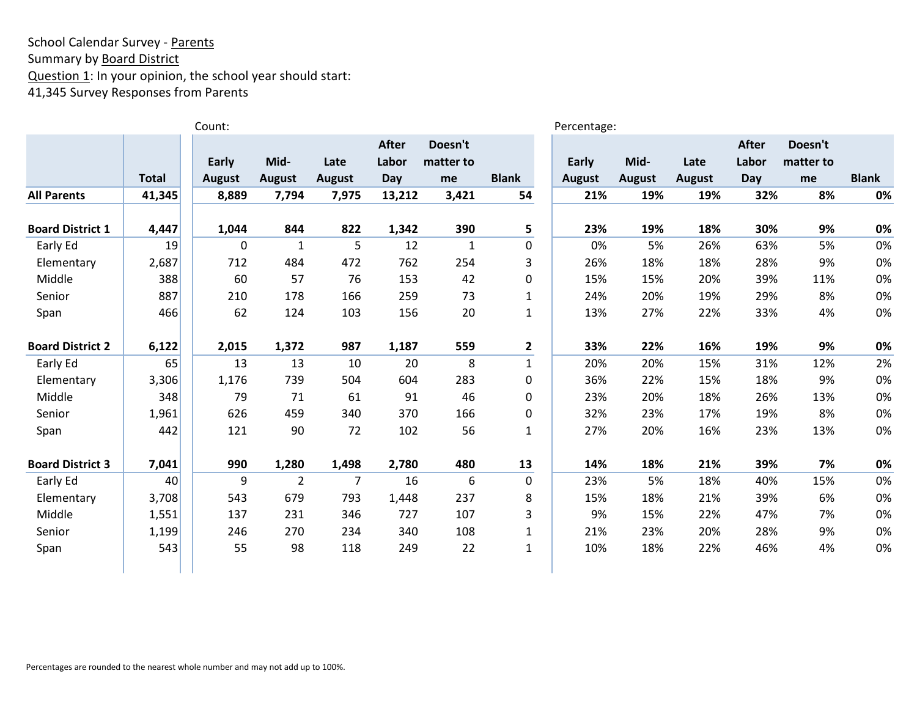School Calendar Survey - Parents
Summary by Board District
Question 1: In your opinion, the school year should start:
41,345 Survey Responses from Parents

| | | Count: | | | | | | Percentage: | | | | | |
|---|---|---|---|---|---|---|---|---|---|---|---|---|---|
| | Total | Early August | Mid-August | Late August | After Labor Day | Doesn't matter to me | Blank | Early August | Mid-August | Late August | After Labor Day | Doesn't matter to me | Blank |
| **All Parents** | **41,345** | **8,889** | **7,794** | **7,975** | **13,212** | **3,421** | **54** | **21%** | **19%** | **19%** | **32%** | **8%** | **0%** |
| | | | | | | | | | | | | | |
| **Board District 1** | **4,447** | **1,044** | **844** | **822** | **1,342** | **390** | **5** | **23%** | **19%** | **18%** | **30%** | **9%** | **0%** |
| Early Ed | 19 | 0 | 1 | 5 | 12 | 1 | 0 | 0% | 5% | 26% | 63% | 5% | 0% |
| Elementary | 2,687 | 712 | 484 | 472 | 762 | 254 | 3 | 26% | 18% | 18% | 28% | 9% | 0% |
| Middle | 388 | 60 | 57 | 76 | 153 | 42 | 0 | 15% | 15% | 20% | 39% | 11% | 0% |
| Senior | 887 | 210 | 178 | 166 | 259 | 73 | 1 | 24% | 20% | 19% | 29% | 8% | 0% |
| Span | 466 | 62 | 124 | 103 | 156 | 20 | 1 | 13% | 27% | 22% | 33% | 4% | 0% |
| | | | | | | | | | | | | | |
| **Board District 2** | **6,122** | **2,015** | **1,372** | **987** | **1,187** | **559** | **2** | **33%** | **22%** | **16%** | **19%** | **9%** | **0%** |
| Early Ed | 65 | 13 | 13 | 10 | 20 | 8 | 1 | 20% | 20% | 15% | 31% | 12% | 2% |
| Elementary | 3,306 | 1,176 | 739 | 504 | 604 | 283 | 0 | 36% | 22% | 15% | 18% | 9% | 0% |
| Middle | 348 | 79 | 71 | 61 | 91 | 46 | 0 | 23% | 20% | 18% | 26% | 13% | 0% |
| Senior | 1,961 | 626 | 459 | 340 | 370 | 166 | 0 | 32% | 23% | 17% | 19% | 8% | 0% |
| Span | 442 | 121 | 90 | 72 | 102 | 56 | 1 | 27% | 20% | 16% | 23% | 13% | 0% |
| | | | | | | | | | | | | | |
| **Board District 3** | **7,041** | **990** | **1,280** | **1,498** | **2,780** | **480** | **13** | **14%** | **18%** | **21%** | **39%** | **7%** | **0%** |
| Early Ed | 40 | 9 | 2 | 7 | 16 | 6 | 0 | 23% | 5% | 18% | 40% | 15% | 0% |
| Elementary | 3,708 | 543 | 679 | 793 | 1,448 | 237 | 8 | 15% | 18% | 21% | 39% | 6% | 0% |
| Middle | 1,551 | 137 | 231 | 346 | 727 | 107 | 3 | 9% | 15% | 22% | 47% | 7% | 0% |
| Senior | 1,199 | 246 | 270 | 234 | 340 | 108 | 1 | 21% | 23% | 20% | 28% | 9% | 0% |
| Span | 543 | 55 | 98 | 118 | 249 | 22 | 1 | 10% | 18% | 22% | 46% | 4% | 0% |

Percentages are rounded to the nearest whole number and may not add up to 100%.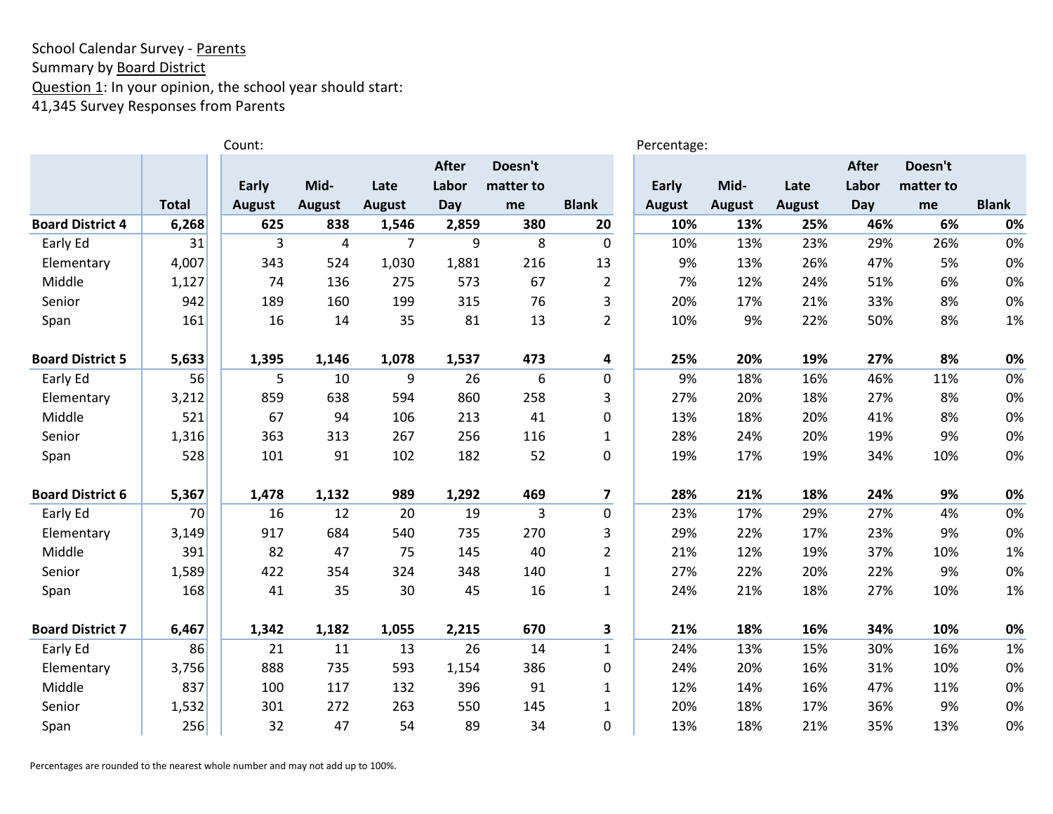School Calendar Survey - Parents
Summary by Board District
Question 1: In your opinion, the school year should start:
41,345 Survey Responses from Parents

| | | Count: | | | | | | Percentage: | | | | | |
|---|---|---|---|---|---|---|---|---|---|---|---|---|---|
| | Total | Early August | Mid-August | Late August | After Labor Day | Doesn't matter to me | Blank | Early August | Mid-August | Late August | After Labor Day | Doesn't matter to me | Blank |
| **Board District 4** | **6,268** | **625** | **838** | **1,546** | **2,859** | **380** | **20** | **10%** | **13%** | **25%** | **46%** | **6%** | **0%** |
| Early Ed | 31 | 3 | 4 | 7 | 9 | 8 | 0 | 10% | 13% | 23% | 29% | 26% | 0% |
| Elementary | 4,007 | 343 | 524 | 1,030 | 1,881 | 216 | 13 | 9% | 13% | 26% | 47% | 5% | 0% |
| Middle | 1,127 | 74 | 136 | 275 | 573 | 67 | 2 | 7% | 12% | 24% | 51% | 6% | 0% |
| Senior | 942 | 189 | 160 | 199 | 315 | 76 | 3 | 20% | 17% | 21% | 33% | 8% | 0% |
| Span | 161 | 16 | 14 | 35 | 81 | 13 | 2 | 10% | 9% | 22% | 50% | 8% | 1% |
| **Board District 5** | **5,633** | **1,395** | **1,146** | **1,078** | **1,537** | **473** | **4** | **25%** | **20%** | **19%** | **27%** | **8%** | **0%** |
| Early Ed | 56 | 5 | 10 | 9 | 26 | 6 | 0 | 9% | 18% | 16% | 46% | 11% | 0% |
| Elementary | 3,212 | 859 | 638 | 594 | 860 | 258 | 3 | 27% | 20% | 18% | 27% | 8% | 0% |
| Middle | 521 | 67 | 94 | 106 | 213 | 41 | 0 | 13% | 18% | 20% | 41% | 8% | 0% |
| Senior | 1,316 | 363 | 313 | 267 | 256 | 116 | 1 | 28% | 24% | 20% | 19% | 9% | 0% |
| Span | 528 | 101 | 91 | 102 | 182 | 52 | 0 | 19% | 17% | 19% | 34% | 10% | 0% |
| **Board District 6** | **5,367** | **1,478** | **1,132** | **989** | **1,292** | **469** | **7** | **28%** | **21%** | **18%** | **24%** | **9%** | **0%** |
| Early Ed | 70 | 16 | 12 | 20 | 19 | 3 | 0 | 23% | 17% | 29% | 27% | 4% | 0% |
| Elementary | 3,149 | 917 | 684 | 540 | 735 | 270 | 3 | 29% | 22% | 17% | 23% | 9% | 0% |
| Middle | 391 | 82 | 47 | 75 | 145 | 40 | 2 | 21% | 12% | 19% | 37% | 10% | 1% |
| Senior | 1,589 | 422 | 354 | 324 | 348 | 140 | 1 | 27% | 22% | 20% | 22% | 9% | 0% |
| Span | 168 | 41 | 35 | 30 | 45 | 16 | 1 | 24% | 21% | 18% | 27% | 10% | 1% |
| **Board District 7** | **6,467** | **1,342** | **1,182** | **1,055** | **2,215** | **670** | **3** | **21%** | **18%** | **16%** | **34%** | **10%** | **0%** |
| Early Ed | 86 | 21 | 11 | 13 | 26 | 14 | 1 | 24% | 13% | 15% | 30% | 16% | 1% |
| Elementary | 3,756 | 888 | 735 | 593 | 1,154 | 386 | 0 | 24% | 20% | 16% | 31% | 10% | 0% |
| Middle | 837 | 100 | 117 | 132 | 396 | 91 | 1 | 12% | 14% | 16% | 47% | 11% | 0% |
| Senior | 1,532 | 301 | 272 | 263 | 550 | 145 | 1 | 20% | 18% | 17% | 36% | 9% | 0% |
| Span | 256 | 32 | 47 | 54 | 89 | 34 | 0 | 13% | 18% | 21% | 35% | 13% | 0% |

Percentages are rounded to the nearest whole number and may not add up to 100%.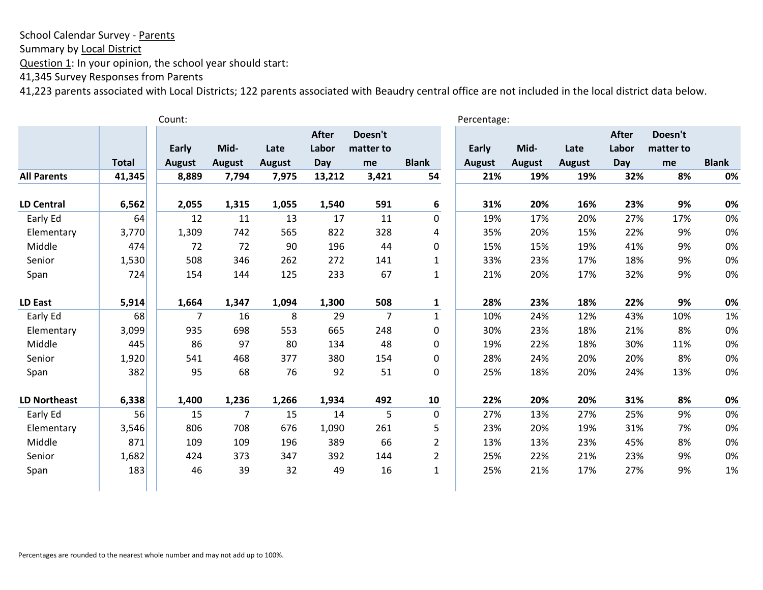School Calendar Survey - Parents
Summary by Local District
Question 1: In your opinion, the school year should start:
41,345 Survey Responses from Parents
41,223 parents associated with Local Districts; 122 parents associated with Beaudry central office are not included in the local district data below.

| | | Count: | | | | | | Percentage: | | | | | |
|---|---|---|---|---|---|---|---|---|---|---|---|---|---|
| | **Total** | **Early August** | **Mid-August** | **Late August** | **After Labor Day** | **Doesn't matter to me** | **Blank** | **Early August** | **Mid-August** | **Late August** | **After Labor Day** | **Doesn't matter to me** | **Blank** |
| **All Parents** | **41,345** | **8,889** | **7,794** | **7,975** | **13,212** | **3,421** | **54** | **21%** | **19%** | **19%** | **32%** | **8%** | **0%** |
| **LD Central** | **6,562** | **2,055** | **1,315** | **1,055** | **1,540** | **591** | **6** | **31%** | **20%** | **16%** | **23%** | **9%** | **0%** |
| Early Ed | 64 | 12 | 11 | 13 | 17 | 11 | 0 | 19% | 17% | 20% | 27% | 17% | 0% |
| Elementary | 3,770 | 1,309 | 742 | 565 | 822 | 328 | 4 | 35% | 20% | 15% | 22% | 9% | 0% |
| Middle | 474 | 72 | 72 | 90 | 196 | 44 | 0 | 15% | 15% | 19% | 41% | 9% | 0% |
| Senior | 1,530 | 508 | 346 | 262 | 272 | 141 | 1 | 33% | 23% | 17% | 18% | 9% | 0% |
| Span | 724 | 154 | 144 | 125 | 233 | 67 | 1 | 21% | 20% | 17% | 32% | 9% | 0% |
| **LD East** | **5,914** | **1,664** | **1,347** | **1,094** | **1,300** | **508** | **1** | **28%** | **23%** | **18%** | **22%** | **9%** | **0%** |
| Early Ed | 68 | 7 | 16 | 8 | 29 | 7 | 1 | 10% | 24% | 12% | 43% | 10% | 1% |
| Elementary | 3,099 | 935 | 698 | 553 | 665 | 248 | 0 | 30% | 23% | 18% | 21% | 8% | 0% |
| Middle | 445 | 86 | 97 | 80 | 134 | 48 | 0 | 19% | 22% | 18% | 30% | 11% | 0% |
| Senior | 1,920 | 541 | 468 | 377 | 380 | 154 | 0 | 28% | 24% | 20% | 20% | 8% | 0% |
| Span | 382 | 95 | 68 | 76 | 92 | 51 | 0 | 25% | 18% | 20% | 24% | 13% | 0% |
| **LD Northeast** | **6,338** | **1,400** | **1,236** | **1,266** | **1,934** | **492** | **10** | **22%** | **20%** | **20%** | **31%** | **8%** | **0%** |
| Early Ed | 56 | 15 | 7 | 15 | 14 | 5 | 0 | 27% | 13% | 27% | 25% | 9% | 0% |
| Elementary | 3,546 | 806 | 708 | 676 | 1,090 | 261 | 5 | 23% | 20% | 19% | 31% | 7% | 0% |
| Middle | 871 | 109 | 109 | 196 | 389 | 66 | 2 | 13% | 13% | 23% | 45% | 8% | 0% |
| Senior | 1,682 | 424 | 373 | 347 | 392 | 144 | 2 | 25% | 22% | 21% | 23% | 9% | 0% |
| Span | 183 | 46 | 39 | 32 | 49 | 16 | 1 | 25% | 21% | 17% | 27% | 9% | 1% |

Percentages are rounded to the nearest whole number and may not add up to 100%.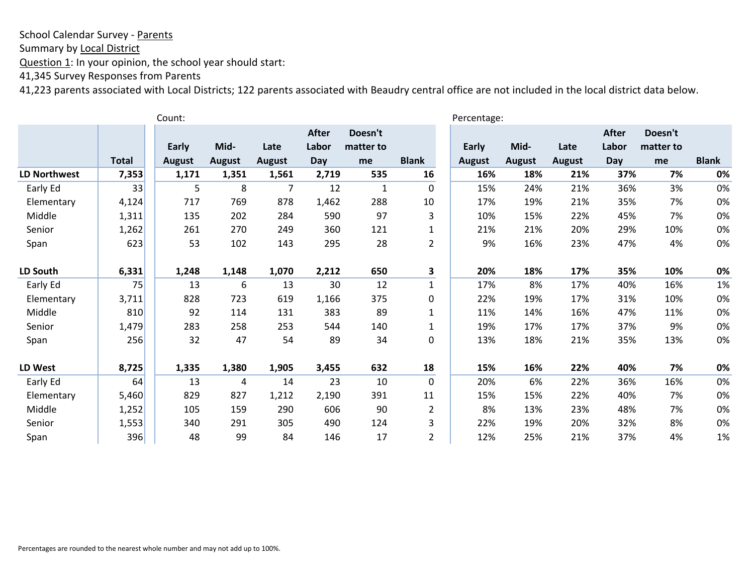School Calendar Survey - Parents
Summary by Local District
Question 1: In your opinion, the school year should start:
41,345 Survey Responses from Parents
41,223 parents associated with Local Districts; 122 parents associated with Beaudry central office are not included in the local district data below.

| | | Count: | | | | | | Percentage: | | | | | |
|---|---|---|---|---|---|---|---|---|---|---|---|---|---|
| | **Total** | **Early August** | **Mid-August** | **Late August** | **After Labor Day** | **Doesn't matter to me** | **Blank** | **Early August** | **Mid-August** | **Late August** | **After Labor Day** | **Doesn't matter to me** | **Blank** |
| **LD Northwest** | **7,353** | **1,171** | **1,351** | **1,561** | **2,719** | **535** | **16** | **16%** | **18%** | **21%** | **37%** | **7%** | **0%** |
| Early Ed | 33 | 5 | 8 | 7 | 12 | 1 | 0 | 15% | 24% | 21% | 36% | 3% | 0% |
| Elementary | 4,124 | 717 | 769 | 878 | 1,462 | 288 | 10 | 17% | 19% | 21% | 35% | 7% | 0% |
| Middle | 1,311 | 135 | 202 | 284 | 590 | 97 | 3 | 10% | 15% | 22% | 45% | 7% | 0% |
| Senior | 1,262 | 261 | 270 | 249 | 360 | 121 | 1 | 21% | 21% | 20% | 29% | 10% | 0% |
| Span | 623 | 53 | 102 | 143 | 295 | 28 | 2 | 9% | 16% | 23% | 47% | 4% | 0% |
| **LD South** | **6,331** | **1,248** | **1,148** | **1,070** | **2,212** | **650** | **3** | **20%** | **18%** | **17%** | **35%** | **10%** | **0%** |
| Early Ed | 75 | 13 | 6 | 13 | 30 | 12 | 1 | 17% | 8% | 17% | 40% | 16% | 1% |
| Elementary | 3,711 | 828 | 723 | 619 | 1,166 | 375 | 0 | 22% | 19% | 17% | 31% | 10% | 0% |
| Middle | 810 | 92 | 114 | 131 | 383 | 89 | 1 | 11% | 14% | 16% | 47% | 11% | 0% |
| Senior | 1,479 | 283 | 258 | 253 | 544 | 140 | 1 | 19% | 17% | 17% | 37% | 9% | 0% |
| Span | 256 | 32 | 47 | 54 | 89 | 34 | 0 | 13% | 18% | 21% | 35% | 13% | 0% |
| **LD West** | **8,725** | **1,335** | **1,380** | **1,905** | **3,455** | **632** | **18** | **15%** | **16%** | **22%** | **40%** | **7%** | **0%** |
| Early Ed | 64 | 13 | 4 | 14 | 23 | 10 | 0 | 20% | 6% | 22% | 36% | 16% | 0% |
| Elementary | 5,460 | 829 | 827 | 1,212 | 2,190 | 391 | 11 | 15% | 15% | 22% | 40% | 7% | 0% |
| Middle | 1,252 | 105 | 159 | 290 | 606 | 90 | 2 | 8% | 13% | 23% | 48% | 7% | 0% |
| Senior | 1,553 | 340 | 291 | 305 | 490 | 124 | 3 | 22% | 19% | 20% | 32% | 8% | 0% |
| Span | 396 | 48 | 99 | 84 | 146 | 17 | 2 | 12% | 25% | 21% | 37% | 4% | 1% |

Percentages are rounded to the nearest whole number and may not add up to 100%.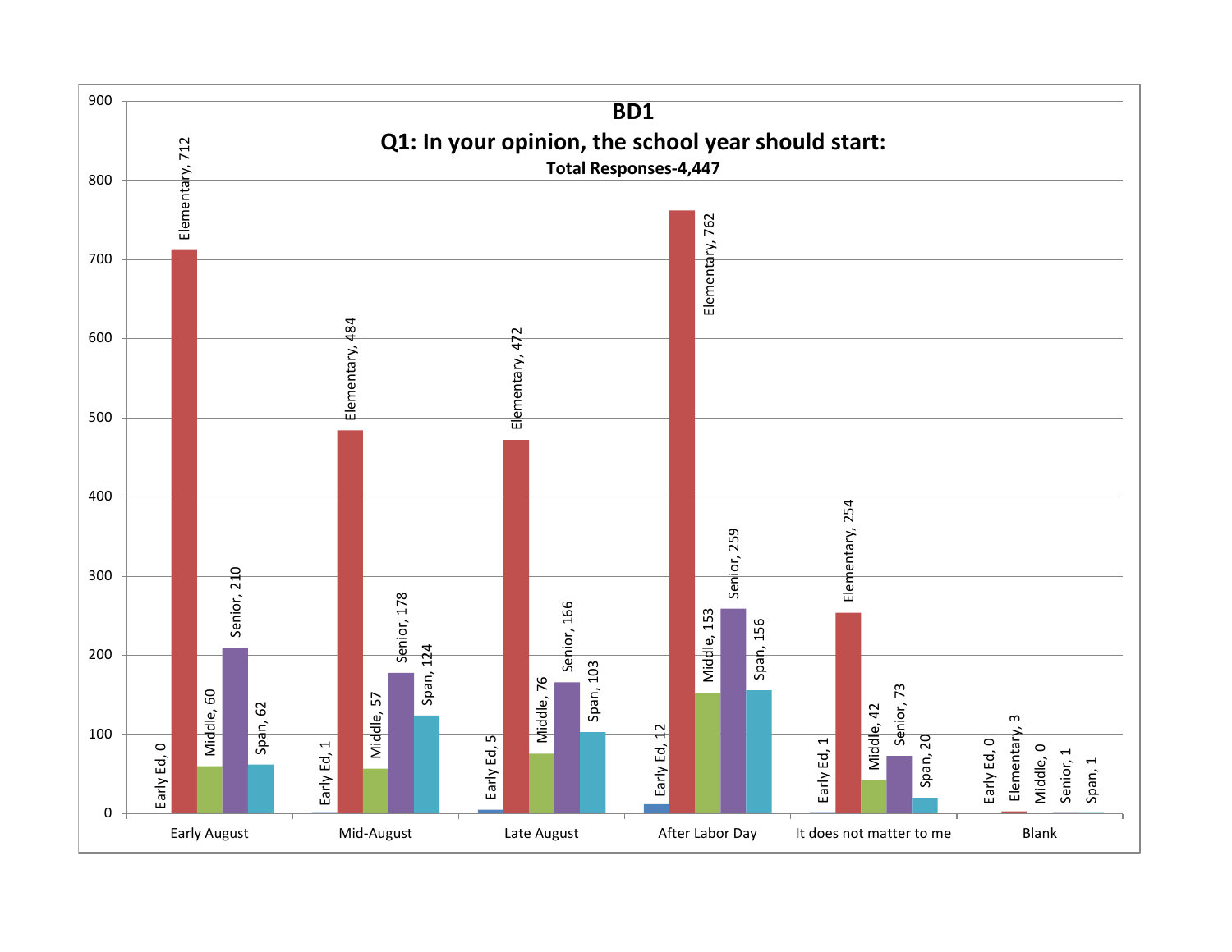# BD1

## Q1: In your opinion, the school year should start:

**Total Responses-4,447**

| | Early Ed | Elementary | Middle | Senior | Span |
|---|---|---|---|---|---|
| Early August | 0 | 712 | 60 | 210 | 62 |
| Mid-August | 1 | 484 | 57 | 178 | 124 |
| Late August | 5 | 472 | 76 | 166 | 103 |
| After Labor Day | 12 | 762 | 153 | 259 | 156 |
| It does not matter to me | 1 | 254 | 42 | 73 | 20 |
| Blank | 0 | 3 | 0 | 1 | 1 |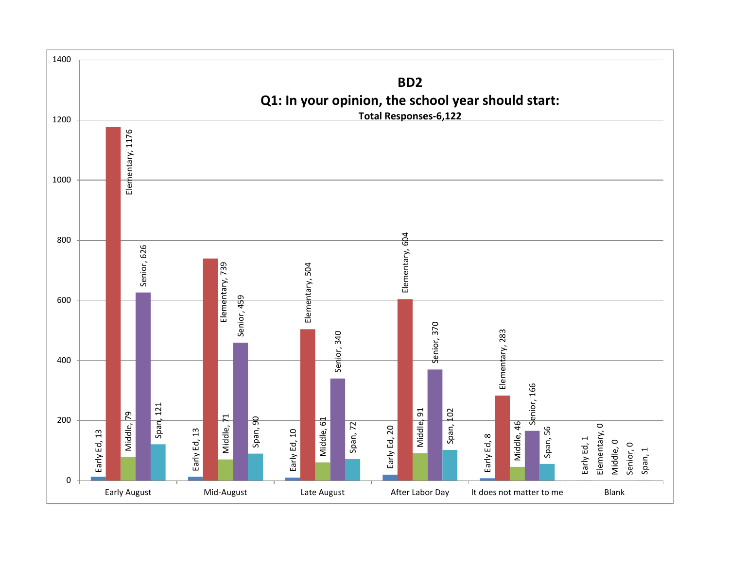**BD2**

**Q1: In your opinion, the school year should start:**

**Total Responses-6,122**

| | Early Ed | Elementary | Middle | Senior | Span |
|---|---|---|---|---|---|
| Early August | 13 | 1176 | 79 | 626 | 121 |
| Mid-August | 13 | 739 | 71 | 459 | 90 |
| Late August | 10 | 504 | 61 | 340 | 72 |
| After Labor Day | 20 | 604 | 91 | 370 | 102 |
| It does not matter to me | 8 | 283 | 46 | 166 | 56 |
| Blank | 1 | 0 | 0 | 0 | 1 |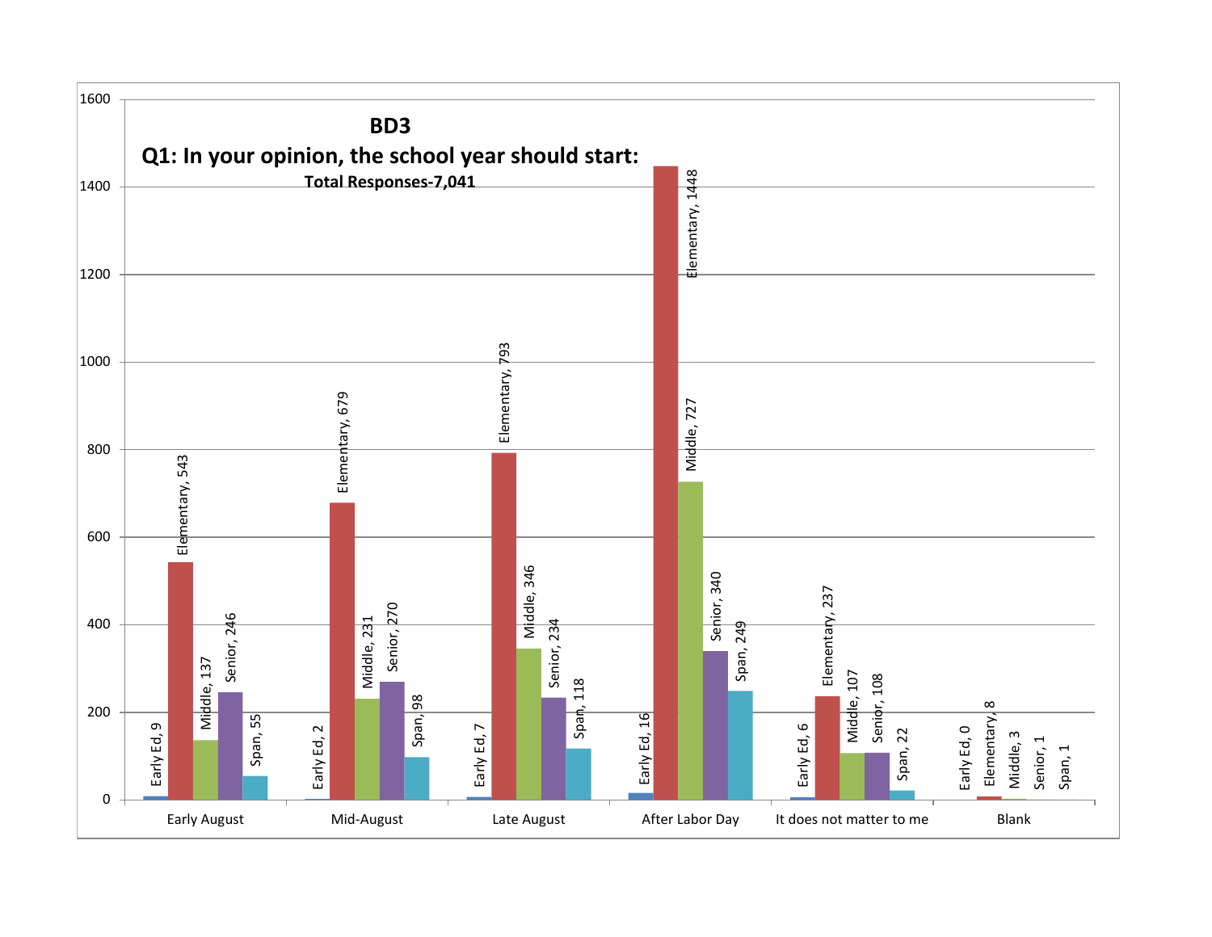## BD3

## Q1: In your opinion, the school year should start:

**Total Responses-7,041**

| | Early Ed | Elementary | Middle | Senior | Span |
|---|---|---|---|---|---|
| Early August | 9 | 543 | 137 | 246 | 55 |
| Mid-August | 2 | 679 | 231 | 270 | 98 |
| Late August | 7 | 793 | 346 | 234 | 118 |
| After Labor Day | 16 | 1448 | 727 | 340 | 249 |
| It does not matter to me | 6 | 237 | 107 | 108 | 22 |
| Blank | 0 | 8 | 3 | 1 | 1 |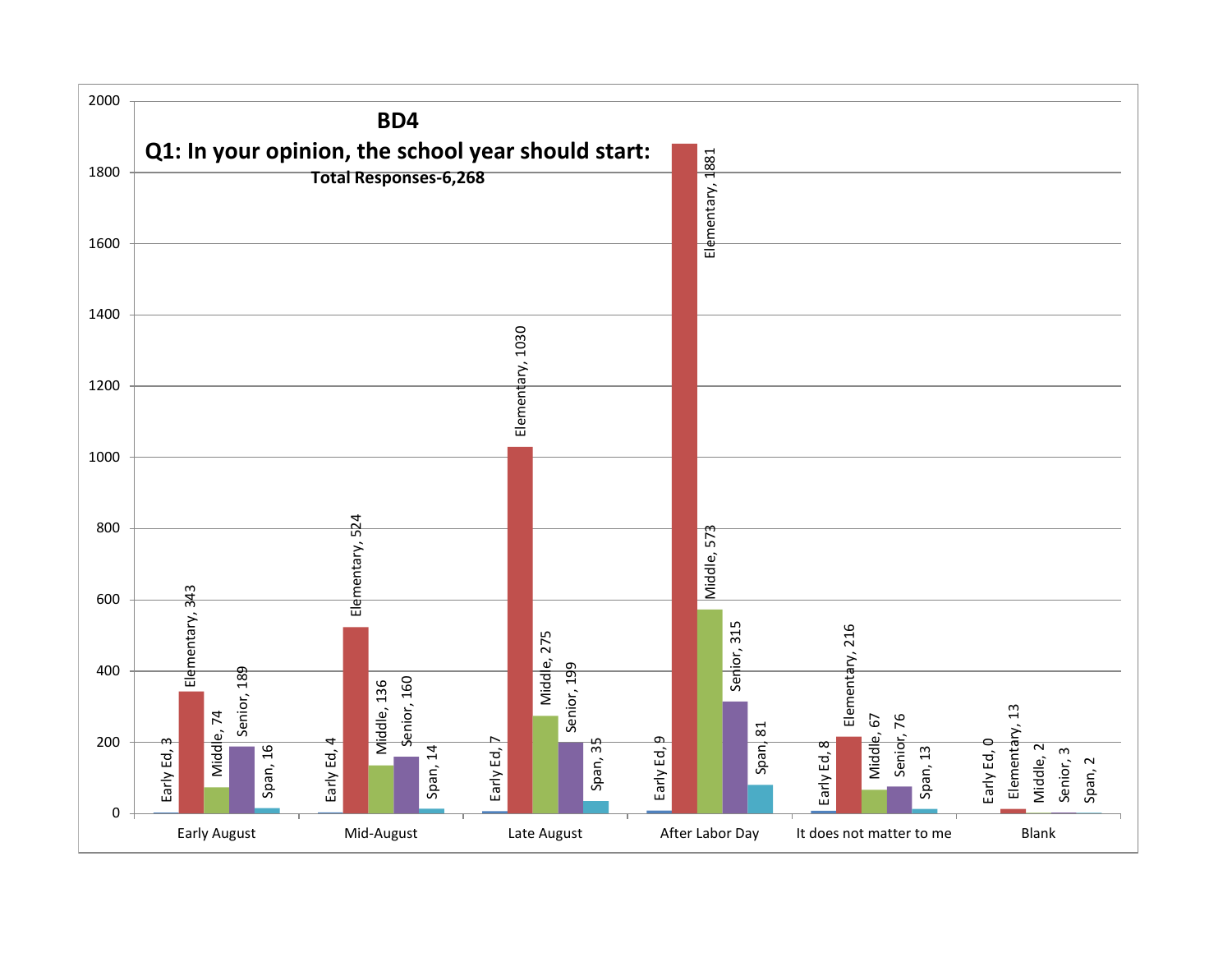## BD4

### Q1: In your opinion, the school year should start:

**Total Responses-6,268**

| | Early Ed | Elementary | Middle | Senior | Span |
|---|---|---|---|---|---|
| Early August | 3 | 343 | 74 | 189 | 16 |
| Mid-August | 4 | 524 | 136 | 160 | 14 |
| Late August | 7 | 1030 | 275 | 199 | 35 |
| After Labor Day | 9 | 1881 | 573 | 315 | 81 |
| It does not matter to me | 8 | 216 | 67 | 76 | 13 |
| Blank | 0 | 13 | 2 | 3 | 2 |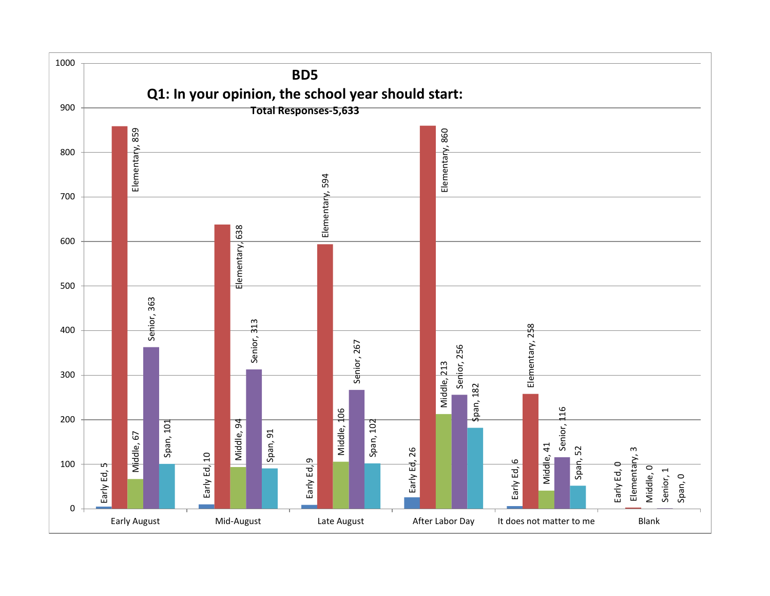**BD5**

**Q1: In your opinion, the school year should start:**

**Total Responses-5,633**

| | Early Ed | Elementary | Middle | Senior | Span |
|---|---|---|---|---|---|
| Early August | 5 | 859 | 67 | 363 | 101 |
| Mid-August | 10 | 638 | 94 | 313 | 91 |
| Late August | 9 | 594 | 106 | 267 | 102 |
| After Labor Day | 26 | 860 | 213 | 256 | 182 |
| It does not matter to me | 6 | 258 | 41 | 116 | 52 |
| Blank | 0 | 3 | 0 | 1 | 0 |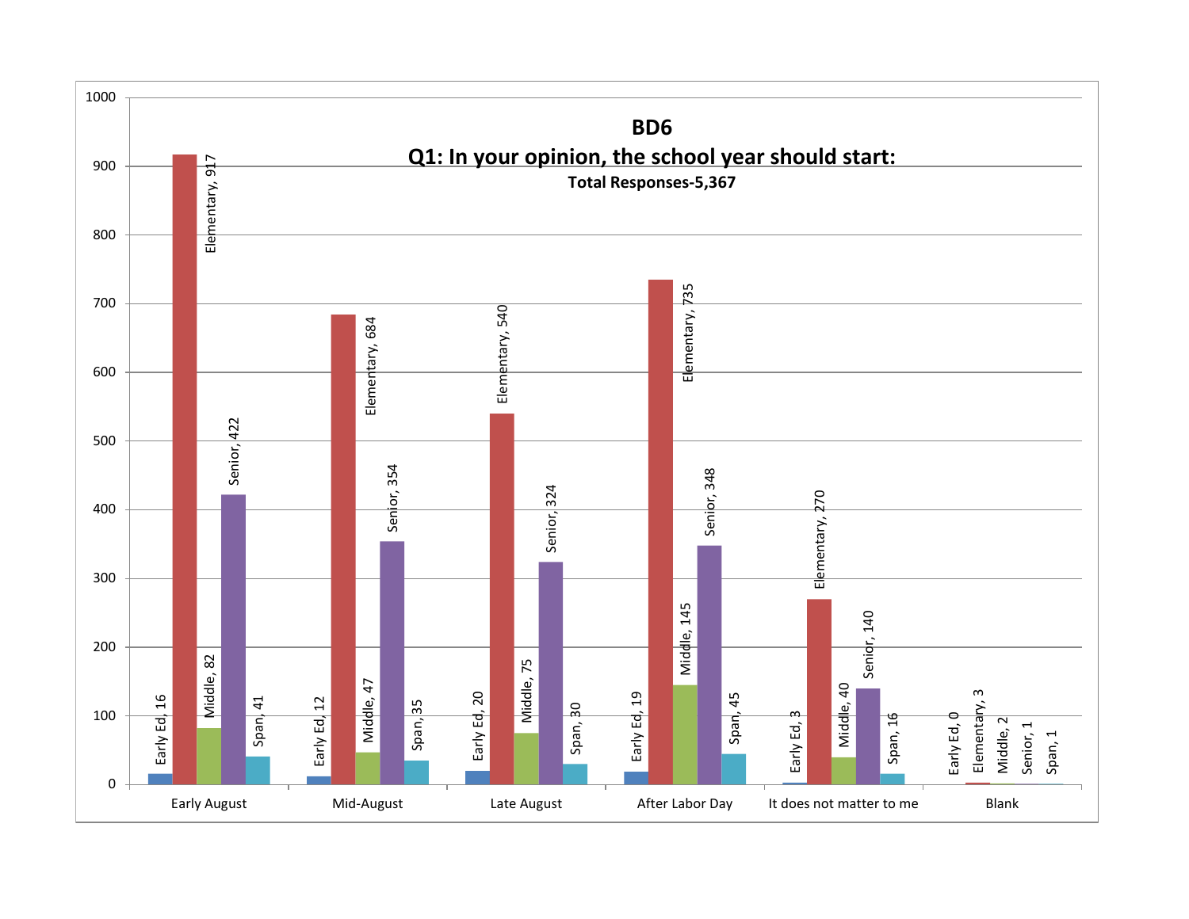**BD6**

**Q1: In your opinion, the school year should start:**

**Total Responses-5,367**

| | Early Ed | Elementary | Middle | Senior | Span |
|---|---|---|---|---|---|
| Early August | 16 | 917 | 82 | 422 | 41 |
| Mid-August | 12 | 684 | 47 | 354 | 35 |
| Late August | 20 | 540 | 75 | 324 | 30 |
| After Labor Day | 19 | 735 | 145 | 348 | 45 |
| It does not matter to me | 3 | 270 | 40 | 140 | 16 |
| Blank | 0 | 3 | 2 | 1 | 1 |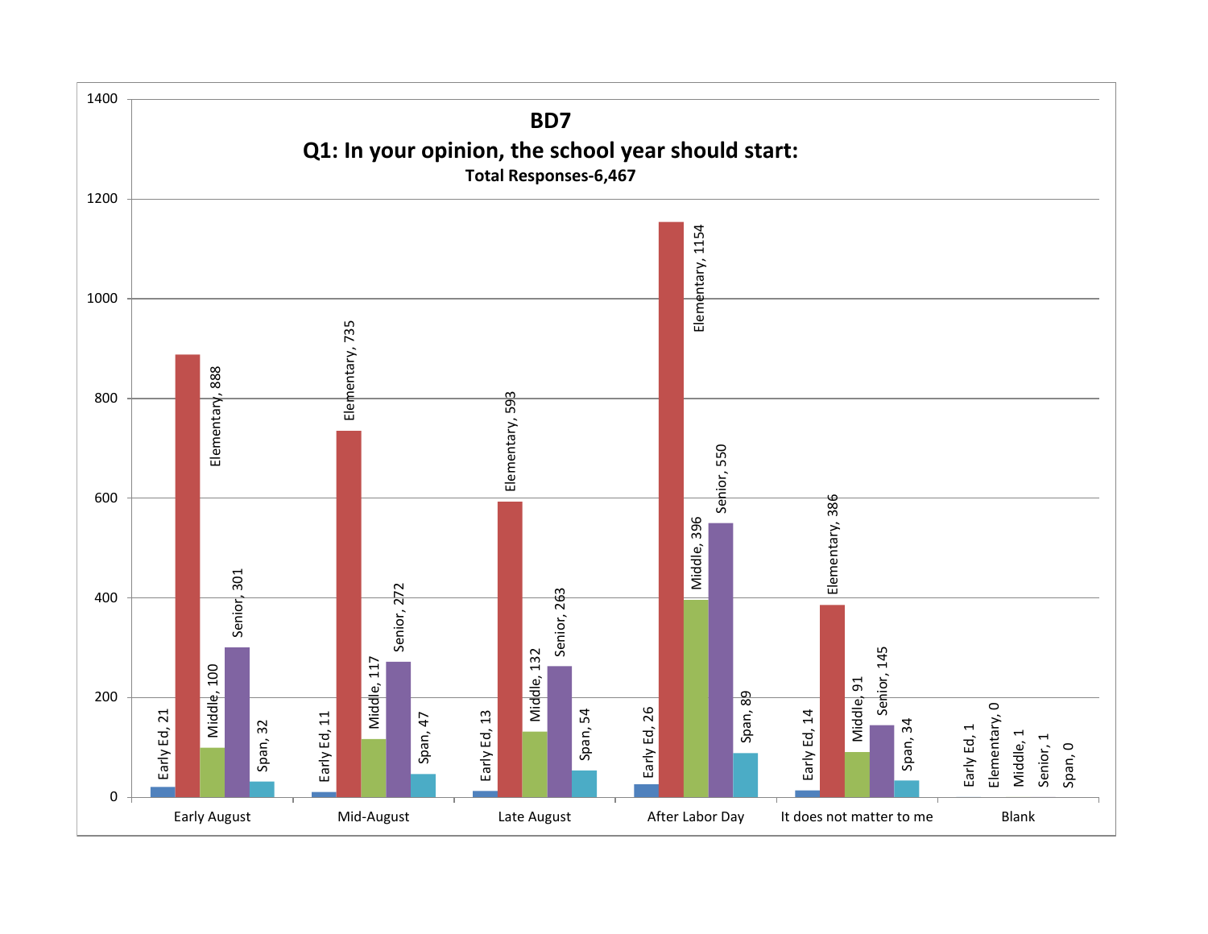# BD7

## Q1: In your opinion, the school year should start:

**Total Responses-6,467**

| | Early Ed | Elementary | Middle | Senior | Span |
|---|---|---|---|---|---|
| Early August | 21 | 888 | 100 | 301 | 32 |
| Mid-August | 11 | 735 | 117 | 272 | 47 |
| Late August | 13 | 593 | 132 | 263 | 54 |
| After Labor Day | 26 | 1154 | 396 | 550 | 89 |
| It does not matter to me | 14 | 386 | 91 | 145 | 34 |
| Blank | 1 | 0 | 1 | 1 | 0 |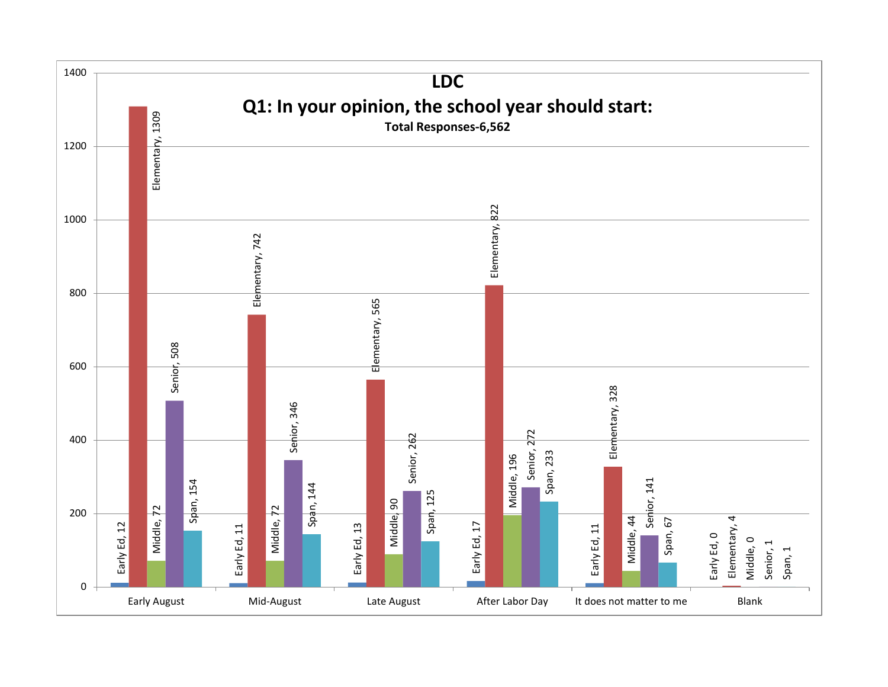# LDC

## Q1: In your opinion, the school year should start:

**Total Responses-6,562**

| | Early Ed | Elementary | Middle | Senior | Span |
|---|---|---|---|---|---|
| Early August | 12 | 1309 | 72 | 508 | 154 |
| Mid-August | 11 | 742 | 72 | 346 | 144 |
| Late August | 13 | 565 | 90 | 262 | 125 |
| After Labor Day | 17 | 822 | 196 | 272 | 233 |
| It does not matter to me | 11 | 328 | 44 | 141 | 67 |
| Blank | 0 | 4 | 0 | 1 | 1 |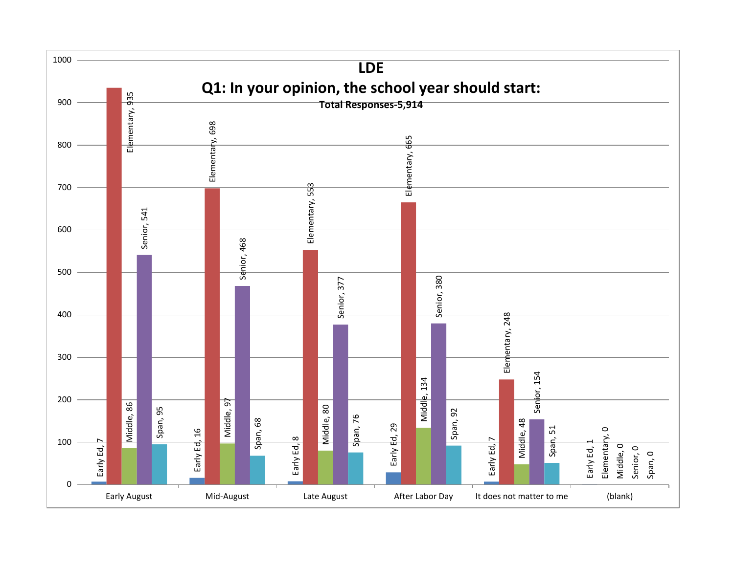# LDE

## Q1: In your opinion, the school year should start:

**Total Responses-5,914**

| | Early Ed | Elementary | Middle | Senior | Span |
|---|---|---|---|---|---|
| Early August | 7 | 935 | 86 | 541 | 95 |
| Mid-August | 16 | 698 | 97 | 468 | 68 |
| Late August | 8 | 553 | 80 | 377 | 76 |
| After Labor Day | 29 | 665 | 134 | 380 | 92 |
| It does not matter to me | 7 | 248 | 48 | 154 | 51 |
| (blank) | 1 | 0 | 0 | 0 | 0 |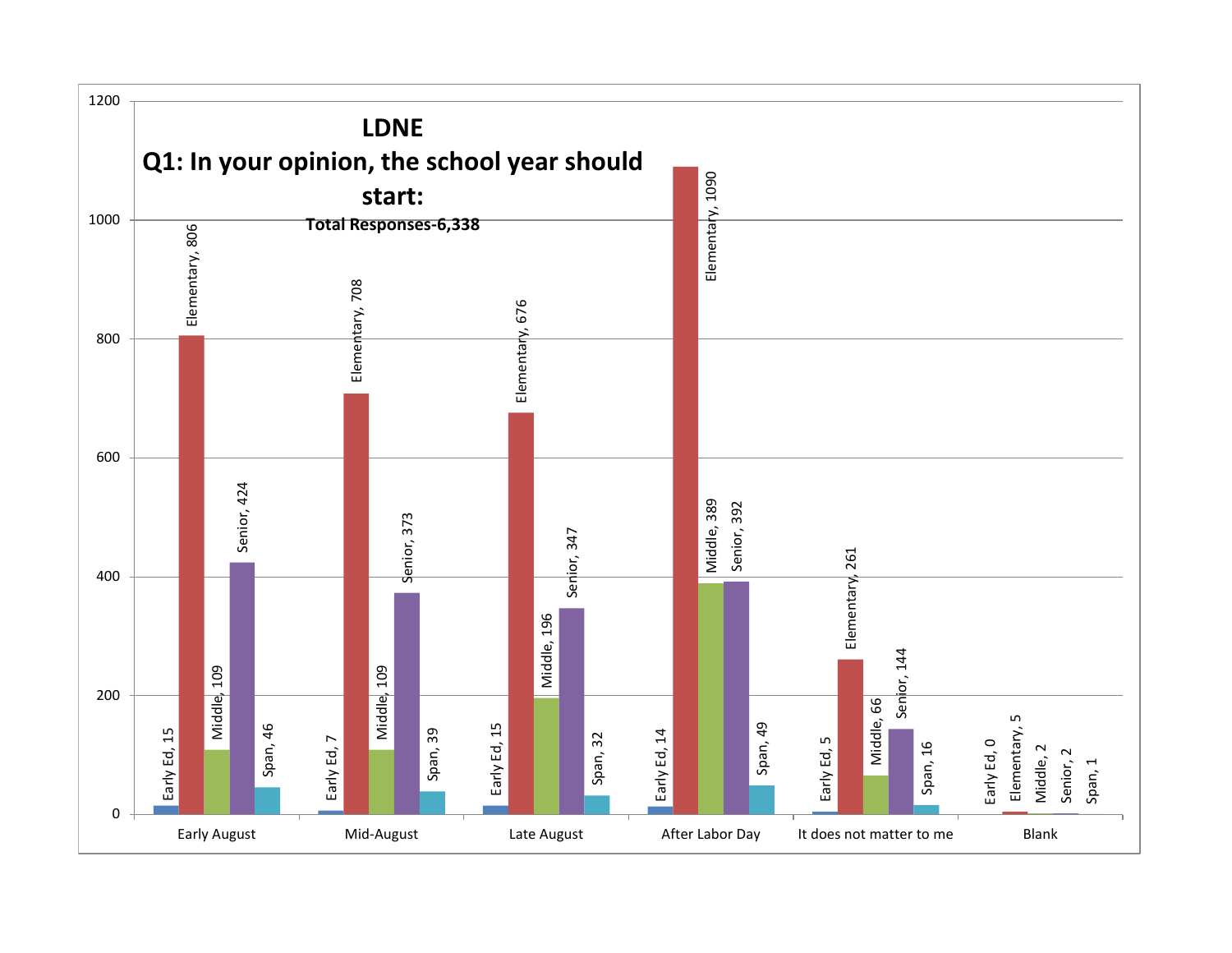# LDNE

## Q1: In your opinion, the school year should start:

**Total Responses-6,338**

| | Early Ed | Elementary | Middle | Senior | Span |
|---|---|---|---|---|---|
| Early August | 15 | 806 | 109 | 424 | 46 |
| Mid-August | 7 | 708 | 109 | 373 | 39 |
| Late August | 15 | 676 | 196 | 347 | 32 |
| After Labor Day | 14 | 1090 | 389 | 392 | 49 |
| It does not matter to me | 5 | 261 | 66 | 144 | 16 |
| Blank | 0 | 5 | 2 | 2 | 1 |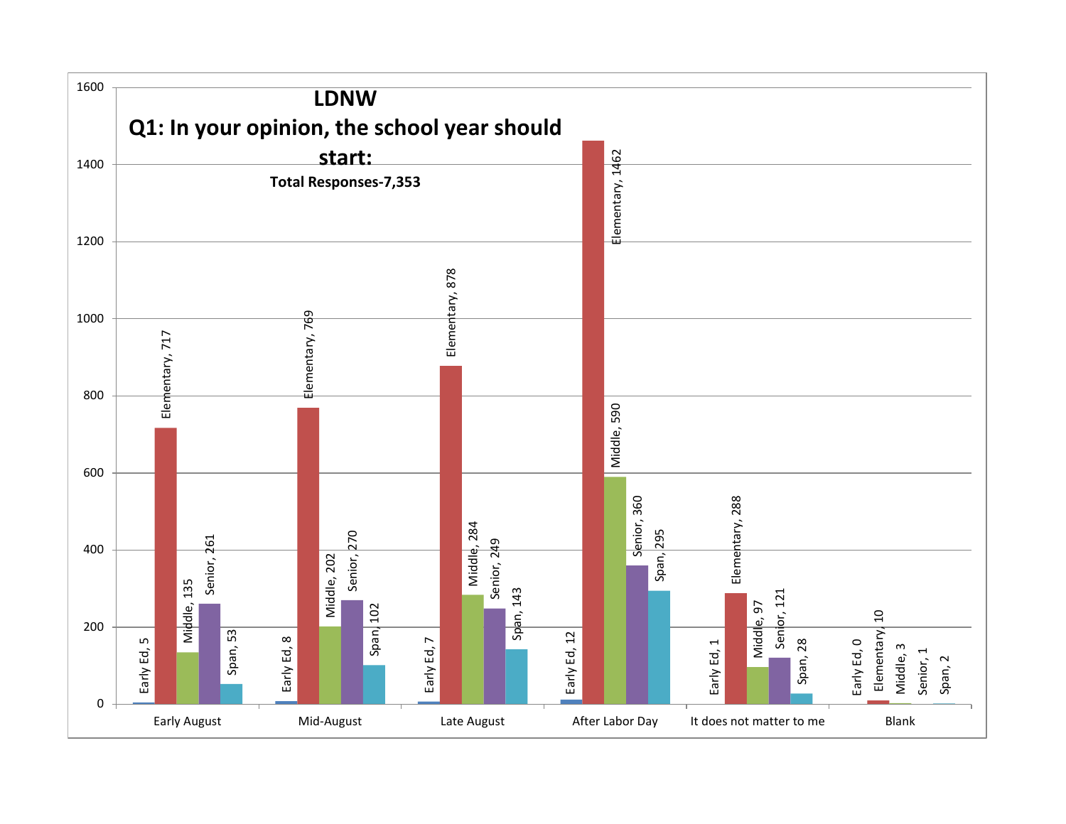# LDNW

## Q1: In your opinion, the school year should start:

**Total Responses-7,353**

| | Early Ed | Elementary | Middle | Senior | Span |
|---|---|---|---|---|---|
| Early August | 5 | 717 | 135 | 261 | 53 |
| Mid-August | 8 | 769 | 202 | 270 | 102 |
| Late August | 7 | 878 | 284 | 249 | 143 |
| After Labor Day | 12 | 1462 | 590 | 360 | 295 |
| It does not matter to me | 1 | 288 | 97 | 121 | 28 |
| Blank | 0 | 10 | 3 | 1 | 2 |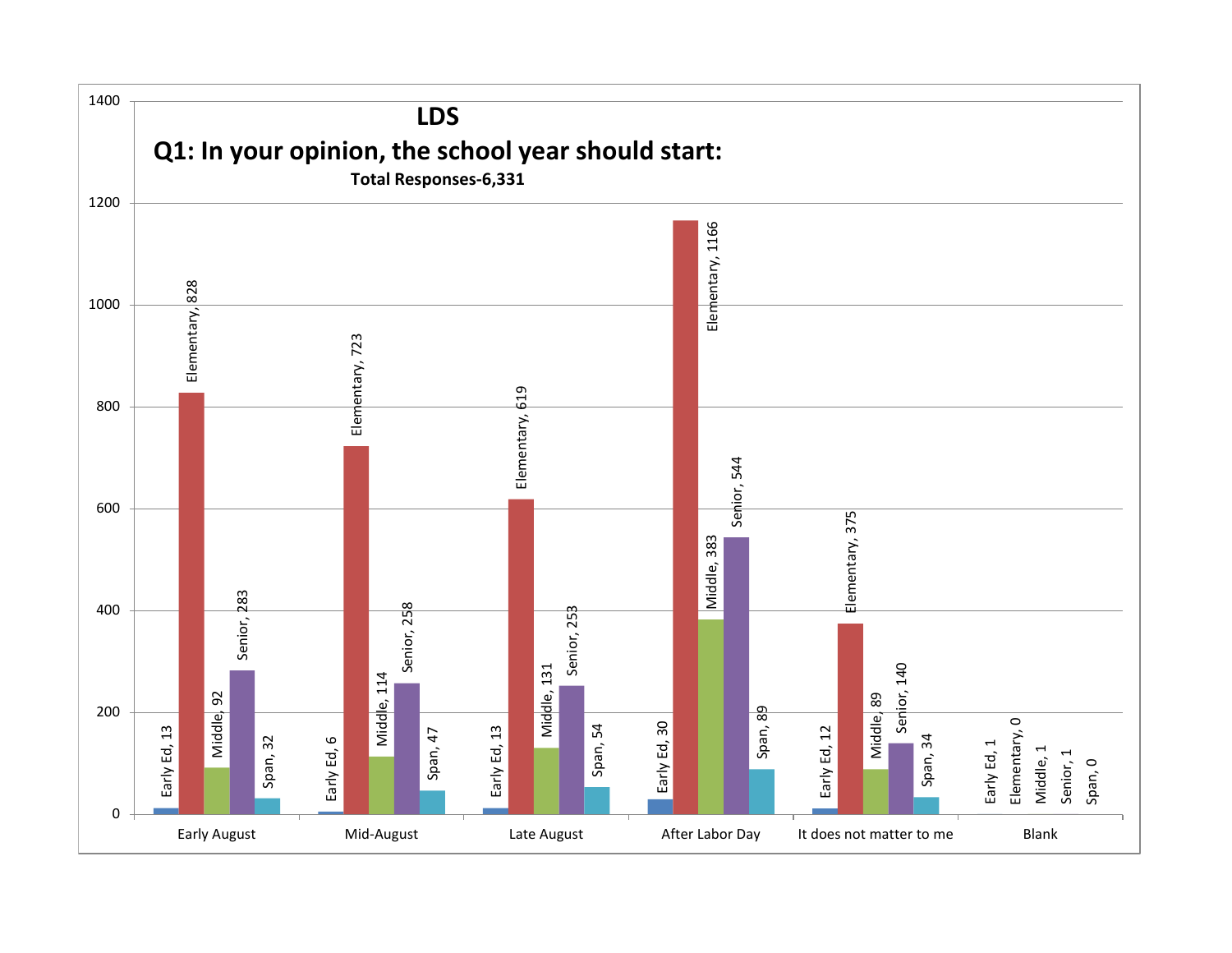# LDS

## Q1: In your opinion, the school year should start:

**Total Responses-6,331**

| | Early Ed | Elementary | Middle | Senior | Span |
|---|---|---|---|---|---|
| Early August | 13 | 828 | 92 | 283 | 32 |
| Mid-August | 6 | 723 | 114 | 258 | 47 |
| Late August | 13 | 619 | 131 | 253 | 54 |
| After Labor Day | 30 | 1166 | 383 | 544 | 89 |
| It does not matter to me | 12 | 375 | 89 | 140 | 34 |
| Blank | 1 | 0 | 1 | 1 | 0 |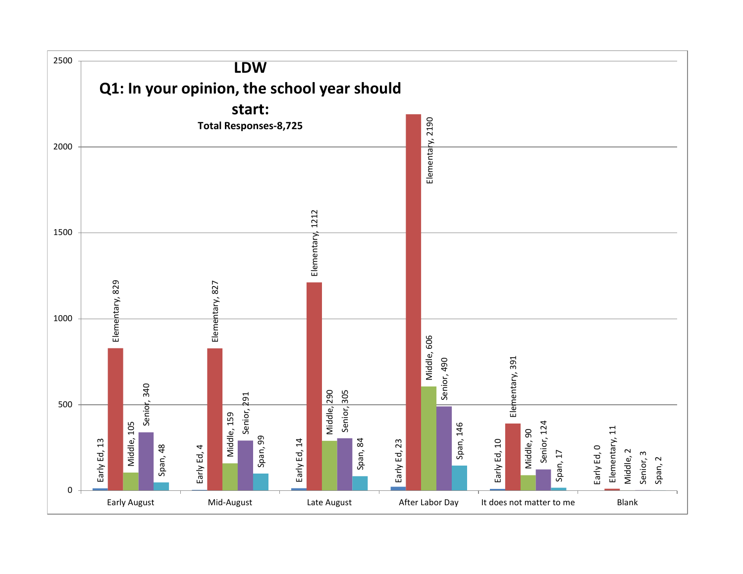# LDW

## Q1: In your opinion, the school year should start:

**Total Responses-8,725**

| | Early Ed | Elementary | Middle | Senior | Span |
|---|---|---|---|---|---|
| Early August | 13 | 829 | 105 | 340 | 48 |
| Mid-August | 4 | 827 | 159 | 291 | 99 |
| Late August | 14 | 1212 | 290 | 305 | 84 |
| After Labor Day | 23 | 2190 | 606 | 490 | 146 |
| It does not matter to me | 10 | 391 | 90 | 124 | 17 |
| Blank | 0 | 11 | 2 | 3 | 2 |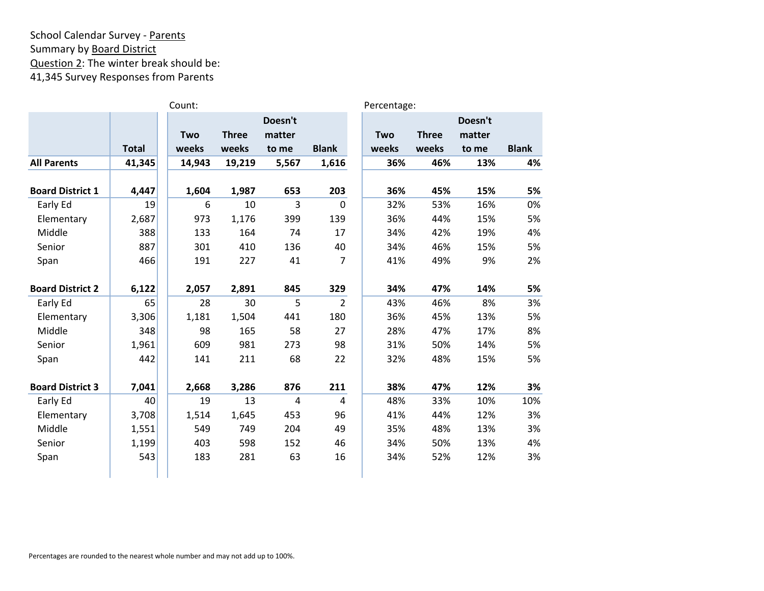School Calendar Survey - Parents
Summary by Board District
Question 2: The winter break should be:
41,345 Survey Responses from Parents

| | | Count: | | | | Percentage: | | | |
|---|---|---|---|---|---|---|---|---|---|
| | **Total** | **Two weeks** | **Three weeks** | **Doesn't matter to me** | **Blank** | **Two weeks** | **Three weeks** | **Doesn't matter to me** | **Blank** |
| **All Parents** | **41,345** | **14,943** | **19,219** | **5,567** | **1,616** | **36%** | **46%** | **13%** | **4%** |
| | | | | | | | | | |
| **Board District 1** | **4,447** | **1,604** | **1,987** | **653** | **203** | **36%** | **45%** | **15%** | **5%** |
| Early Ed | 19 | 6 | 10 | 3 | 0 | 32% | 53% | 16% | 0% |
| Elementary | 2,687 | 973 | 1,176 | 399 | 139 | 36% | 44% | 15% | 5% |
| Middle | 388 | 133 | 164 | 74 | 17 | 34% | 42% | 19% | 4% |
| Senior | 887 | 301 | 410 | 136 | 40 | 34% | 46% | 15% | 5% |
| Span | 466 | 191 | 227 | 41 | 7 | 41% | 49% | 9% | 2% |
| | | | | | | | | | |
| **Board District 2** | **6,122** | **2,057** | **2,891** | **845** | **329** | **34%** | **47%** | **14%** | **5%** |
| Early Ed | 65 | 28 | 30 | 5 | 2 | 43% | 46% | 8% | 3% |
| Elementary | 3,306 | 1,181 | 1,504 | 441 | 180 | 36% | 45% | 13% | 5% |
| Middle | 348 | 98 | 165 | 58 | 27 | 28% | 47% | 17% | 8% |
| Senior | 1,961 | 609 | 981 | 273 | 98 | 31% | 50% | 14% | 5% |
| Span | 442 | 141 | 211 | 68 | 22 | 32% | 48% | 15% | 5% |
| | | | | | | | | | |
| **Board District 3** | **7,041** | **2,668** | **3,286** | **876** | **211** | **38%** | **47%** | **12%** | **3%** |
| Early Ed | 40 | 19 | 13 | 4 | 4 | 48% | 33% | 10% | 10% |
| Elementary | 3,708 | 1,514 | 1,645 | 453 | 96 | 41% | 44% | 12% | 3% |
| Middle | 1,551 | 549 | 749 | 204 | 49 | 35% | 48% | 13% | 3% |
| Senior | 1,199 | 403 | 598 | 152 | 46 | 34% | 50% | 13% | 4% |
| Span | 543 | 183 | 281 | 63 | 16 | 34% | 52% | 12% | 3% |

Percentages are rounded to the nearest whole number and may not add up to 100%.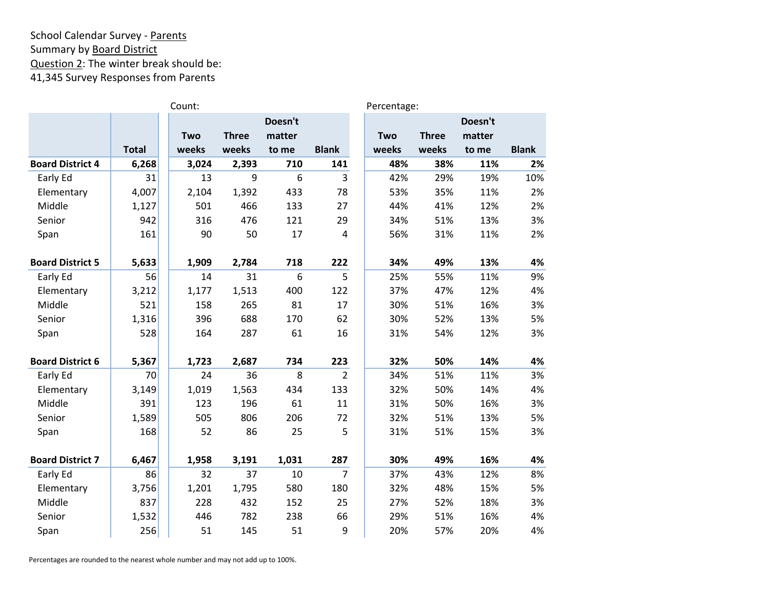School Calendar Survey - Parents
Summary by Board District
Question 2: The winter break should be:
41,345 Survey Responses from Parents

| | | Count: | | | | Percentage: | | | |
|---|---|---|---|---|---|---|---|---|---|
| | Total | Two weeks | Three weeks | Doesn't matter to me | Blank | Two weeks | Three weeks | Doesn't matter to me | Blank |
| **Board District 4** | **6,268** | **3,024** | **2,393** | **710** | **141** | **48%** | **38%** | **11%** | **2%** |
| Early Ed | 31 | 13 | 9 | 6 | 3 | 42% | 29% | 19% | 10% |
| Elementary | 4,007 | 2,104 | 1,392 | 433 | 78 | 53% | 35% | 11% | 2% |
| Middle | 1,127 | 501 | 466 | 133 | 27 | 44% | 41% | 12% | 2% |
| Senior | 942 | 316 | 476 | 121 | 29 | 34% | 51% | 13% | 3% |
| Span | 161 | 90 | 50 | 17 | 4 | 56% | 31% | 11% | 2% |
| **Board District 5** | **5,633** | **1,909** | **2,784** | **718** | **222** | **34%** | **49%** | **13%** | **4%** |
| Early Ed | 56 | 14 | 31 | 6 | 5 | 25% | 55% | 11% | 9% |
| Elementary | 3,212 | 1,177 | 1,513 | 400 | 122 | 37% | 47% | 12% | 4% |
| Middle | 521 | 158 | 265 | 81 | 17 | 30% | 51% | 16% | 3% |
| Senior | 1,316 | 396 | 688 | 170 | 62 | 30% | 52% | 13% | 5% |
| Span | 528 | 164 | 287 | 61 | 16 | 31% | 54% | 12% | 3% |
| **Board District 6** | **5,367** | **1,723** | **2,687** | **734** | **223** | **32%** | **50%** | **14%** | **4%** |
| Early Ed | 70 | 24 | 36 | 8 | 2 | 34% | 51% | 11% | 3% |
| Elementary | 3,149 | 1,019 | 1,563 | 434 | 133 | 32% | 50% | 14% | 4% |
| Middle | 391 | 123 | 196 | 61 | 11 | 31% | 50% | 16% | 3% |
| Senior | 1,589 | 505 | 806 | 206 | 72 | 32% | 51% | 13% | 5% |
| Span | 168 | 52 | 86 | 25 | 5 | 31% | 51% | 15% | 3% |
| **Board District 7** | **6,467** | **1,958** | **3,191** | **1,031** | **287** | **30%** | **49%** | **16%** | **4%** |
| Early Ed | 86 | 32 | 37 | 10 | 7 | 37% | 43% | 12% | 8% |
| Elementary | 3,756 | 1,201 | 1,795 | 580 | 180 | 32% | 48% | 15% | 5% |
| Middle | 837 | 228 | 432 | 152 | 25 | 27% | 52% | 18% | 3% |
| Senior | 1,532 | 446 | 782 | 238 | 66 | 29% | 51% | 16% | 4% |
| Span | 256 | 51 | 145 | 51 | 9 | 20% | 57% | 20% | 4% |

Percentages are rounded to the nearest whole number and may not add up to 100%.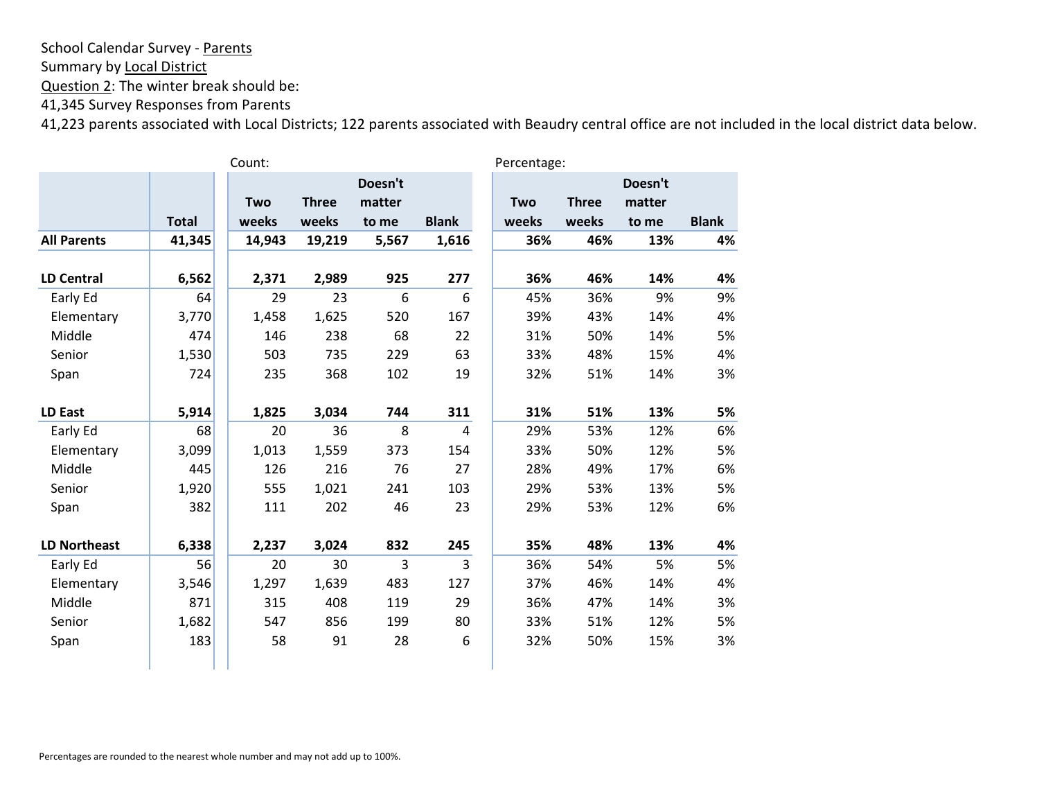School Calendar Survey - Parents
Summary by Local District
Question 2: The winter break should be:
41,345 Survey Responses from Parents
41,223 parents associated with Local Districts; 122 parents associated with Beaudry central office are not included in the local district data below.

| | | Count: | | | | Percentage: | | | |
|---|---|---|---|---|---|---|---|---|---|
| | Total | Two weeks | Three weeks | Doesn't matter to me | Blank | Two weeks | Three weeks | Doesn't matter to me | Blank |
| **All Parents** | **41,345** | **14,943** | **19,219** | **5,567** | **1,616** | **36%** | **46%** | **13%** | **4%** |
| | | | | | | | | | |
| **LD Central** | **6,562** | **2,371** | **2,989** | **925** | **277** | **36%** | **46%** | **14%** | **4%** |
| Early Ed | 64 | 29 | 23 | 6 | 6 | 45% | 36% | 9% | 9% |
| Elementary | 3,770 | 1,458 | 1,625 | 520 | 167 | 39% | 43% | 14% | 4% |
| Middle | 474 | 146 | 238 | 68 | 22 | 31% | 50% | 14% | 5% |
| Senior | 1,530 | 503 | 735 | 229 | 63 | 33% | 48% | 15% | 4% |
| Span | 724 | 235 | 368 | 102 | 19 | 32% | 51% | 14% | 3% |
| | | | | | | | | | |
| **LD East** | **5,914** | **1,825** | **3,034** | **744** | **311** | **31%** | **51%** | **13%** | **5%** |
| Early Ed | 68 | 20 | 36 | 8 | 4 | 29% | 53% | 12% | 6% |
| Elementary | 3,099 | 1,013 | 1,559 | 373 | 154 | 33% | 50% | 12% | 5% |
| Middle | 445 | 126 | 216 | 76 | 27 | 28% | 49% | 17% | 6% |
| Senior | 1,920 | 555 | 1,021 | 241 | 103 | 29% | 53% | 13% | 5% |
| Span | 382 | 111 | 202 | 46 | 23 | 29% | 53% | 12% | 6% |
| | | | | | | | | | |
| **LD Northeast** | **6,338** | **2,237** | **3,024** | **832** | **245** | **35%** | **48%** | **13%** | **4%** |
| Early Ed | 56 | 20 | 30 | 3 | 3 | 36% | 54% | 5% | 5% |
| Elementary | 3,546 | 1,297 | 1,639 | 483 | 127 | 37% | 46% | 14% | 4% |
| Middle | 871 | 315 | 408 | 119 | 29 | 36% | 47% | 14% | 3% |
| Senior | 1,682 | 547 | 856 | 199 | 80 | 33% | 51% | 12% | 5% |
| Span | 183 | 58 | 91 | 28 | 6 | 32% | 50% | 15% | 3% |

Percentages are rounded to the nearest whole number and may not add up to 100%.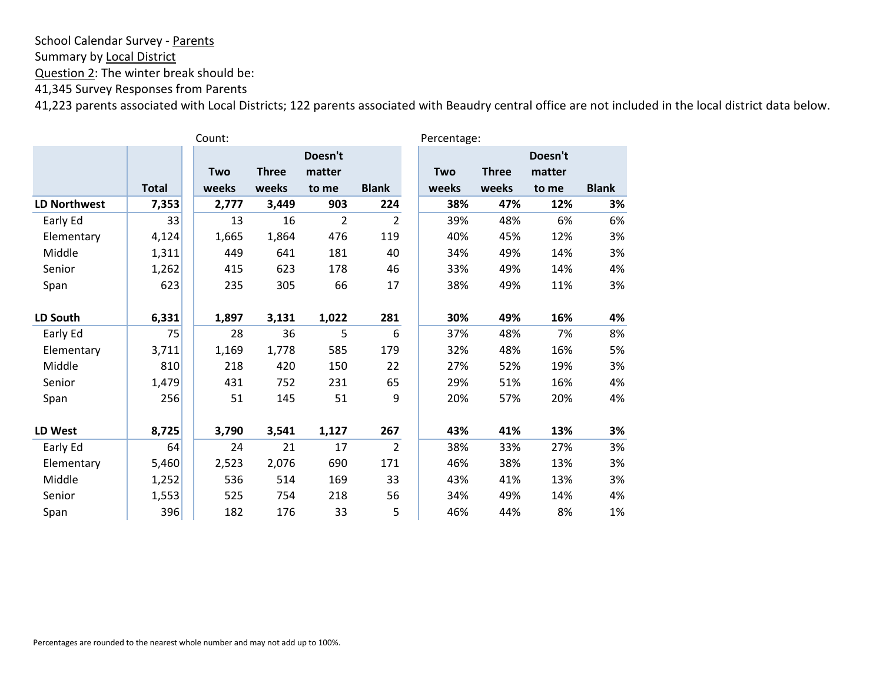School Calendar Survey - Parents
Summary by Local District
Question 2: The winter break should be:
41,345 Survey Responses from Parents
41,223 parents associated with Local Districts; 122 parents associated with Beaudry central office are not included in the local district data below.

| | | Count: | | | | Percentage: | | | |
|---|---|---|---|---|---|---|---|---|---|
| | Total | Two weeks | Three weeks | Doesn't matter to me | Blank | Two weeks | Three weeks | Doesn't matter to me | Blank |
| **LD Northwest** | **7,353** | **2,777** | **3,449** | **903** | **224** | **38%** | **47%** | **12%** | **3%** |
| Early Ed | 33 | 13 | 16 | 2 | 2 | 39% | 48% | 6% | 6% |
| Elementary | 4,124 | 1,665 | 1,864 | 476 | 119 | 40% | 45% | 12% | 3% |
| Middle | 1,311 | 449 | 641 | 181 | 40 | 34% | 49% | 14% | 3% |
| Senior | 1,262 | 415 | 623 | 178 | 46 | 33% | 49% | 14% | 4% |
| Span | 623 | 235 | 305 | 66 | 17 | 38% | 49% | 11% | 3% |
| | | | | | | | | | |
| **LD South** | **6,331** | **1,897** | **3,131** | **1,022** | **281** | **30%** | **49%** | **16%** | **4%** |
| Early Ed | 75 | 28 | 36 | 5 | 6 | 37% | 48% | 7% | 8% |
| Elementary | 3,711 | 1,169 | 1,778 | 585 | 179 | 32% | 48% | 16% | 5% |
| Middle | 810 | 218 | 420 | 150 | 22 | 27% | 52% | 19% | 3% |
| Senior | 1,479 | 431 | 752 | 231 | 65 | 29% | 51% | 16% | 4% |
| Span | 256 | 51 | 145 | 51 | 9 | 20% | 57% | 20% | 4% |
| | | | | | | | | | |
| **LD West** | **8,725** | **3,790** | **3,541** | **1,127** | **267** | **43%** | **41%** | **13%** | **3%** |
| Early Ed | 64 | 24 | 21 | 17 | 2 | 38% | 33% | 27% | 3% |
| Elementary | 5,460 | 2,523 | 2,076 | 690 | 171 | 46% | 38% | 13% | 3% |
| Middle | 1,252 | 536 | 514 | 169 | 33 | 43% | 41% | 13% | 3% |
| Senior | 1,553 | 525 | 754 | 218 | 56 | 34% | 49% | 14% | 4% |
| Span | 396 | 182 | 176 | 33 | 5 | 46% | 44% | 8% | 1% |

Percentages are rounded to the nearest whole number and may not add up to 100%.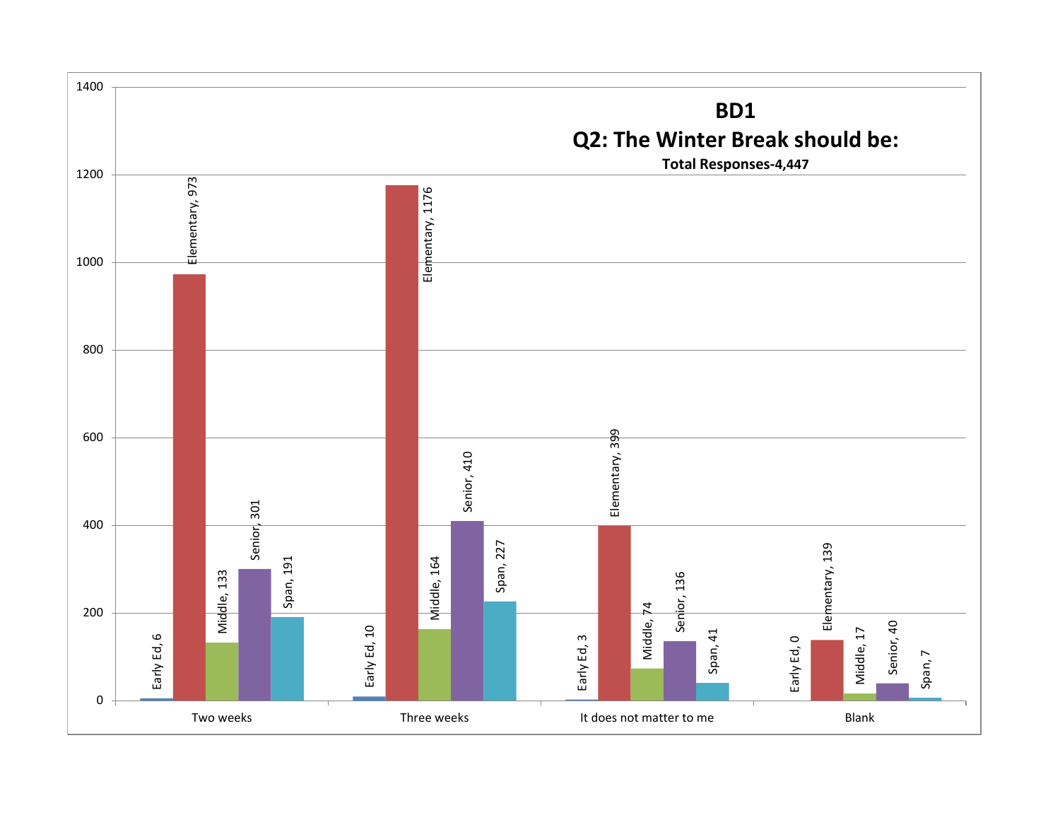# BD1

## Q2: The Winter Break should be:

**Total Responses-4,447**

| | Two weeks | Three weeks | It does not matter to me | Blank |
|---|---|---|---|---|
| Early Ed | 6 | 10 | 3 | 0 |
| Elementary | 973 | 1176 | 399 | 139 |
| Middle | 133 | 164 | 74 | 17 |
| Senior | 301 | 410 | 136 | 40 |
| Span | 191 | 227 | 41 | 7 |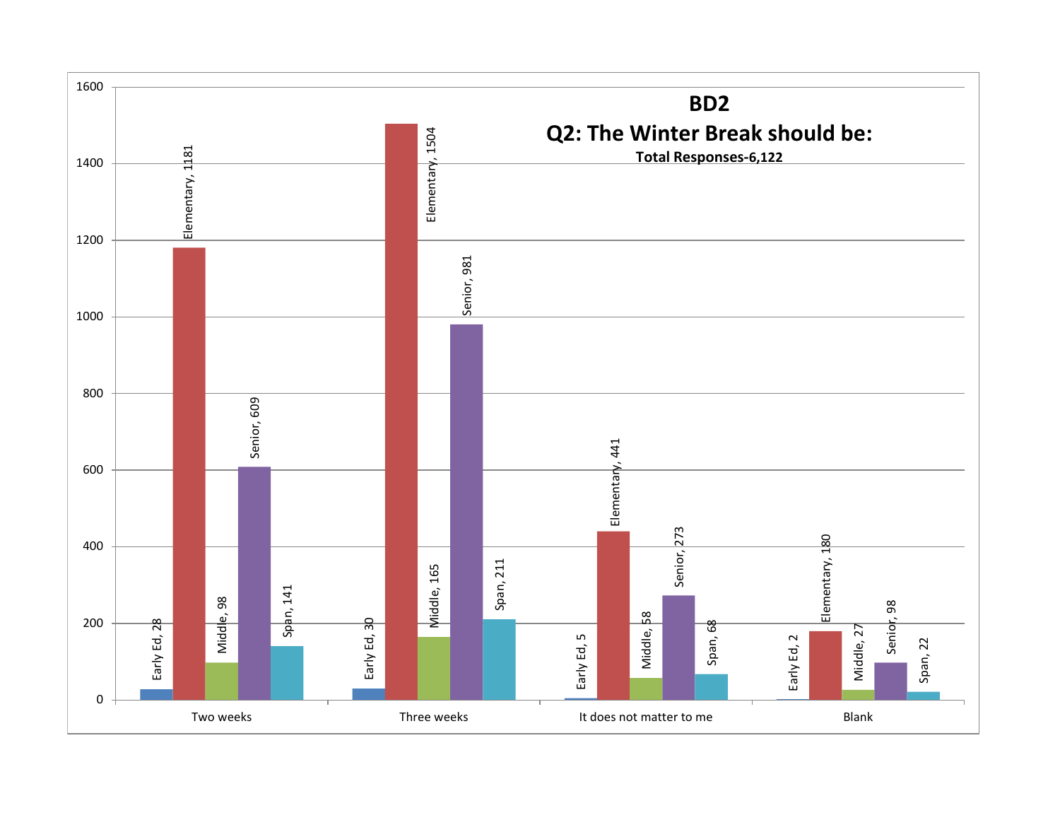# BD2

## Q2: The Winter Break should be:

**Total Responses-6,122**

| | Early Ed | Elementary | Middle | Senior | Span |
|---|---|---|---|---|---|
| Two weeks | 28 | 1181 | 98 | 609 | 141 |
| Three weeks | 30 | 1504 | 165 | 981 | 211 |
| It does not matter to me | 5 | 441 | 58 | 273 | 68 |
| Blank | 2 | 180 | 27 | 98 | 22 |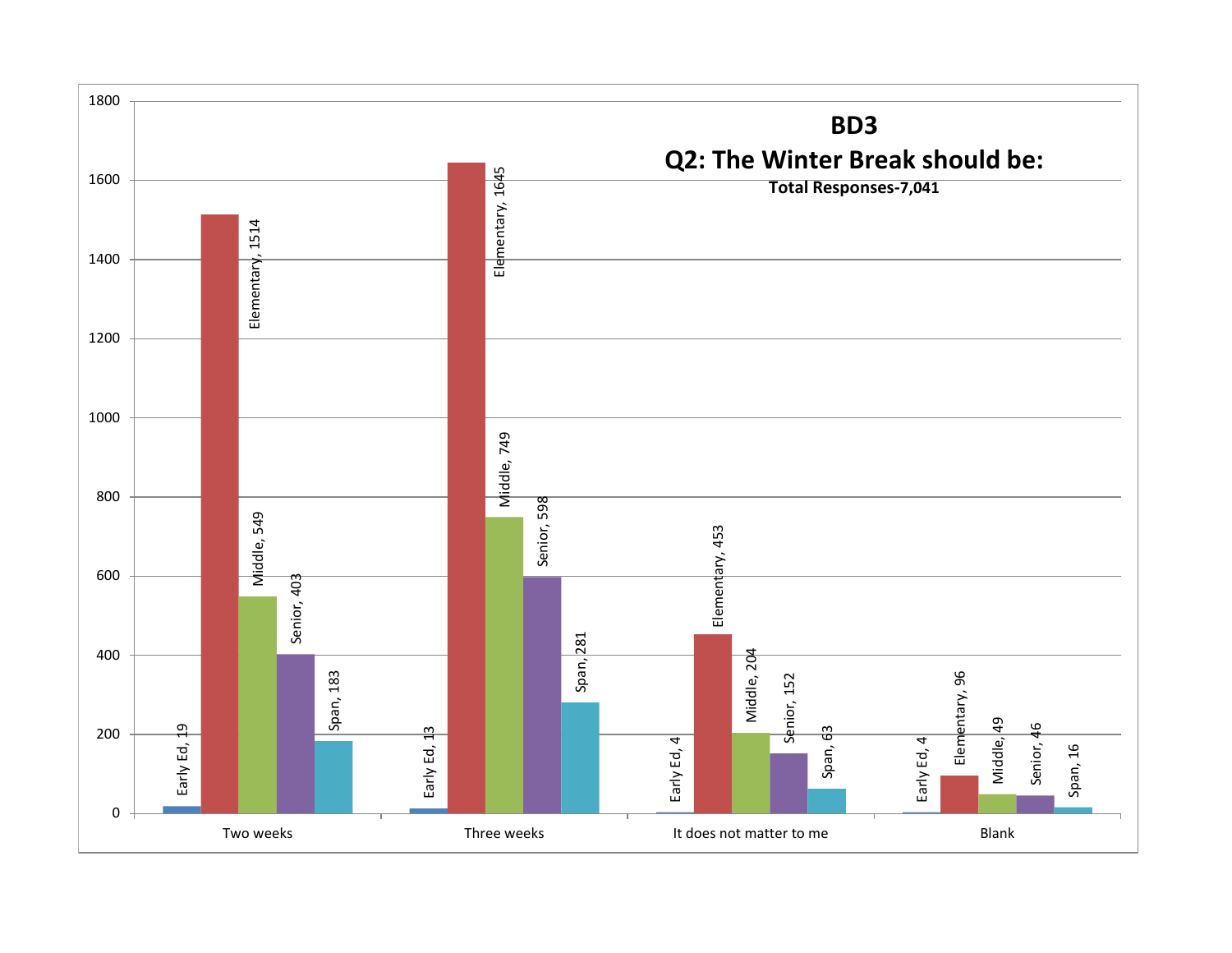# BD3

## Q2: The Winter Break should be:

**Total Responses-7,041**

| | Early Ed | Elementary | Middle | Senior | Span |
|---|---|---|---|---|---|
| Two weeks | 19 | 1514 | 549 | 403 | 183 |
| Three weeks | 13 | 1645 | 749 | 598 | 281 |
| It does not matter to me | 4 | 453 | 204 | 152 | 63 |
| Blank | 4 | 96 | 49 | 46 | 16 |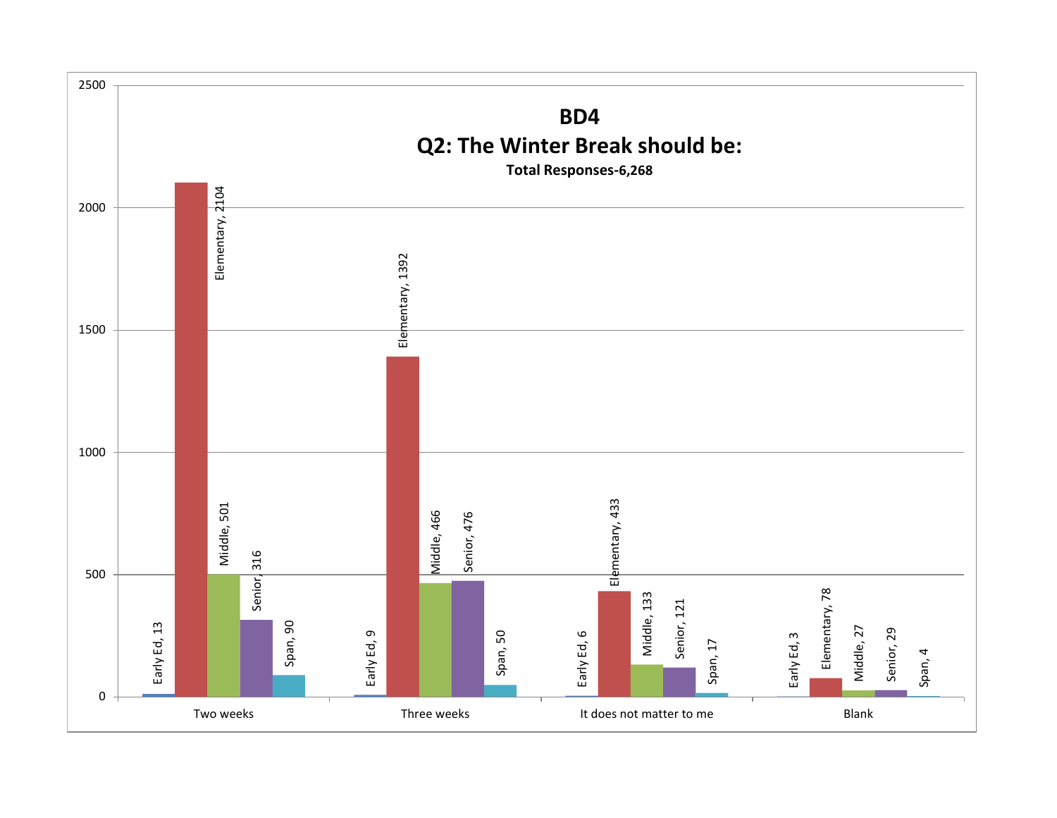# BD4

## Q2: The Winter Break should be:

**Total Responses-6,268**

| | Early Ed | Elementary | Middle | Senior | Span |
|---|---|---|---|---|---|
| Two weeks | 13 | 2104 | 501 | 316 | 90 |
| Three weeks | 9 | 1392 | 466 | 476 | 50 |
| It does not matter to me | 6 | 433 | 133 | 121 | 17 |
| Blank | 3 | 78 | 27 | 29 | 4 |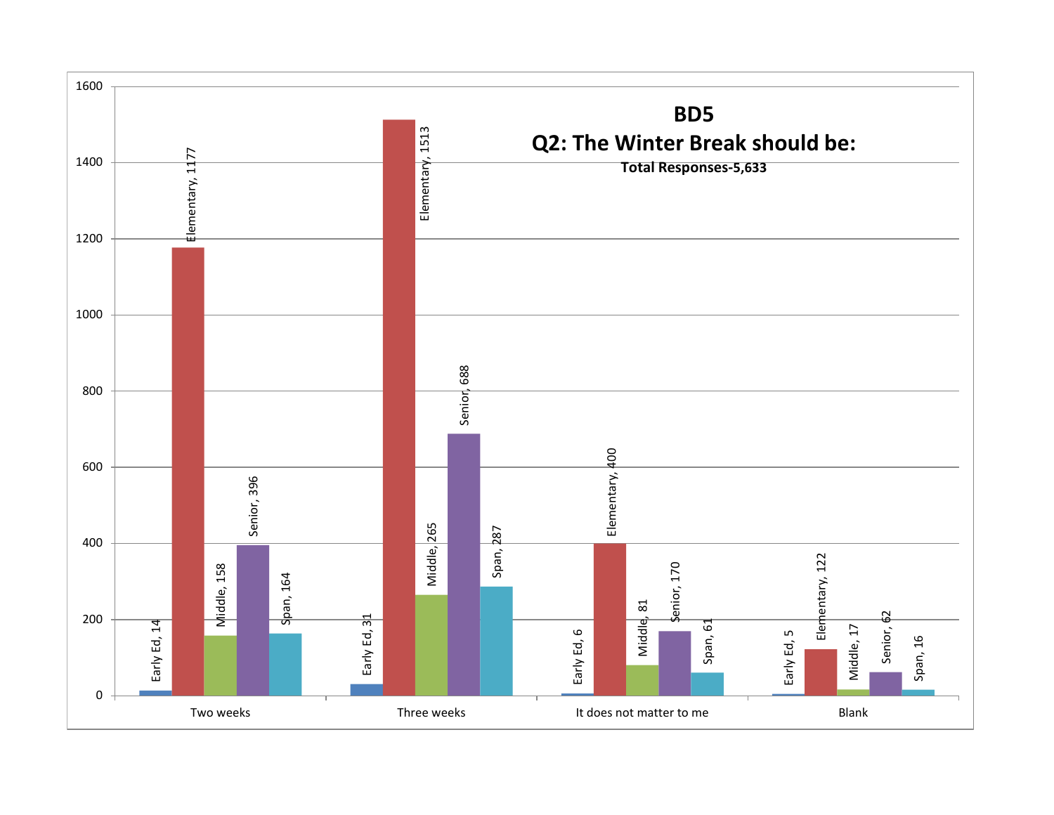# BD5

## Q2: The Winter Break should be:

**Total Responses-5,633**

| | Early Ed | Elementary | Middle | Senior | Span |
|---|---|---|---|---|---|
| Two weeks | 14 | 1177 | 158 | 396 | 164 |
| Three weeks | 31 | 1513 | 265 | 688 | 287 |
| It does not matter to me | 6 | 400 | 81 | 170 | 61 |
| Blank | 5 | 122 | 17 | 62 | 16 |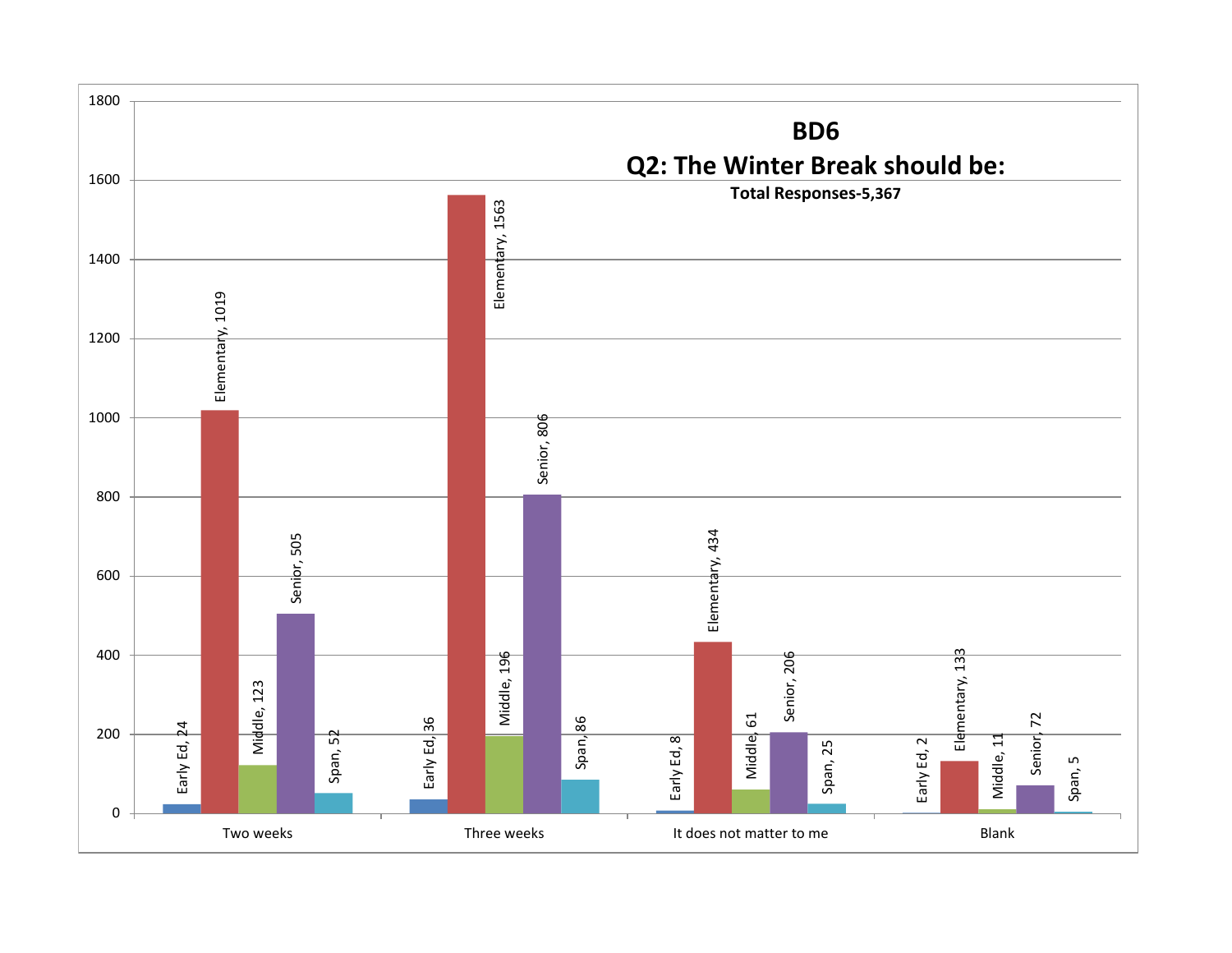# BD6

## Q2: The Winter Break should be:

**Total Responses-5,367**

| | Early Ed | Elementary | Middle | Senior | Span |
|---|---|---|---|---|---|
| Two weeks | 24 | 1019 | 123 | 505 | 52 |
| Three weeks | 36 | 1563 | 196 | 806 | 86 |
| It does not matter to me | 8 | 434 | 61 | 206 | 25 |
| Blank | 2 | 133 | 11 | 72 | 5 |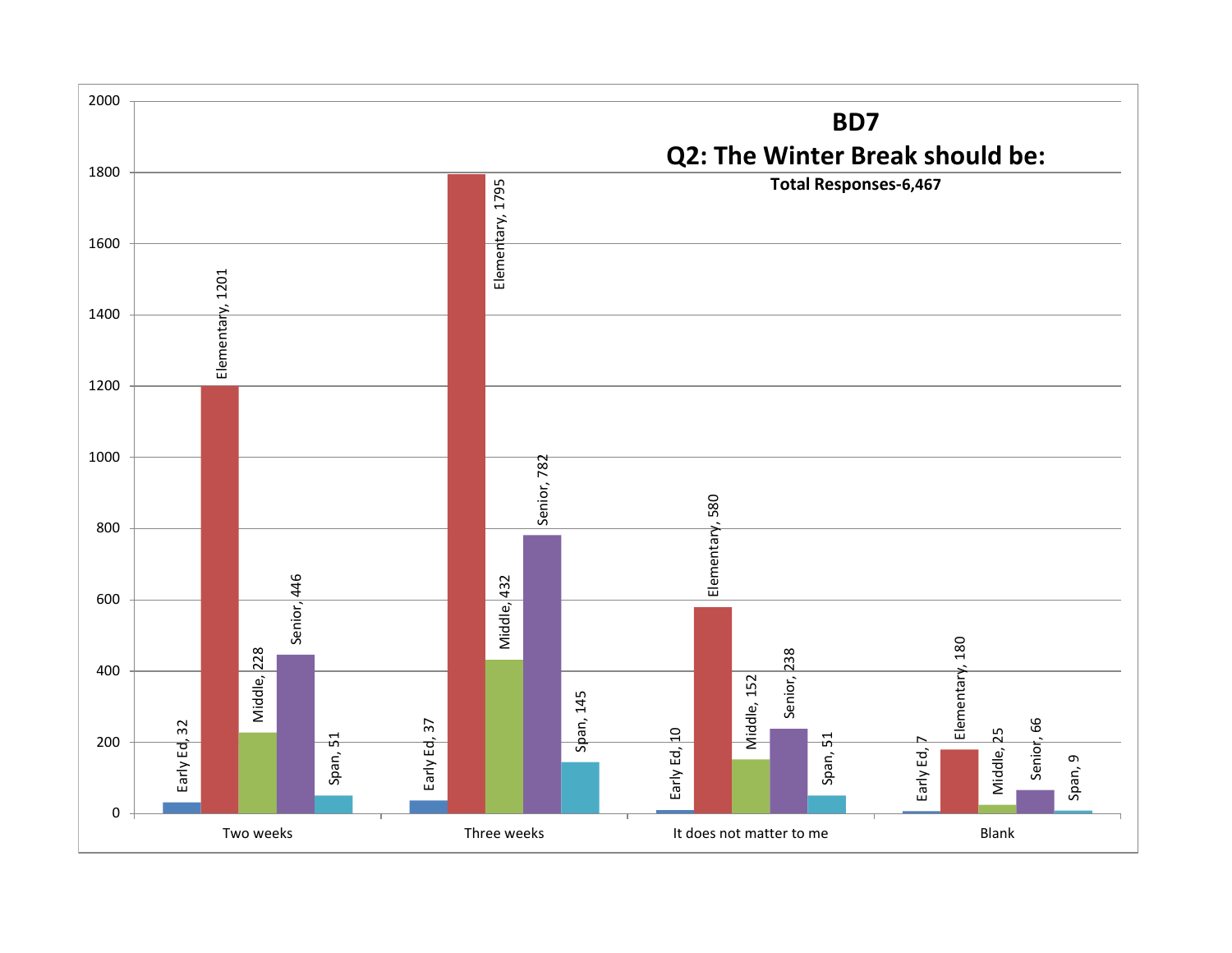# BD7

## Q2: The Winter Break should be:

**Total Responses-6,467**

| | Early Ed | Elementary | Middle | Senior | Span |
|---|---|---|---|---|---|
| Two weeks | 32 | 1201 | 228 | 446 | 51 |
| Three weeks | 37 | 1795 | 432 | 782 | 145 |
| It does not matter to me | 10 | 580 | 152 | 238 | 51 |
| Blank | 7 | 180 | 25 | 66 | 9 |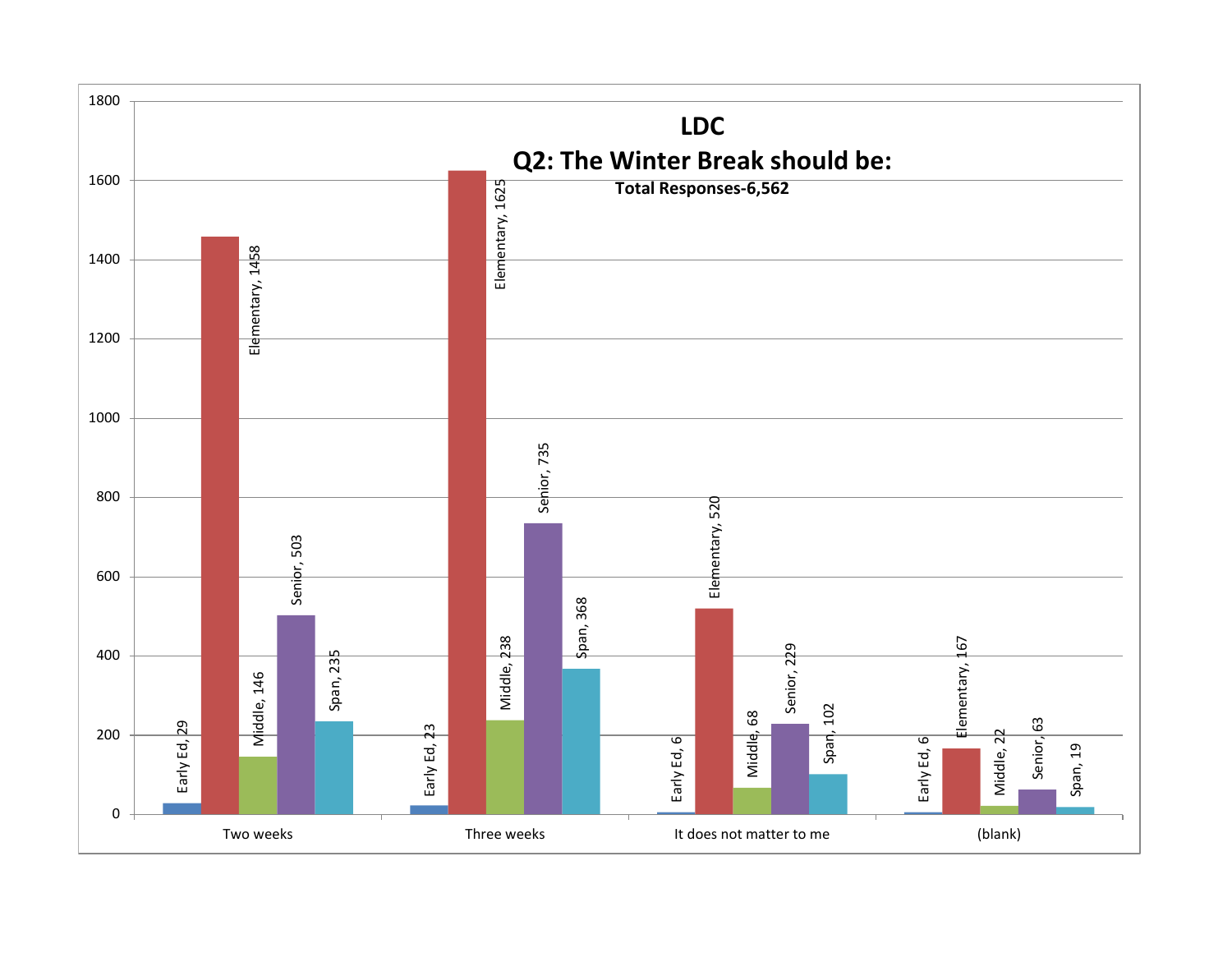# LDC

## Q2: The Winter Break should be:

**Total Responses-6,562**

| | Early Ed | Elementary | Middle | Senior | Span |
|---|---|---|---|---|---|
| Two weeks | 29 | 1458 | 146 | 503 | 235 |
| Three weeks | 23 | 1625 | 238 | 735 | 368 |
| It does not matter to me | 6 | 520 | 68 | 229 | 102 |
| (blank) | 6 | 167 | 22 | 63 | 19 |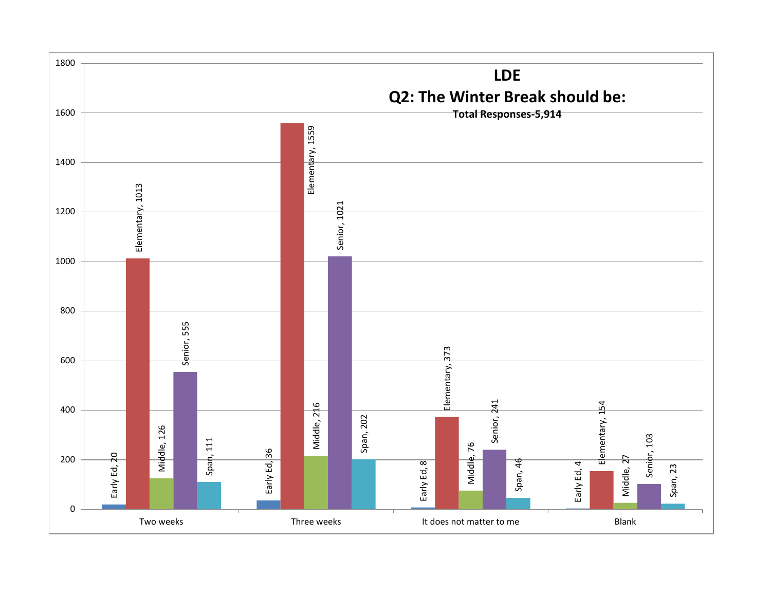# LDE

## Q2: The Winter Break should be:

**Total Responses-5,914**

| | Early Ed | Elementary | Middle | Senior | Span |
|---|---|---|---|---|---|
| Two weeks | 20 | 1013 | 126 | 555 | 111 |
| Three weeks | 36 | 1559 | 216 | 1021 | 202 |
| It does not matter to me | 8 | 373 | 76 | 241 | 46 |
| Blank | 4 | 154 | 27 | 103 | 23 |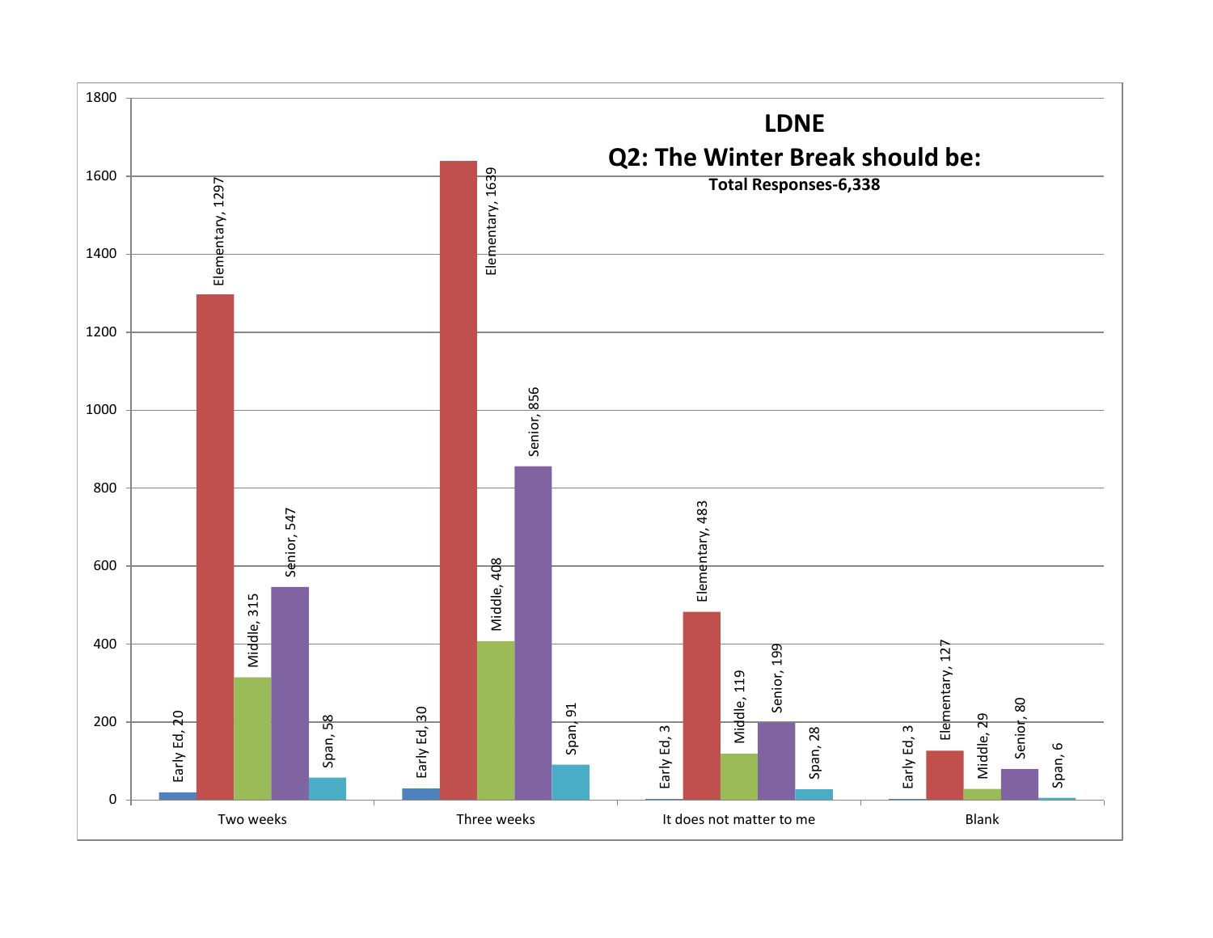# LDNE

## Q2: The Winter Break should be:

**Total Responses-6,338**

| | Early Ed | Elementary | Middle | Senior | Span |
|---|---|---|---|---|---|
| Two weeks | 20 | 1297 | 315 | 547 | 58 |
| Three weeks | 30 | 1639 | 408 | 856 | 91 |
| It does not matter to me | 3 | 483 | 119 | 199 | 28 |
| Blank | 3 | 127 | 29 | 80 | 6 |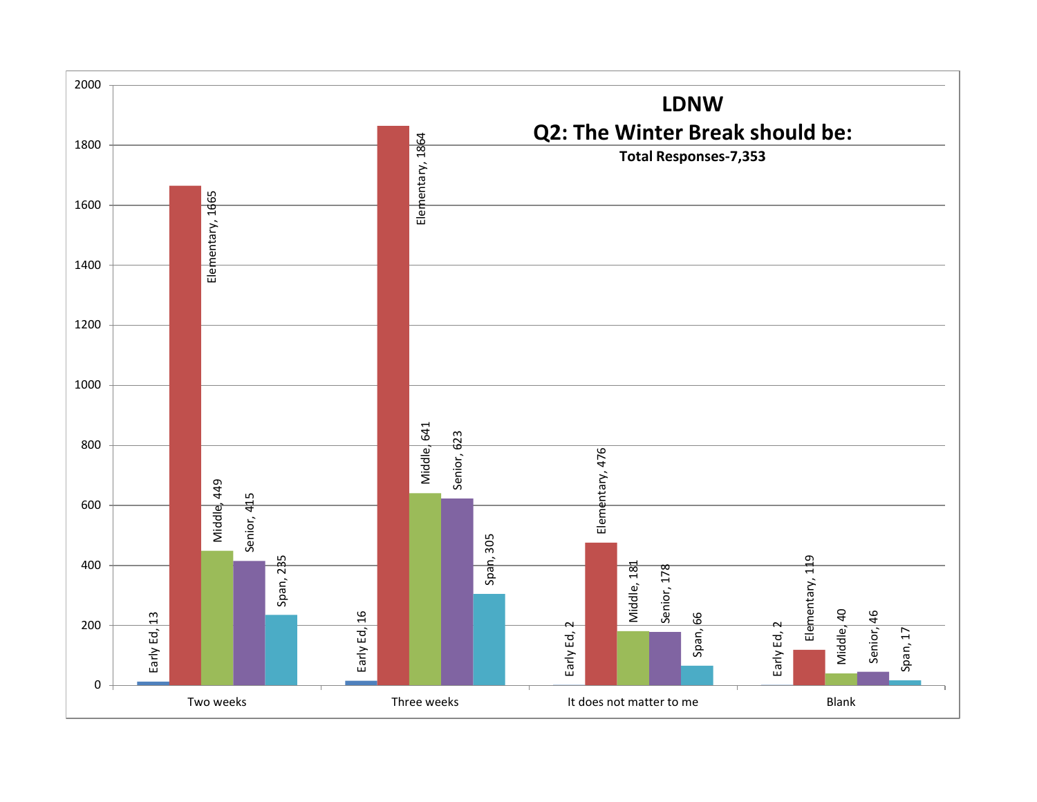# LDNW

## Q2: The Winter Break should be:

**Total Responses-7,353**

| | Early Ed | Elementary | Middle | Senior | Span |
|---|---|---|---|---|---|
| Two weeks | 13 | 1665 | 449 | 415 | 235 |
| Three weeks | 16 | 1864 | 641 | 623 | 305 |
| It does not matter to me | 2 | 476 | 181 | 178 | 66 |
| Blank | 2 | 119 | 40 | 46 | 17 |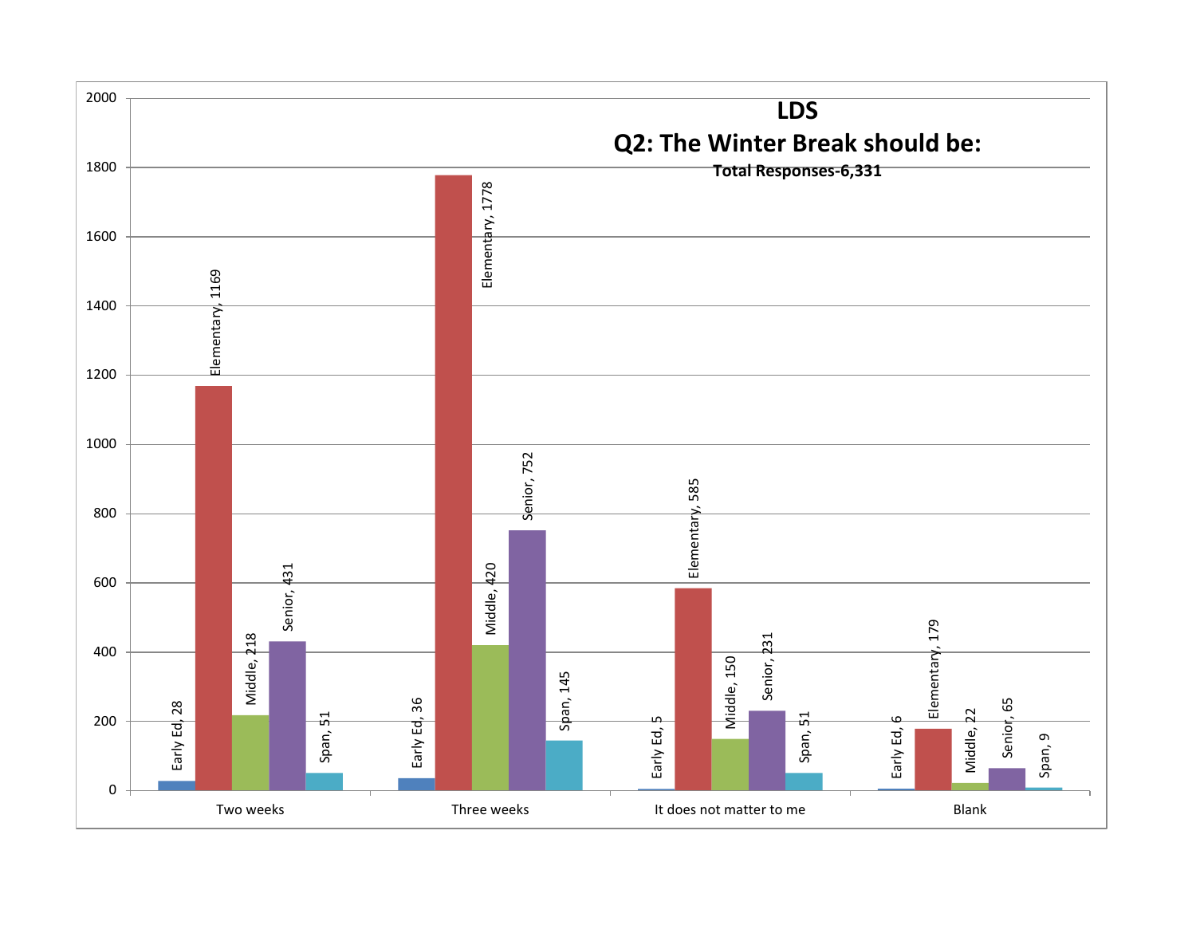# LDS

## Q2: The Winter Break should be:

**Total Responses-6,331**

| | Early Ed | Elementary | Middle | Senior | Span |
|---|---|---|---|---|---|
| Two weeks | 28 | 1169 | 218 | 431 | 51 |
| Three weeks | 36 | 1778 | 420 | 752 | 145 |
| It does not matter to me | 5 | 585 | 150 | 231 | 51 |
| Blank | 6 | 179 | 22 | 65 | 9 |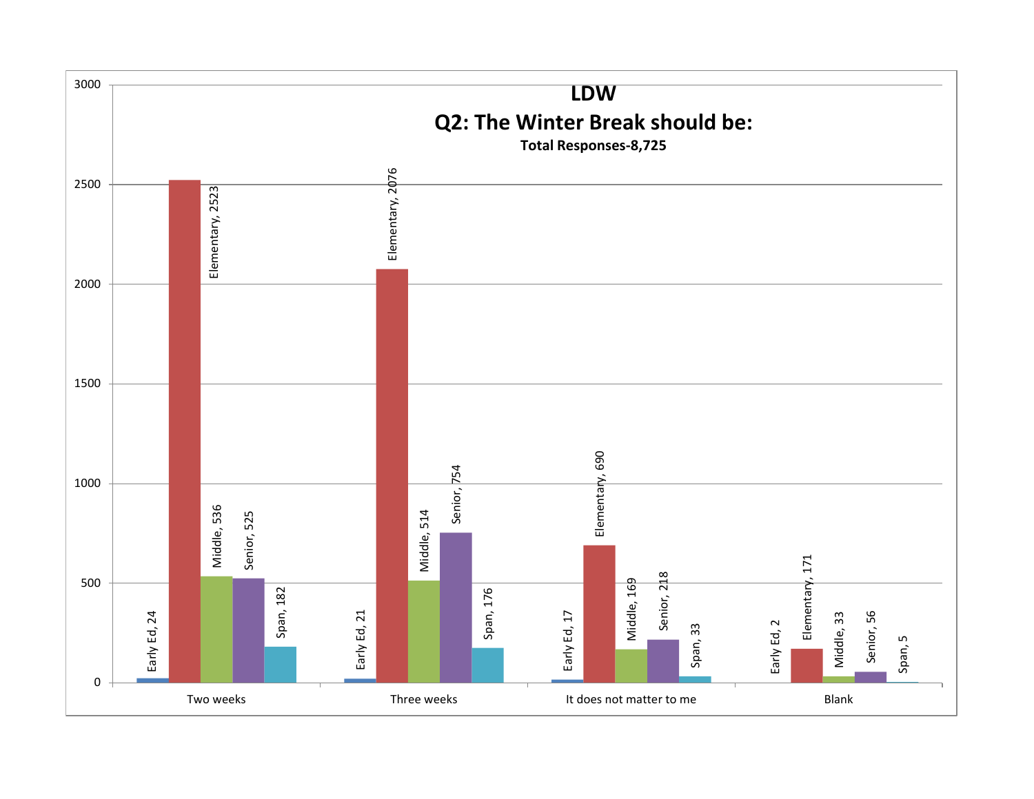# LDW

## Q2: The Winter Break should be:

**Total Responses-8,725**

| | Early Ed | Elementary | Middle | Senior | Span |
|---|---|---|---|---|---|
| Two weeks | 24 | 2523 | 536 | 525 | 182 |
| Three weeks | 21 | 2076 | 514 | 754 | 176 |
| It does not matter to me | 17 | 690 | 169 | 218 | 33 |
| Blank | 2 | 171 | 33 | 56 | 5 |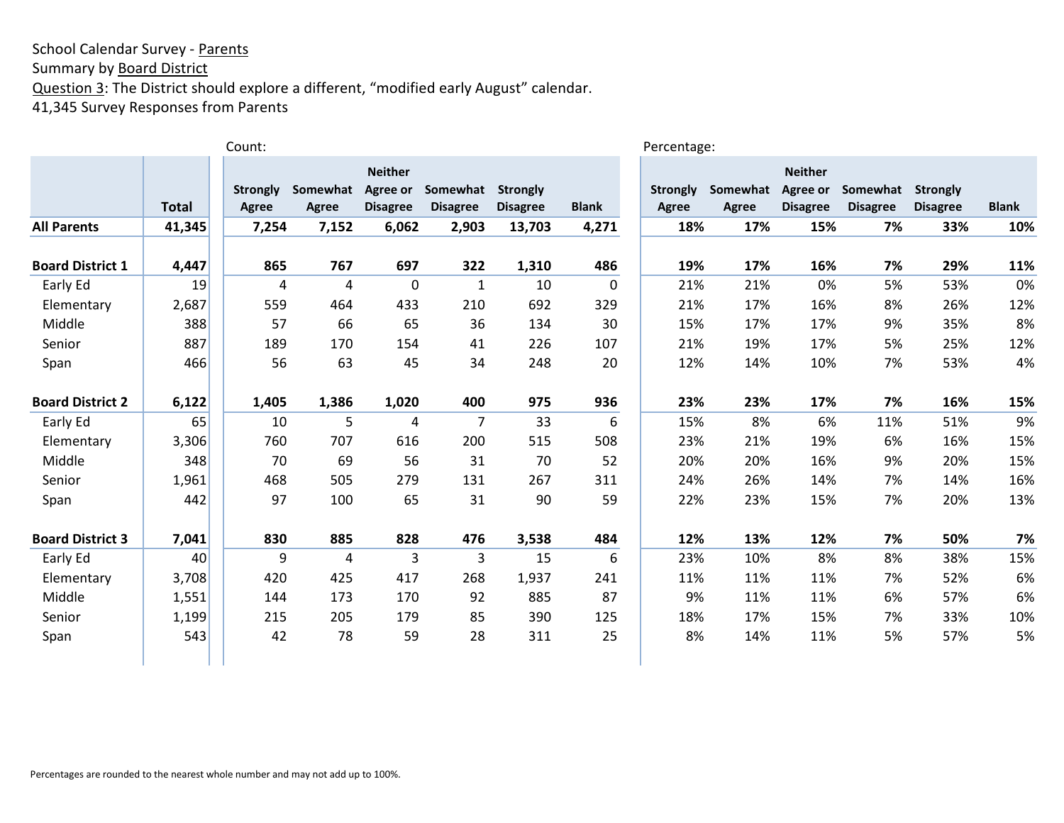School Calendar Survey - Parents
Summary by Board District
Question 3: The District should explore a different, "modified early August" calendar.
41,345 Survey Responses from Parents

| | | Count: | | | | | | Percentage: | | | | | |
|---|---|---|---|---|---|---|---|---|---|---|---|---|---|
| | **Total** | **Strongly Agree** | **Somewhat Agree** | **Neither Agree or Disagree** | **Somewhat Disagree** | **Strongly Disagree** | **Blank** | **Strongly Agree** | **Somewhat Agree** | **Neither Agree or Disagree** | **Somewhat Disagree** | **Strongly Disagree** | **Blank** |
| **All Parents** | **41,345** | **7,254** | **7,152** | **6,062** | **2,903** | **13,703** | **4,271** | **18%** | **17%** | **15%** | **7%** | **33%** | **10%** |
| **Board District 1** | **4,447** | **865** | **767** | **697** | **322** | **1,310** | **486** | **19%** | **17%** | **16%** | **7%** | **29%** | **11%** |
| Early Ed | 19 | 4 | 4 | 0 | 1 | 10 | 0 | 21% | 21% | 0% | 5% | 53% | 0% |
| Elementary | 2,687 | 559 | 464 | 433 | 210 | 692 | 329 | 21% | 17% | 16% | 8% | 26% | 12% |
| Middle | 388 | 57 | 66 | 65 | 36 | 134 | 30 | 15% | 17% | 17% | 9% | 35% | 8% |
| Senior | 887 | 189 | 170 | 154 | 41 | 226 | 107 | 21% | 19% | 17% | 5% | 25% | 12% |
| Span | 466 | 56 | 63 | 45 | 34 | 248 | 20 | 12% | 14% | 10% | 7% | 53% | 4% |
| **Board District 2** | **6,122** | **1,405** | **1,386** | **1,020** | **400** | **975** | **936** | **23%** | **23%** | **17%** | **7%** | **16%** | **15%** |
| Early Ed | 65 | 10 | 5 | 4 | 7 | 33 | 6 | 15% | 8% | 6% | 11% | 51% | 9% |
| Elementary | 3,306 | 760 | 707 | 616 | 200 | 515 | 508 | 23% | 21% | 19% | 6% | 16% | 15% |
| Middle | 348 | 70 | 69 | 56 | 31 | 70 | 52 | 20% | 20% | 16% | 9% | 20% | 15% |
| Senior | 1,961 | 468 | 505 | 279 | 131 | 267 | 311 | 24% | 26% | 14% | 7% | 14% | 16% |
| Span | 442 | 97 | 100 | 65 | 31 | 90 | 59 | 22% | 23% | 15% | 7% | 20% | 13% |
| **Board District 3** | **7,041** | **830** | **885** | **828** | **476** | **3,538** | **484** | **12%** | **13%** | **12%** | **7%** | **50%** | **7%** |
| Early Ed | 40 | 9 | 4 | 3 | 3 | 15 | 6 | 23% | 10% | 8% | 8% | 38% | 15% |
| Elementary | 3,708 | 420 | 425 | 417 | 268 | 1,937 | 241 | 11% | 11% | 11% | 7% | 52% | 6% |
| Middle | 1,551 | 144 | 173 | 170 | 92 | 885 | 87 | 9% | 11% | 11% | 6% | 57% | 6% |
| Senior | 1,199 | 215 | 205 | 179 | 85 | 390 | 125 | 18% | 17% | 15% | 7% | 33% | 10% |
| Span | 543 | 42 | 78 | 59 | 28 | 311 | 25 | 8% | 14% | 11% | 5% | 57% | 5% |

Percentages are rounded to the nearest whole number and may not add up to 100%.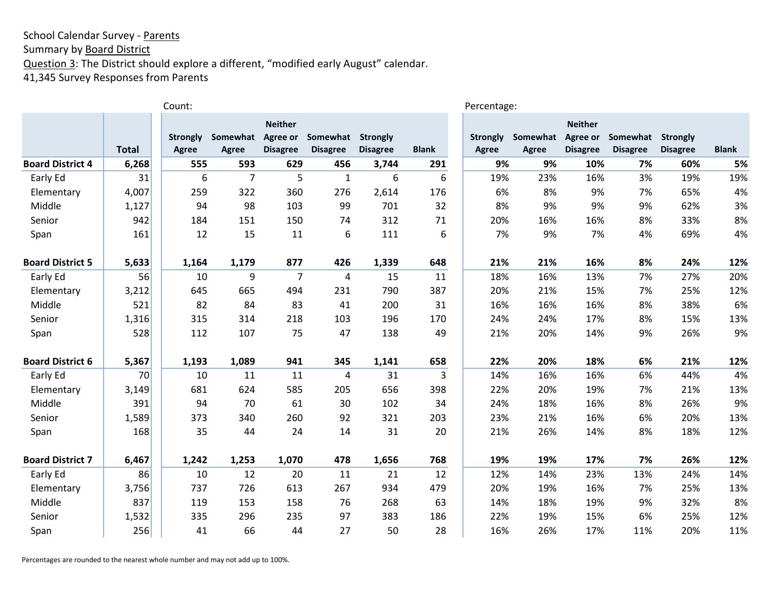School Calendar Survey - Parents
Summary by Board District
Question 3: The District should explore a different, “modified early August” calendar.
41,345 Survey Responses from Parents

| | Total | Count: Strongly Agree | Somewhat Agree | Neither Agree or Disagree | Somewhat Disagree | Strongly Disagree | Blank | Percentage: Strongly Agree | Somewhat Agree | Neither Agree or Disagree | Somewhat Disagree | Strongly Disagree | Blank |
|---|---|---|---|---|---|---|---|---|---|---|---|---|---|
| **Board District 4** | **6,268** | **555** | **593** | **629** | **456** | **3,744** | **291** | **9%** | **9%** | **10%** | **7%** | **60%** | **5%** |
| Early Ed | 31 | 6 | 7 | 5 | 1 | 6 | 6 | 19% | 23% | 16% | 3% | 19% | 19% |
| Elementary | 4,007 | 259 | 322 | 360 | 276 | 2,614 | 176 | 6% | 8% | 9% | 7% | 65% | 4% |
| Middle | 1,127 | 94 | 98 | 103 | 99 | 701 | 32 | 8% | 9% | 9% | 9% | 62% | 3% |
| Senior | 942 | 184 | 151 | 150 | 74 | 312 | 71 | 20% | 16% | 16% | 8% | 33% | 8% |
| Span | 161 | 12 | 15 | 11 | 6 | 111 | 6 | 7% | 9% | 7% | 4% | 69% | 4% |
| **Board District 5** | **5,633** | **1,164** | **1,179** | **877** | **426** | **1,339** | **648** | **21%** | **21%** | **16%** | **8%** | **24%** | **12%** |
| Early Ed | 56 | 10 | 9 | 7 | 4 | 15 | 11 | 18% | 16% | 13% | 7% | 27% | 20% |
| Elementary | 3,212 | 645 | 665 | 494 | 231 | 790 | 387 | 20% | 21% | 15% | 7% | 25% | 12% |
| Middle | 521 | 82 | 84 | 83 | 41 | 200 | 31 | 16% | 16% | 16% | 8% | 38% | 6% |
| Senior | 1,316 | 315 | 314 | 218 | 103 | 196 | 170 | 24% | 24% | 17% | 8% | 15% | 13% |
| Span | 528 | 112 | 107 | 75 | 47 | 138 | 49 | 21% | 20% | 14% | 9% | 26% | 9% |
| **Board District 6** | **5,367** | **1,193** | **1,089** | **941** | **345** | **1,141** | **658** | **22%** | **20%** | **18%** | **6%** | **21%** | **12%** |
| Early Ed | 70 | 10 | 11 | 11 | 4 | 31 | 3 | 14% | 16% | 16% | 6% | 44% | 4% |
| Elementary | 3,149 | 681 | 624 | 585 | 205 | 656 | 398 | 22% | 20% | 19% | 7% | 21% | 13% |
| Middle | 391 | 94 | 70 | 61 | 30 | 102 | 34 | 24% | 18% | 16% | 8% | 26% | 9% |
| Senior | 1,589 | 373 | 340 | 260 | 92 | 321 | 203 | 23% | 21% | 16% | 6% | 20% | 13% |
| Span | 168 | 35 | 44 | 24 | 14 | 31 | 20 | 21% | 26% | 14% | 8% | 18% | 12% |
| **Board District 7** | **6,467** | **1,242** | **1,253** | **1,070** | **478** | **1,656** | **768** | **19%** | **19%** | **17%** | **7%** | **26%** | **12%** |
| Early Ed | 86 | 10 | 12 | 20 | 11 | 21 | 12 | 12% | 14% | 23% | 13% | 24% | 14% |
| Elementary | 3,756 | 737 | 726 | 613 | 267 | 934 | 479 | 20% | 19% | 16% | 7% | 25% | 13% |
| Middle | 837 | 119 | 153 | 158 | 76 | 268 | 63 | 14% | 18% | 19% | 9% | 32% | 8% |
| Senior | 1,532 | 335 | 296 | 235 | 97 | 383 | 186 | 22% | 19% | 15% | 6% | 25% | 12% |
| Span | 256 | 41 | 66 | 44 | 27 | 50 | 28 | 16% | 26% | 17% | 11% | 20% | 11% |

Percentages are rounded to the nearest whole number and may not add up to 100%.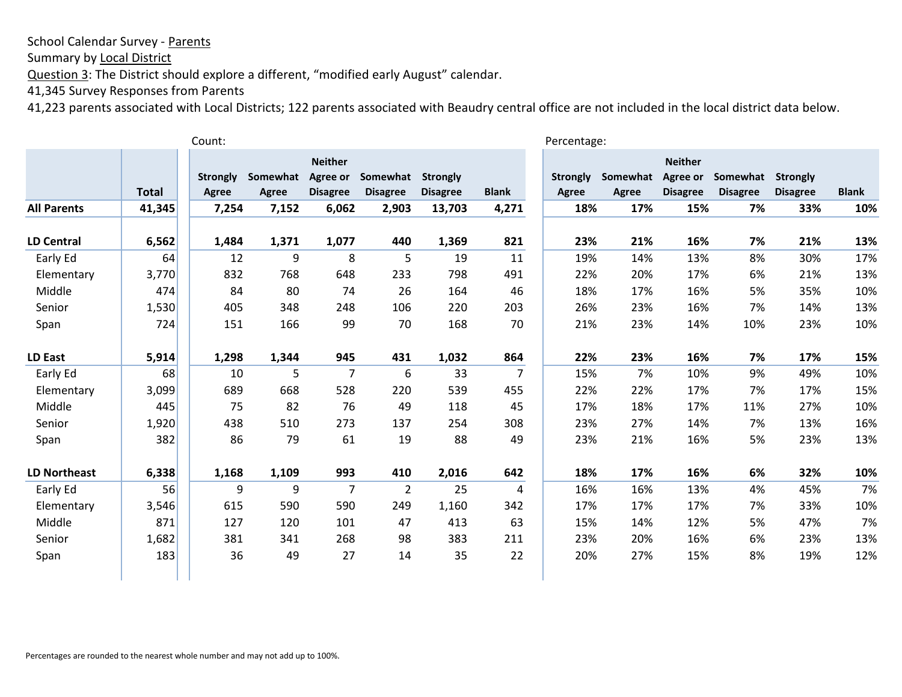School Calendar Survey - Parents
Summary by Local District
Question 3: The District should explore a different, “modified early August” calendar.
41,345 Survey Responses from Parents
41,223 parents associated with Local Districts; 122 parents associated with Beaudry central office are not included in the local district data below.

| | Total | Count: Strongly Agree | Somewhat Agree | Neither Agree or Disagree | Somewhat Disagree | Strongly Disagree | Blank | Percentage: Strongly Agree | Somewhat Agree | Neither Agree or Disagree | Somewhat Disagree | Strongly Disagree | Blank |
|---|---|---|---|---|---|---|---|---|---|---|---|---|---|
| **All Parents** | **41,345** | **7,254** | **7,152** | **6,062** | **2,903** | **13,703** | **4,271** | **18%** | **17%** | **15%** | **7%** | **33%** | **10%** |
| **LD Central** | **6,562** | **1,484** | **1,371** | **1,077** | **440** | **1,369** | **821** | **23%** | **21%** | **16%** | **7%** | **21%** | **13%** |
| Early Ed | 64 | 12 | 9 | 8 | 5 | 19 | 11 | 19% | 14% | 13% | 8% | 30% | 17% |
| Elementary | 3,770 | 832 | 768 | 648 | 233 | 798 | 491 | 22% | 20% | 17% | 6% | 21% | 13% |
| Middle | 474 | 84 | 80 | 74 | 26 | 164 | 46 | 18% | 17% | 16% | 5% | 35% | 10% |
| Senior | 1,530 | 405 | 348 | 248 | 106 | 220 | 203 | 26% | 23% | 16% | 7% | 14% | 13% |
| Span | 724 | 151 | 166 | 99 | 70 | 168 | 70 | 21% | 23% | 14% | 10% | 23% | 10% |
| **LD East** | **5,914** | **1,298** | **1,344** | **945** | **431** | **1,032** | **864** | **22%** | **23%** | **16%** | **7%** | **17%** | **15%** |
| Early Ed | 68 | 10 | 5 | 7 | 6 | 33 | 7 | 15% | 7% | 10% | 9% | 49% | 10% |
| Elementary | 3,099 | 689 | 668 | 528 | 220 | 539 | 455 | 22% | 22% | 17% | 7% | 17% | 15% |
| Middle | 445 | 75 | 82 | 76 | 49 | 118 | 45 | 17% | 18% | 17% | 11% | 27% | 10% |
| Senior | 1,920 | 438 | 510 | 273 | 137 | 254 | 308 | 23% | 27% | 14% | 7% | 13% | 16% |
| Span | 382 | 86 | 79 | 61 | 19 | 88 | 49 | 23% | 21% | 16% | 5% | 23% | 13% |
| **LD Northeast** | **6,338** | **1,168** | **1,109** | **993** | **410** | **2,016** | **642** | **18%** | **17%** | **16%** | **6%** | **32%** | **10%** |
| Early Ed | 56 | 9 | 9 | 7 | 2 | 25 | 4 | 16% | 16% | 13% | 4% | 45% | 7% |
| Elementary | 3,546 | 615 | 590 | 590 | 249 | 1,160 | 342 | 17% | 17% | 17% | 7% | 33% | 10% |
| Middle | 871 | 127 | 120 | 101 | 47 | 413 | 63 | 15% | 14% | 12% | 5% | 47% | 7% |
| Senior | 1,682 | 381 | 341 | 268 | 98 | 383 | 211 | 23% | 20% | 16% | 6% | 23% | 13% |
| Span | 183 | 36 | 49 | 27 | 14 | 35 | 22 | 20% | 27% | 15% | 8% | 19% | 12% |

Percentages are rounded to the nearest whole number and may not add up to 100%.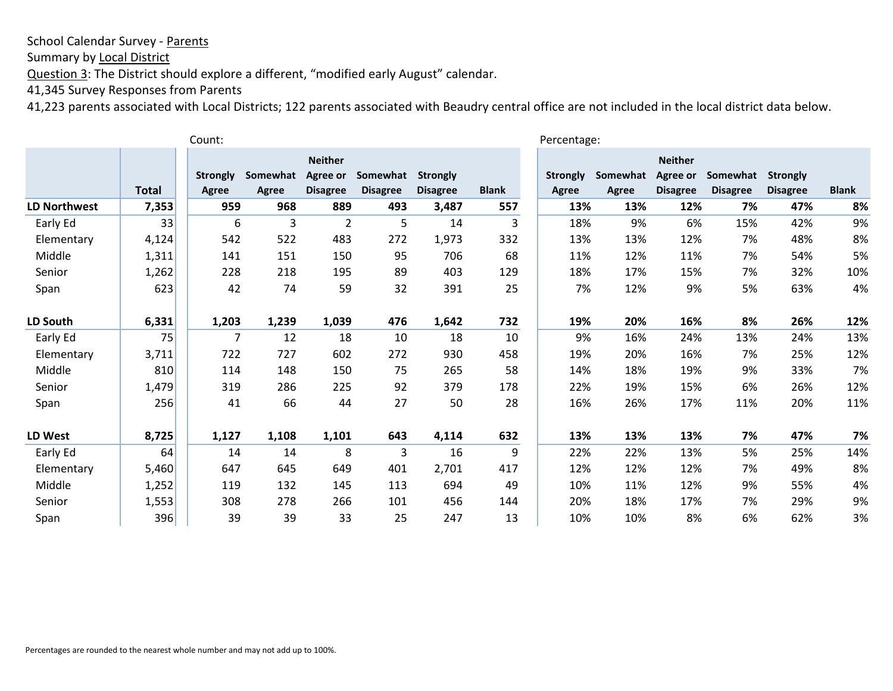School Calendar Survey - Parents
Summary by Local District
Question 3: The District should explore a different, “modified early August” calendar.
41,345 Survey Responses from Parents
41,223 parents associated with Local Districts; 122 parents associated with Beaudry central office are not included in the local district data below.

| | | Count: | | | | | | Percentage: | | | | | |
|---|---|---|---|---|---|---|---|---|---|---|---|---|---|
| | Total | Strongly Agree | Somewhat Agree | Neither Agree or Disagree | Somewhat Disagree | Strongly Disagree | Blank | Strongly Agree | Somewhat Agree | Neither Agree or Disagree | Somewhat Disagree | Strongly Disagree | Blank |
| **LD Northwest** | **7,353** | **959** | **968** | **889** | **493** | **3,487** | **557** | **13%** | **13%** | **12%** | **7%** | **47%** | **8%** |
| Early Ed | 33 | 6 | 3 | 2 | 5 | 14 | 3 | 18% | 9% | 6% | 15% | 42% | 9% |
| Elementary | 4,124 | 542 | 522 | 483 | 272 | 1,973 | 332 | 13% | 13% | 12% | 7% | 48% | 8% |
| Middle | 1,311 | 141 | 151 | 150 | 95 | 706 | 68 | 11% | 12% | 11% | 7% | 54% | 5% |
| Senior | 1,262 | 228 | 218 | 195 | 89 | 403 | 129 | 18% | 17% | 15% | 7% | 32% | 10% |
| Span | 623 | 42 | 74 | 59 | 32 | 391 | 25 | 7% | 12% | 9% | 5% | 63% | 4% |
| **LD South** | **6,331** | **1,203** | **1,239** | **1,039** | **476** | **1,642** | **732** | **19%** | **20%** | **16%** | **8%** | **26%** | **12%** |
| Early Ed | 75 | 7 | 12 | 18 | 10 | 18 | 10 | 9% | 16% | 24% | 13% | 24% | 13% |
| Elementary | 3,711 | 722 | 727 | 602 | 272 | 930 | 458 | 19% | 20% | 16% | 7% | 25% | 12% |
| Middle | 810 | 114 | 148 | 150 | 75 | 265 | 58 | 14% | 18% | 19% | 9% | 33% | 7% |
| Senior | 1,479 | 319 | 286 | 225 | 92 | 379 | 178 | 22% | 19% | 15% | 6% | 26% | 12% |
| Span | 256 | 41 | 66 | 44 | 27 | 50 | 28 | 16% | 26% | 17% | 11% | 20% | 11% |
| **LD West** | **8,725** | **1,127** | **1,108** | **1,101** | **643** | **4,114** | **632** | **13%** | **13%** | **13%** | **7%** | **47%** | **7%** |
| Early Ed | 64 | 14 | 14 | 8 | 3 | 16 | 9 | 22% | 22% | 13% | 5% | 25% | 14% |
| Elementary | 5,460 | 647 | 645 | 649 | 401 | 2,701 | 417 | 12% | 12% | 12% | 7% | 49% | 8% |
| Middle | 1,252 | 119 | 132 | 145 | 113 | 694 | 49 | 10% | 11% | 12% | 9% | 55% | 4% |
| Senior | 1,553 | 308 | 278 | 266 | 101 | 456 | 144 | 20% | 18% | 17% | 7% | 29% | 9% |
| Span | 396 | 39 | 39 | 33 | 25 | 247 | 13 | 10% | 10% | 8% | 6% | 62% | 3% |

Percentages are rounded to the nearest whole number and may not add up to 100%.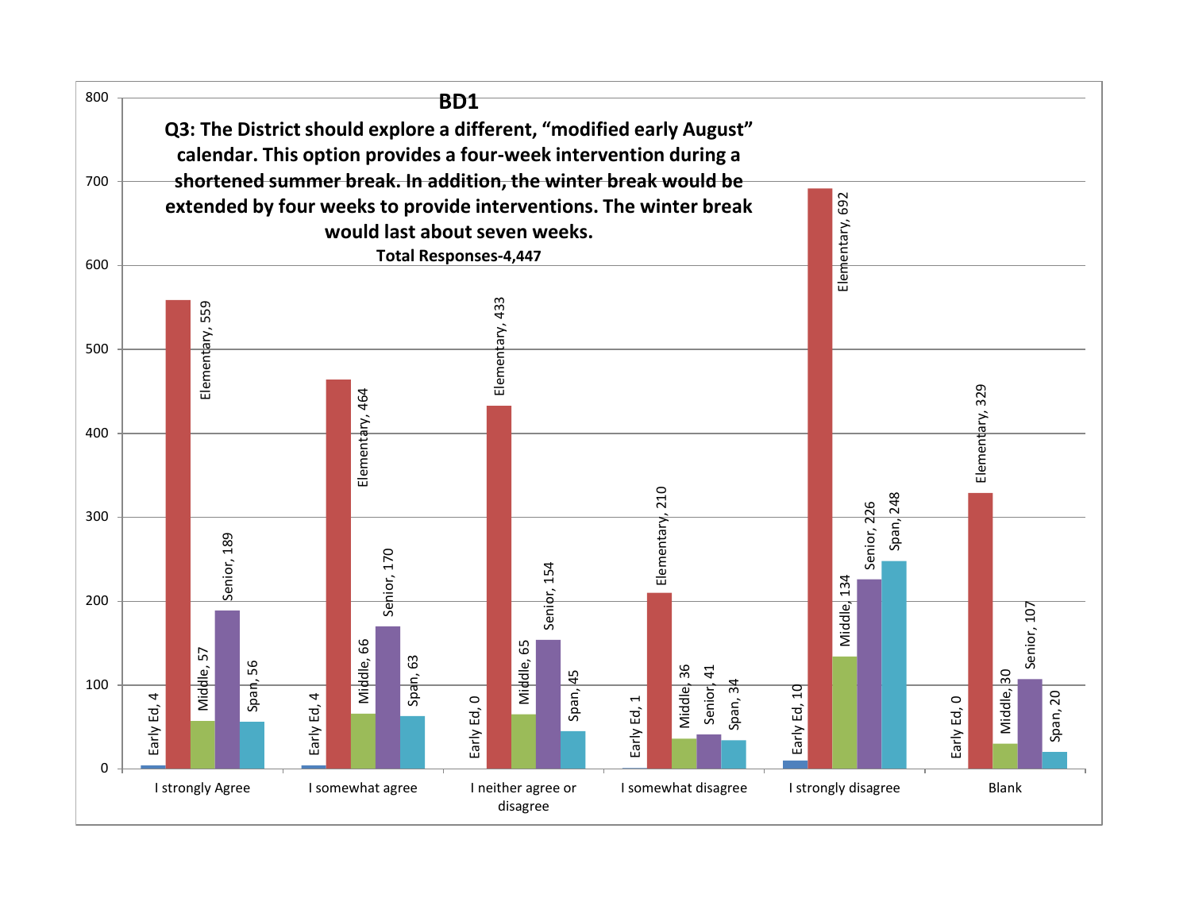# BD1

**Q3: The District should explore a different, "modified early August" calendar. This option provides a four-week intervention during a shortened summer break. In addition, the winter break would be extended by four weeks to provide interventions. The winter break would last about seven weeks.**

**Total Responses-4,447**

| Response | Early Ed | Elementary | Middle | Senior | Span |
|---|---|---|---|---|---|
| I strongly Agree | 4 | 559 | 57 | 189 | 56 |
| I somewhat agree | 4 | 464 | 66 | 170 | 63 |
| I neither agree or disagree | 0 | 433 | 65 | 154 | 45 |
| I somewhat disagree | 1 | 210 | 36 | 41 | 34 |
| I strongly disagree | 10 | 692 | 134 | 226 | 248 |
| Blank | 0 | 329 | 30 | 107 | 20 |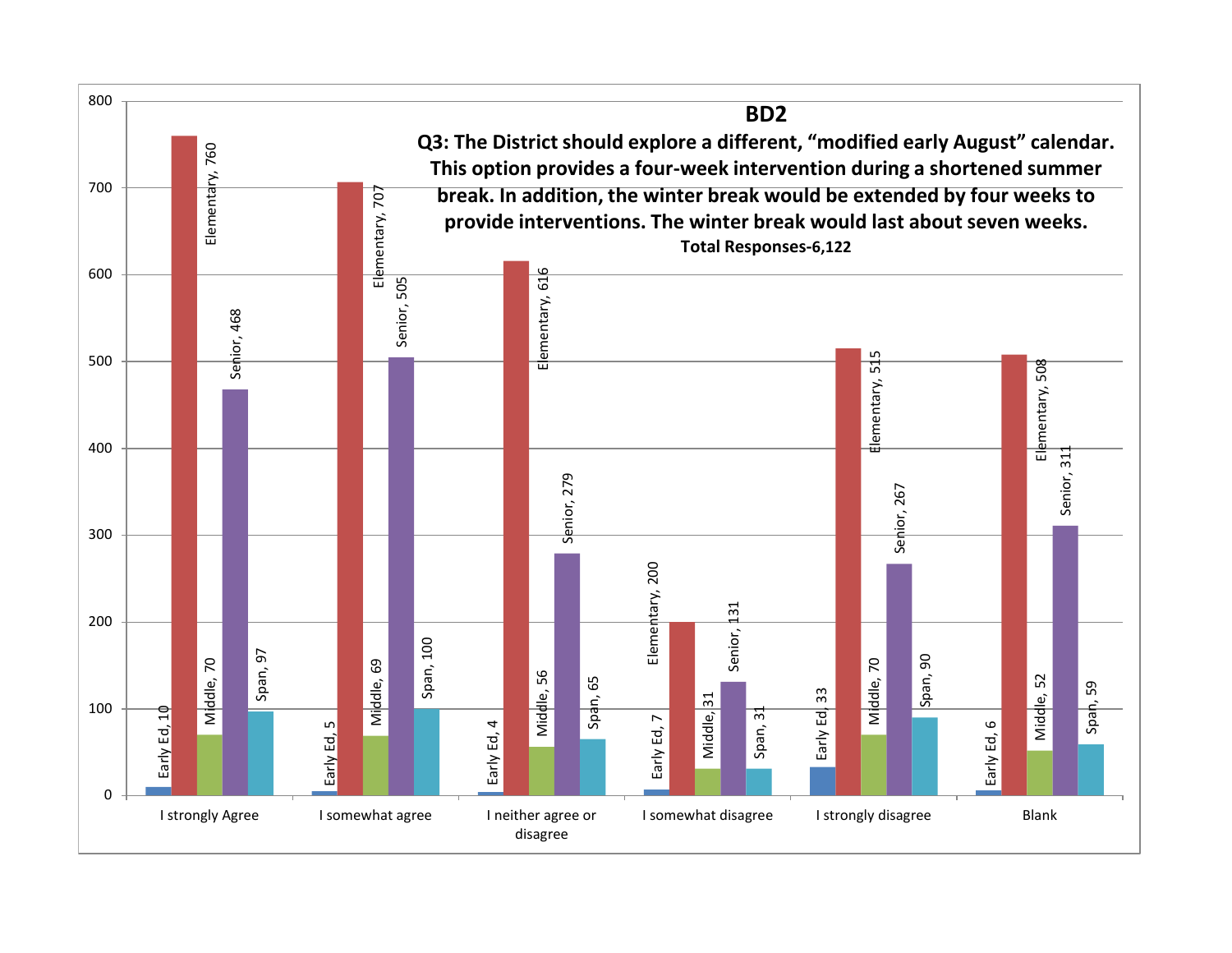## BD2

**Q3: The District should explore a different, "modified early August" calendar. This option provides a four-week intervention during a shortened summer break. In addition, the winter break would be extended by four weeks to provide interventions. The winter break would last about seven weeks.**

**Total Responses-6,122**

| | Early Ed | Elementary | Middle | Senior | Span |
|---|---|---|---|---|---|
| I strongly Agree | 10 | 760 | 70 | 468 | 97 |
| I somewhat agree | 5 | 707 | 69 | 505 | 100 |
| I neither agree or disagree | 4 | 616 | 56 | 279 | 65 |
| I somewhat disagree | 7 | 200 | 31 | 131 | 31 |
| I strongly disagree | 33 | 515 | 70 | 267 | 90 |
| Blank | 6 | 508 | 52 | 311 | 59 |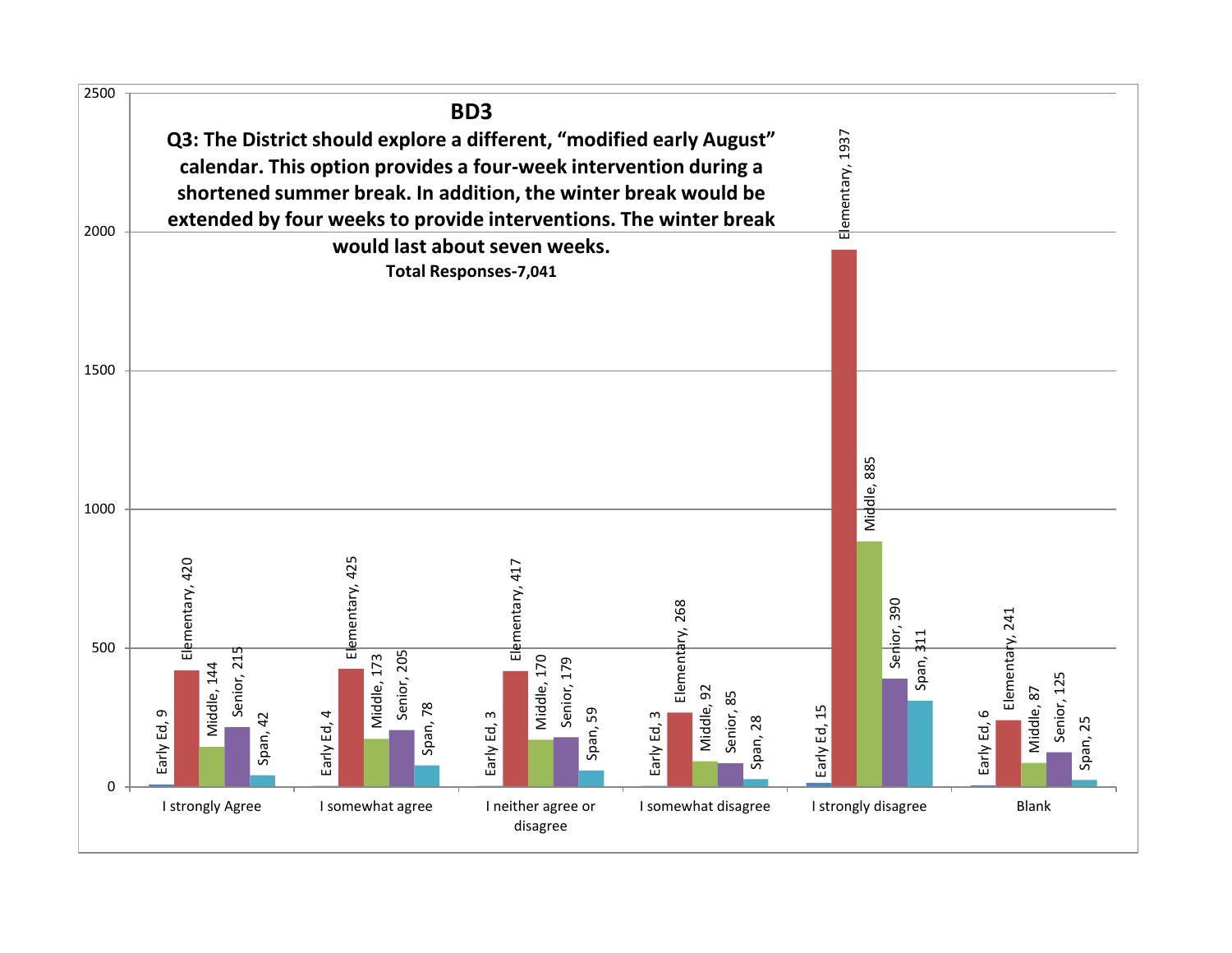## BD3

**Q3: The District should explore a different, "modified early August" calendar. This option provides a four-week intervention during a shortened summer break. In addition, the winter break would be extended by four weeks to provide interventions. The winter break would last about seven weeks.**

**Total Responses-7,041**

| Response | Early Ed | Elementary | Middle | Senior | Span |
|---|---|---|---|---|---|
| I strongly Agree | 9 | 420 | 144 | 215 | 42 |
| I somewhat agree | 4 | 425 | 173 | 205 | 78 |
| I neither agree or disagree | 3 | 417 | 170 | 179 | 59 |
| I somewhat disagree | 3 | 268 | 92 | 85 | 28 |
| I strongly disagree | 15 | 1937 | 885 | 390 | 311 |
| Blank | 6 | 241 | 87 | 125 | 25 |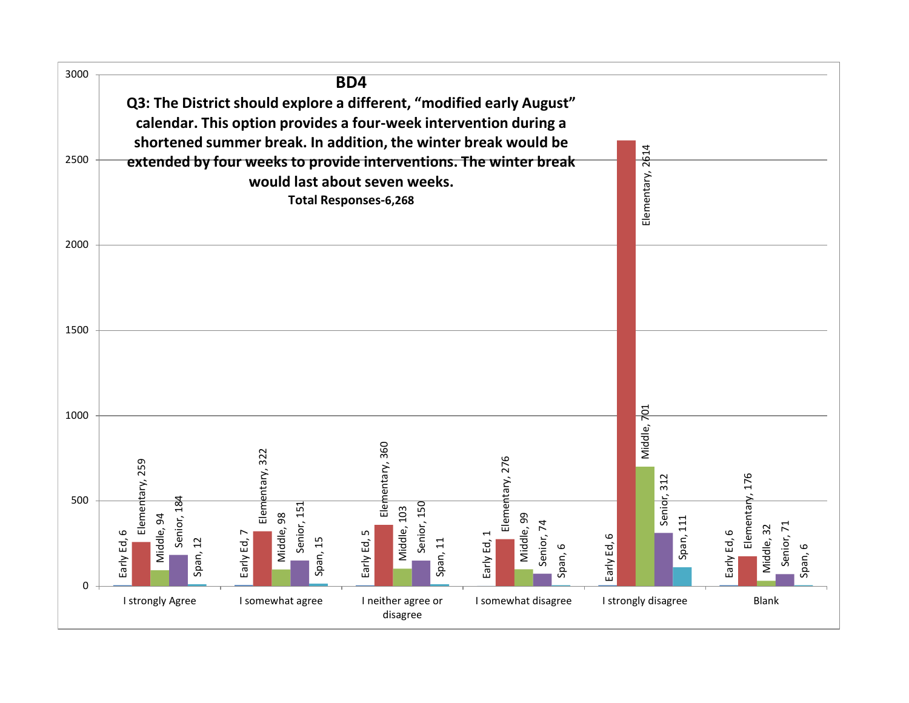## BD4

**Q3: The District should explore a different, "modified early August" calendar. This option provides a four-week intervention during a shortened summer break. In addition, the winter break would be extended by four weeks to provide interventions. The winter break would last about seven weeks.**

**Total Responses-6,268**

| Response | Early Ed | Elementary | Middle | Senior | Span |
|---|---|---|---|---|---|
| I strongly Agree | 6 | 259 | 94 | 184 | 12 |
| I somewhat agree | 7 | 322 | 98 | 151 | 15 |
| I neither agree or disagree | 5 | 360 | 103 | 150 | 11 |
| I somewhat disagree | 1 | 276 | 99 | 74 | 6 |
| I strongly disagree | 6 | 2614 | 701 | 312 | 111 |
| Blank | 6 | 176 | 32 | 71 | 6 |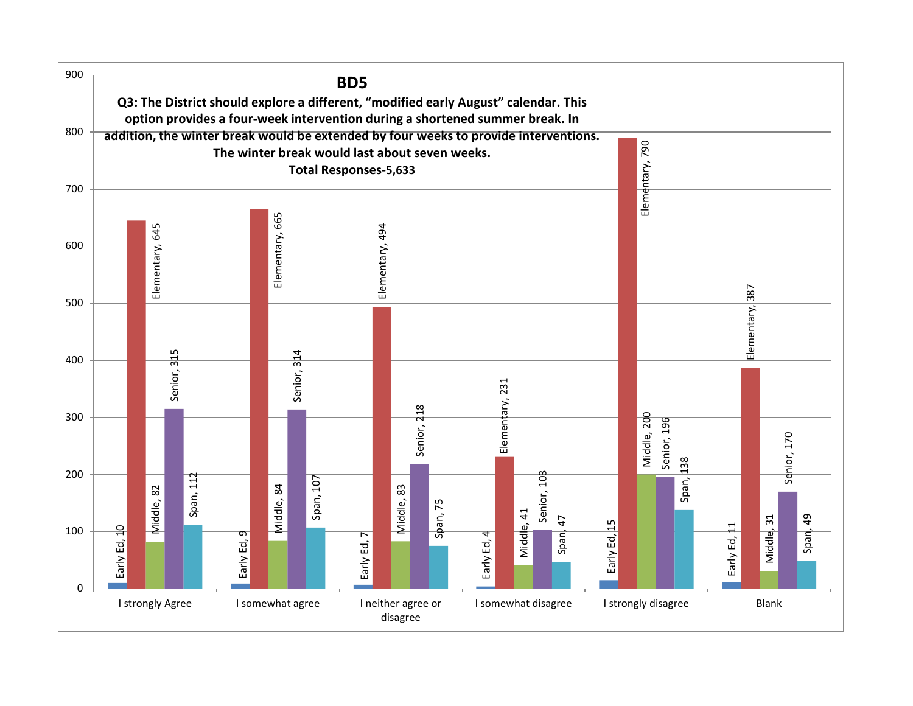# BD5

**Q3: The District should explore a different, "modified early August" calendar. This option provides a four-week intervention during a shortened summer break. In addition, the winter break would be extended by four weeks to provide interventions. The winter break would last about seven weeks.**

**Total Responses-5,633**

| | Early Ed | Elementary | Middle | Senior | Span |
|---|---|---|---|---|---|
| I strongly Agree | 10 | 645 | 82 | 315 | 112 |
| I somewhat agree | 9 | 665 | 84 | 314 | 107 |
| I neither agree or disagree | 7 | 494 | 83 | 218 | 75 |
| I somewhat disagree | 4 | 231 | 41 | 103 | 47 |
| I strongly disagree | 15 | 790 | 200 | 196 | 138 |
| Blank | 11 | 387 | 31 | 170 | 49 |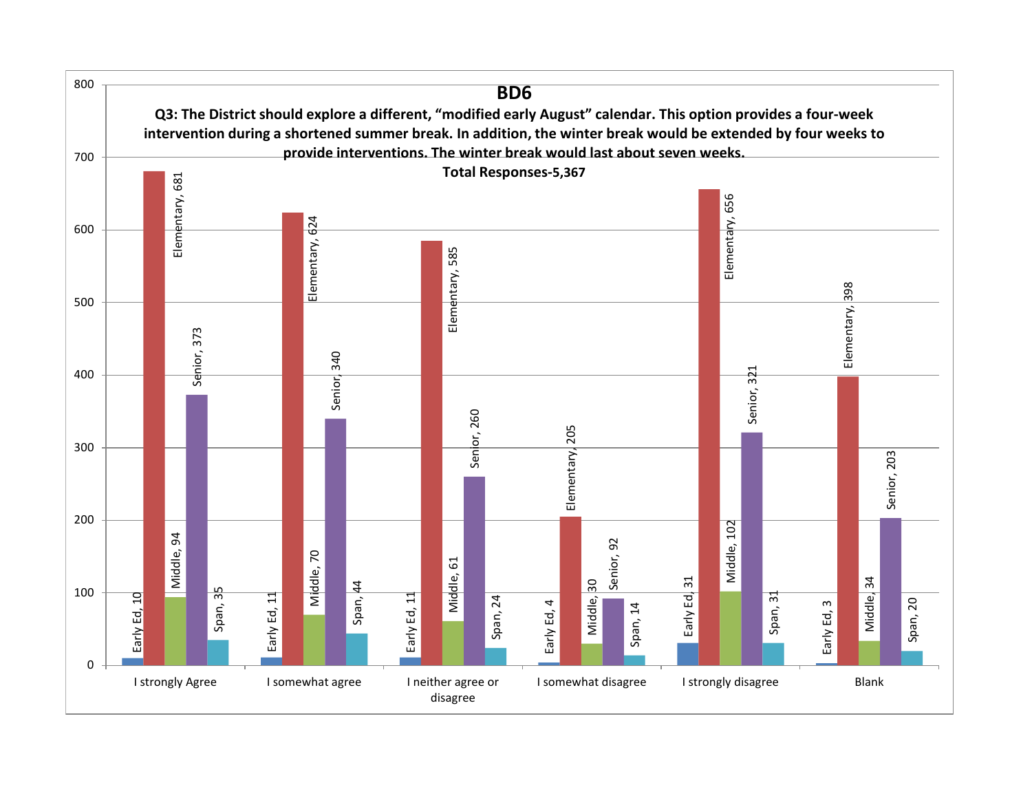# BD6

**Q3: The District should explore a different, "modified early August" calendar. This option provides a four-week intervention during a shortened summer break. In addition, the winter break would be extended by four weeks to provide interventions. The winter break would last about seven weeks.**

**Total Responses-5,367**

| | Early Ed | Elementary | Middle | Senior | Span |
|---|---|---|---|---|---|
| I strongly Agree | 10 | 681 | 94 | 373 | 35 |
| I somewhat agree | 11 | 624 | 70 | 340 | 44 |
| I neither agree or disagree | 11 | 585 | 61 | 260 | 24 |
| I somewhat disagree | 4 | 205 | 30 | 92 | 14 |
| I strongly disagree | 31 | 656 | 102 | 321 | 31 |
| Blank | 3 | 398 | 34 | 203 | 20 |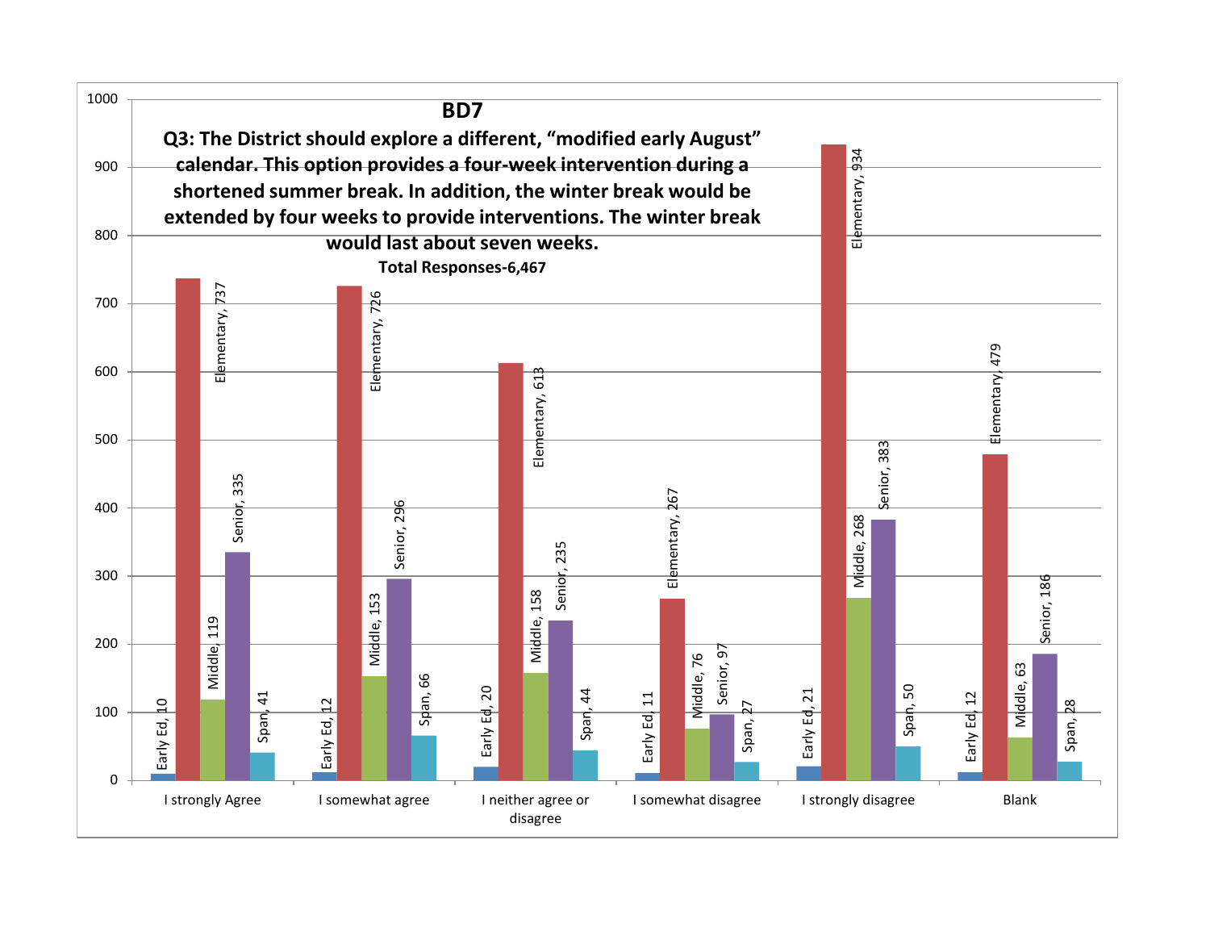# BD7

**Q3: The District should explore a different, "modified early August" calendar. This option provides a four-week intervention during a shortened summer break. In addition, the winter break would be extended by four weeks to provide interventions. The winter break would last about seven weeks.**

**Total Responses-6,467**

| | Early Ed | Elementary | Middle | Senior | Span |
|---|---|---|---|---|---|
| I strongly Agree | 10 | 737 | 119 | 335 | 41 |
| I somewhat agree | 12 | 726 | 153 | 296 | 66 |
| I neither agree or disagree | 20 | 613 | 158 | 235 | 44 |
| I somewhat disagree | 11 | 267 | 76 | 97 | 27 |
| I strongly disagree | 21 | 934 | 268 | 383 | 50 |
| Blank | 12 | 479 | 63 | 186 | 28 |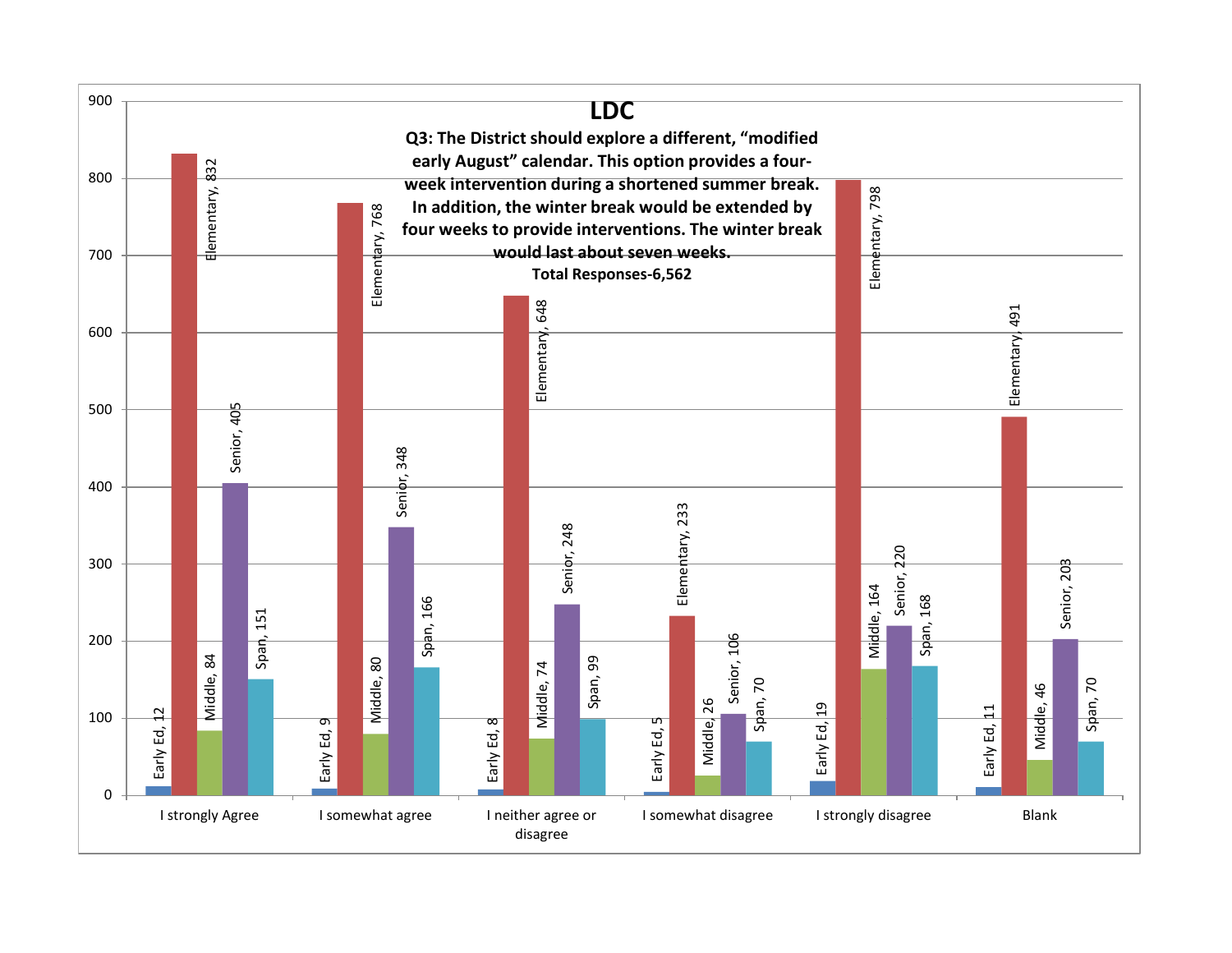## LDC

**Q3: The District should explore a different, “modified early August” calendar. This option provides a four-week intervention during a shortened summer break. In addition, the winter break would be extended by four weeks to provide interventions. The winter break would last about seven weeks.**

**Total Responses-6,562**

| Response | Early Ed | Elementary | Middle | Senior | Span |
|---|---|---|---|---|---|
| I strongly Agree | 12 | 832 | 84 | 405 | 151 |
| I somewhat agree | 9 | 768 | 80 | 348 | 166 |
| I neither agree or disagree | 8 | 648 | 74 | 248 | 99 |
| I somewhat disagree | 5 | 233 | 26 | 106 | 70 |
| I strongly disagree | 19 | 798 | 164 | 220 | 168 |
| Blank | 11 | 491 | 46 | 203 | 70 |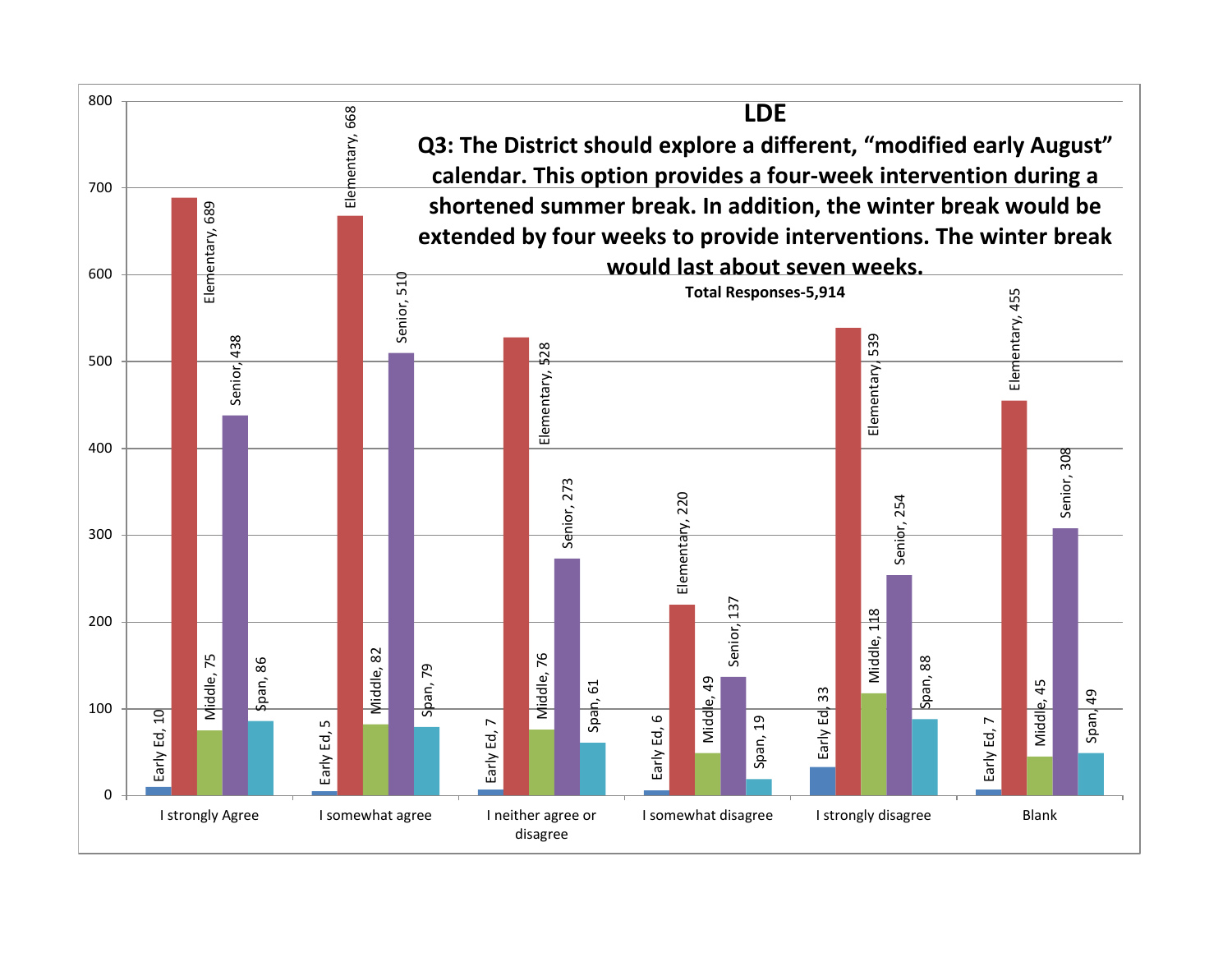# LDE

**Q3: The District should explore a different, "modified early August" calendar. This option provides a four-week intervention during a shortened summer break. In addition, the winter break would be extended by four weeks to provide interventions. The winter break would last about seven weeks.**

**Total Responses-5,914**

| | Early Ed | Elementary | Middle | Senior | Span |
|---|---|---|---|---|---|
| I strongly Agree | 10 | 689 | 75 | 438 | 86 |
| I somewhat agree | 5 | 668 | 82 | 510 | 79 |
| I neither agree or disagree | 7 | 528 | 76 | 273 | 61 |
| I somewhat disagree | 6 | 220 | 49 | 137 | 19 |
| I strongly disagree | 33 | 539 | 118 | 254 | 88 |
| Blank | 7 | 455 | 45 | 308 | 49 |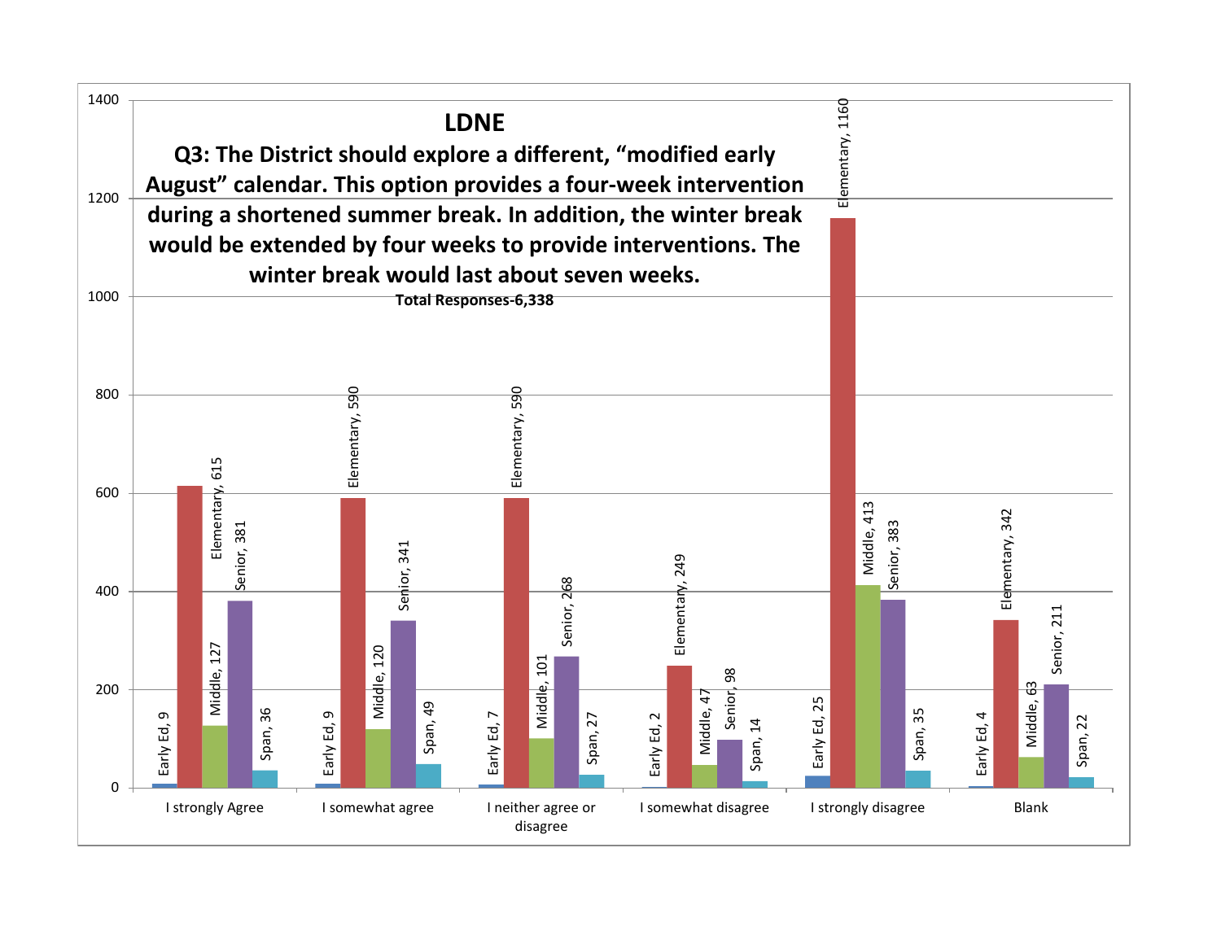## LDNE

**Q3: The District should explore a different, "modified early August" calendar. This option provides a four-week intervention during a shortened summer break. In addition, the winter break would be extended by four weeks to provide interventions. The winter break would last about seven weeks.**

**Total Responses-6,338**

| Response | Early Ed | Elementary | Middle | Senior | Span |
|---|---|---|---|---|---|
| I strongly Agree | 9 | 615 | 127 | 381 | 36 |
| I somewhat agree | 9 | 590 | 120 | 341 | 49 |
| I neither agree or disagree | 7 | 590 | 101 | 268 | 27 |
| I somewhat disagree | 2 | 249 | 47 | 98 | 14 |
| I strongly disagree | 25 | 1160 | 413 | 383 | 35 |
| Blank | 4 | 342 | 63 | 211 | 22 |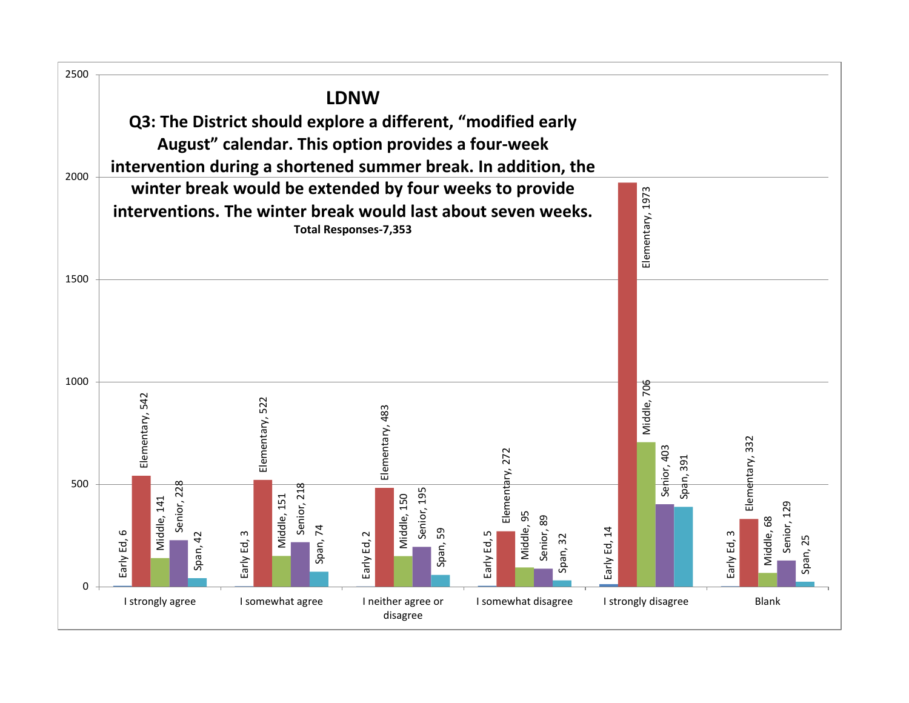# LDNW

**Q3: The District should explore a different, "modified early August" calendar. This option provides a four-week intervention during a shortened summer break. In addition, the winter break would be extended by four weeks to provide interventions. The winter break would last about seven weeks.**

**Total Responses-7,353**

| | Early Ed | Elementary | Middle | Senior | Span |
|---|---|---|---|---|---|
| I strongly agree | 6 | 542 | 141 | 228 | 42 |
| I somewhat agree | 3 | 522 | 151 | 218 | 74 |
| I neither agree or disagree | 2 | 483 | 150 | 195 | 59 |
| I somewhat disagree | 5 | 272 | 95 | 89 | 32 |
| I strongly disagree | 14 | 1973 | 706 | 403 | 391 |
| Blank | 3 | 332 | 68 | 129 | 25 |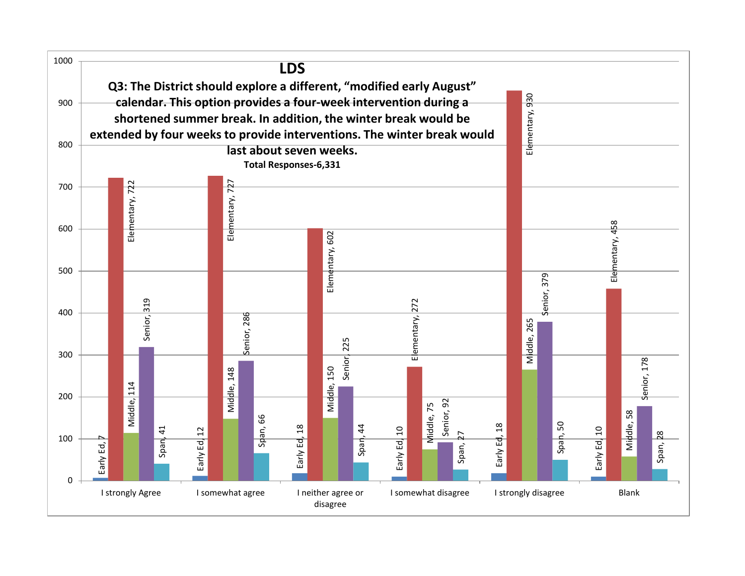# LDS

**Q3: The District should explore a different, "modified early August" calendar. This option provides a four-week intervention during a shortened summer break. In addition, the winter break would be extended by four weeks to provide interventions. The winter break would last about seven weeks.**

**Total Responses-6,331**

| | Early Ed | Elementary | Middle | Senior | Span |
|---|---|---|---|---|---|
| I strongly Agree | 7 | 722 | 114 | 319 | 41 |
| I somewhat agree | 12 | 727 | 148 | 286 | 66 |
| I neither agree or disagree | 18 | 602 | 150 | 225 | 44 |
| I somewhat disagree | 10 | 272 | 75 | 92 | 27 |
| I strongly disagree | 18 | 930 | 265 | 379 | 50 |
| Blank | 10 | 458 | 58 | 178 | 28 |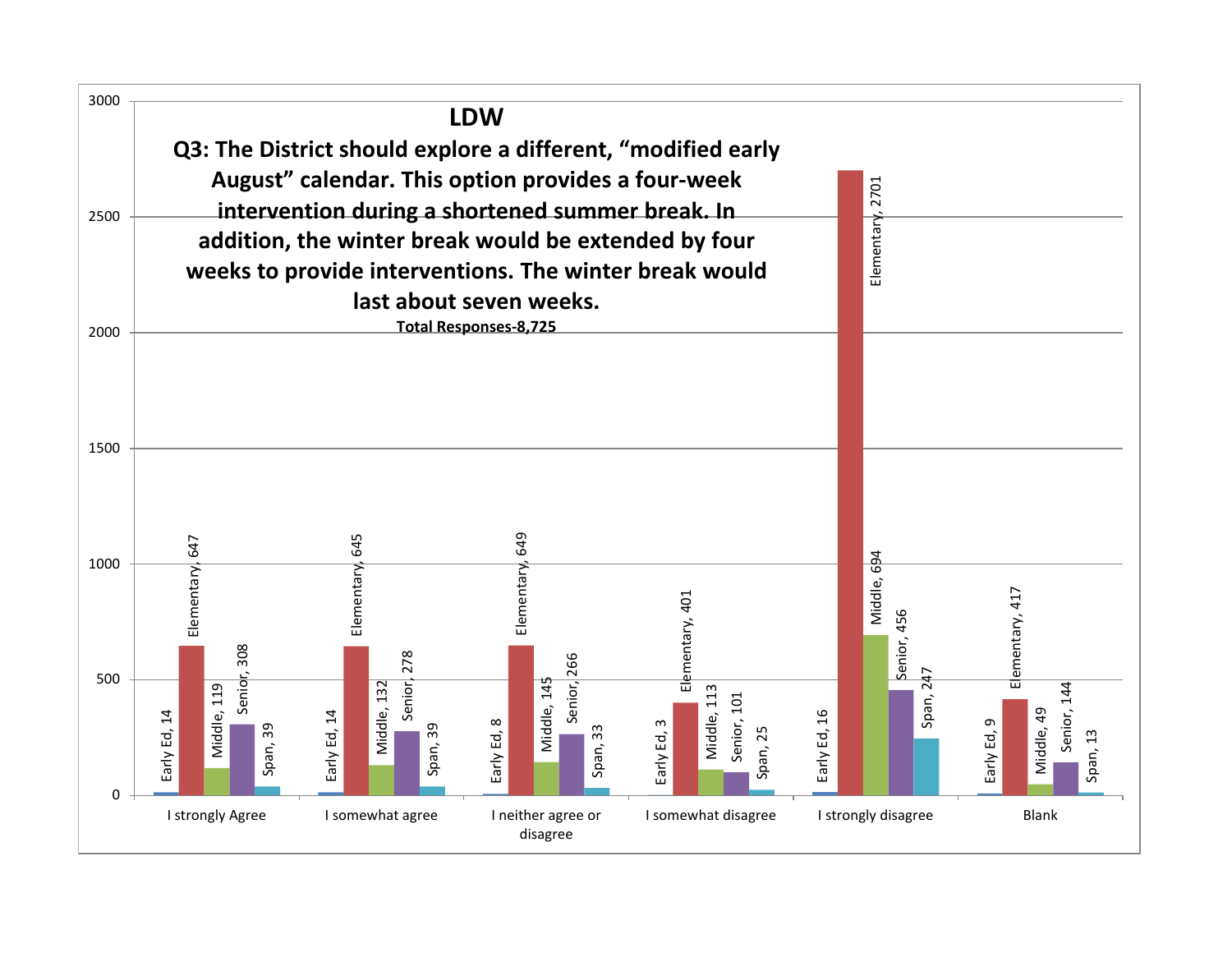# LDW

## Q3: The District should explore a different, "modified early August" calendar. This option provides a four-week intervention during a shortened summer break. In addition, the winter break would be extended by four weeks to provide interventions. The winter break would last about seven weeks.

**Total Responses-8,725**

| | Early Ed | Elementary | Middle | Senior | Span |
|---|---|---|---|---|---|
| I strongly Agree | 14 | 647 | 119 | 308 | 39 |
| I somewhat agree | 14 | 645 | 132 | 278 | 39 |
| I neither agree or disagree | 8 | 649 | 145 | 266 | 33 |
| I somewhat disagree | 3 | 401 | 113 | 101 | 25 |
| I strongly disagree | 16 | 2701 | 694 | 456 | 247 |
| Blank | 9 | 417 | 49 | 144 | 13 |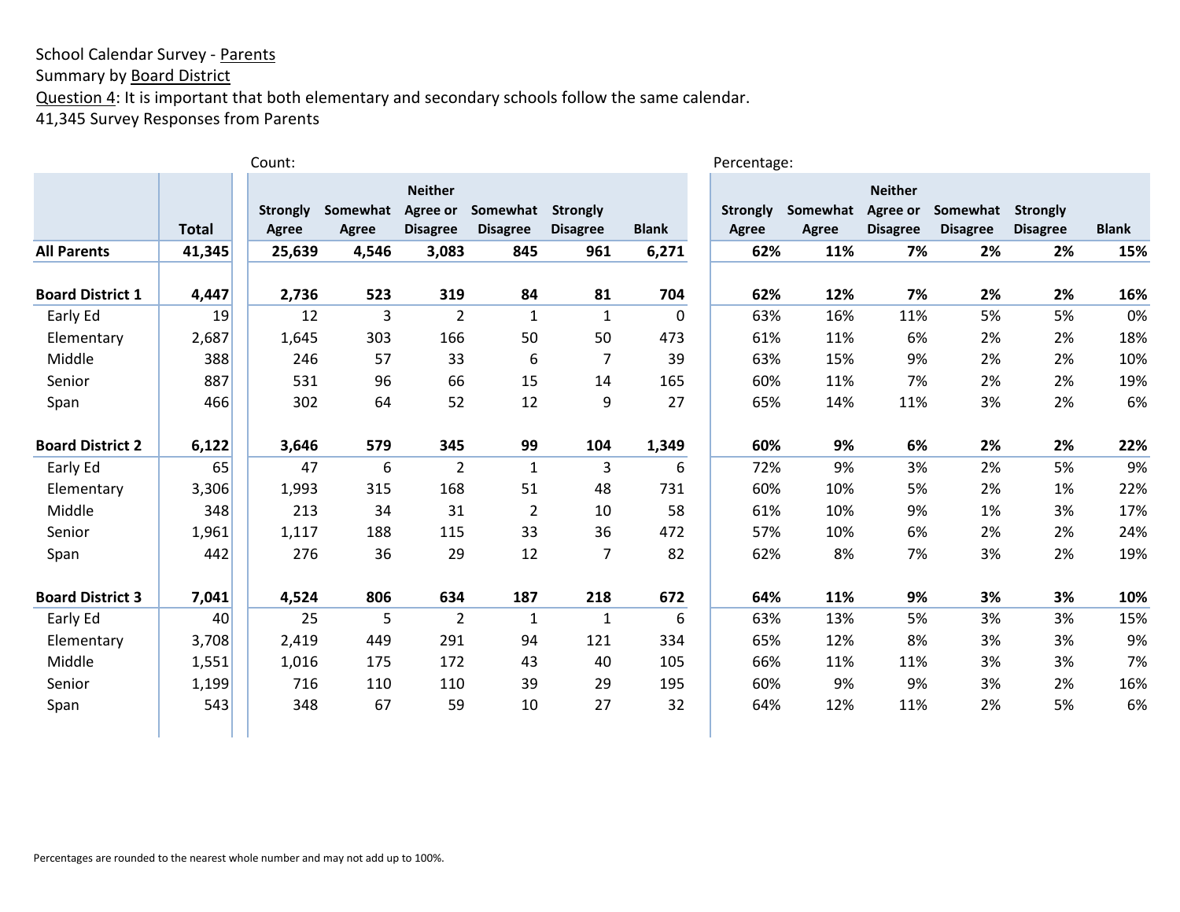School Calendar Survey - Parents
Summary by Board District
Question 4: It is important that both elementary and secondary schools follow the same calendar.
41,345 Survey Responses from Parents

| | Total | Count: Strongly Agree | Somewhat Agree | Neither Agree or Disagree | Somewhat Disagree | Strongly Disagree | Blank | Percentage: Strongly Agree | Somewhat Agree | Neither Agree or Disagree | Somewhat Disagree | Strongly Disagree | Blank |
|---|---|---|---|---|---|---|---|---|---|---|---|---|---|
| **All Parents** | **41,345** | **25,639** | **4,546** | **3,083** | **845** | **961** | **6,271** | **62%** | **11%** | **7%** | **2%** | **2%** | **15%** |
| **Board District 1** | **4,447** | **2,736** | **523** | **319** | **84** | **81** | **704** | **62%** | **12%** | **7%** | **2%** | **2%** | **16%** |
| Early Ed | 19 | 12 | 3 | 2 | 1 | 1 | 0 | 63% | 16% | 11% | 5% | 5% | 0% |
| Elementary | 2,687 | 1,645 | 303 | 166 | 50 | 50 | 473 | 61% | 11% | 6% | 2% | 2% | 18% |
| Middle | 388 | 246 | 57 | 33 | 6 | 7 | 39 | 63% | 15% | 9% | 2% | 2% | 10% |
| Senior | 887 | 531 | 96 | 66 | 15 | 14 | 165 | 60% | 11% | 7% | 2% | 2% | 19% |
| Span | 466 | 302 | 64 | 52 | 12 | 9 | 27 | 65% | 14% | 11% | 3% | 2% | 6% |
| **Board District 2** | **6,122** | **3,646** | **579** | **345** | **99** | **104** | **1,349** | **60%** | **9%** | **6%** | **2%** | **2%** | **22%** |
| Early Ed | 65 | 47 | 6 | 2 | 1 | 3 | 6 | 72% | 9% | 3% | 2% | 5% | 9% |
| Elementary | 3,306 | 1,993 | 315 | 168 | 51 | 48 | 731 | 60% | 10% | 5% | 2% | 1% | 22% |
| Middle | 348 | 213 | 34 | 31 | 2 | 10 | 58 | 61% | 10% | 9% | 1% | 3% | 17% |
| Senior | 1,961 | 1,117 | 188 | 115 | 33 | 36 | 472 | 57% | 10% | 6% | 2% | 2% | 24% |
| Span | 442 | 276 | 36 | 29 | 12 | 7 | 82 | 62% | 8% | 7% | 3% | 2% | 19% |
| **Board District 3** | **7,041** | **4,524** | **806** | **634** | **187** | **218** | **672** | **64%** | **11%** | **9%** | **3%** | **3%** | **10%** |
| Early Ed | 40 | 25 | 5 | 2 | 1 | 1 | 6 | 63% | 13% | 5% | 3% | 3% | 15% |
| Elementary | 3,708 | 2,419 | 449 | 291 | 94 | 121 | 334 | 65% | 12% | 8% | 3% | 3% | 9% |
| Middle | 1,551 | 1,016 | 175 | 172 | 43 | 40 | 105 | 66% | 11% | 11% | 3% | 3% | 7% |
| Senior | 1,199 | 716 | 110 | 110 | 39 | 29 | 195 | 60% | 9% | 9% | 3% | 2% | 16% |
| Span | 543 | 348 | 67 | 59 | 10 | 27 | 32 | 64% | 12% | 11% | 2% | 5% | 6% |

Percentages are rounded to the nearest whole number and may not add up to 100%.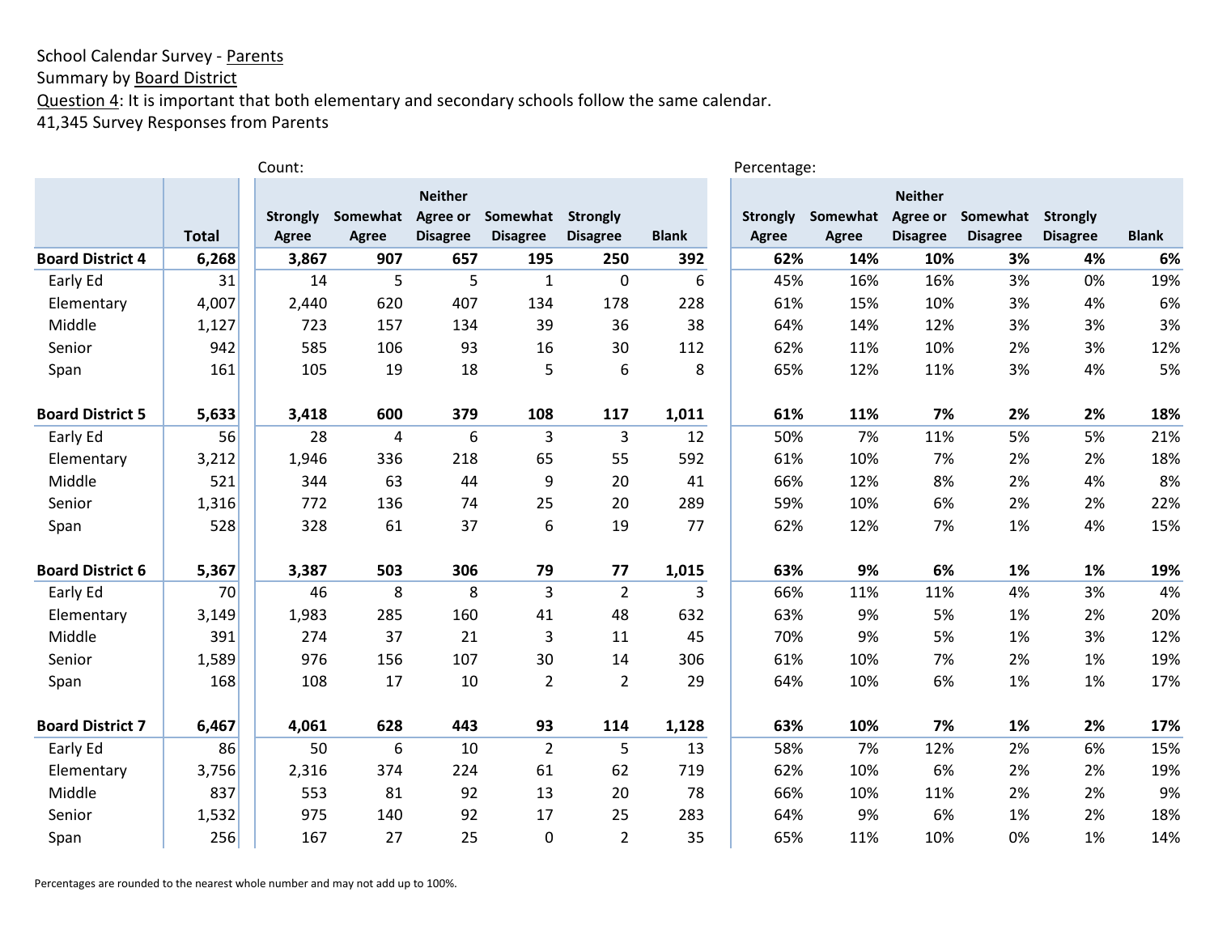School Calendar Survey - Parents
Summary by Board District
Question 4: It is important that both elementary and secondary schools follow the same calendar.
41,345 Survey Responses from Parents

| | Total | Count: Strongly Agree | Somewhat Agree | Neither Agree or Disagree | Somewhat Disagree | Strongly Disagree | Blank | Percentage: Strongly Agree | Somewhat Agree | Neither Agree or Disagree | Somewhat Disagree | Strongly Disagree | Blank |
|---|---|---|---|---|---|---|---|---|---|---|---|---|---|
| **Board District 4** | **6,268** | **3,867** | **907** | **657** | **195** | **250** | **392** | **62%** | **14%** | **10%** | **3%** | **4%** | **6%** |
| Early Ed | 31 | 14 | 5 | 5 | 1 | 0 | 6 | 45% | 16% | 16% | 3% | 0% | 19% |
| Elementary | 4,007 | 2,440 | 620 | 407 | 134 | 178 | 228 | 61% | 15% | 10% | 3% | 4% | 6% |
| Middle | 1,127 | 723 | 157 | 134 | 39 | 36 | 38 | 64% | 14% | 12% | 3% | 3% | 3% |
| Senior | 942 | 585 | 106 | 93 | 16 | 30 | 112 | 62% | 11% | 10% | 2% | 3% | 12% |
| Span | 161 | 105 | 19 | 18 | 5 | 6 | 8 | 65% | 12% | 11% | 3% | 4% | 5% |
| **Board District 5** | **5,633** | **3,418** | **600** | **379** | **108** | **117** | **1,011** | **61%** | **11%** | **7%** | **2%** | **2%** | **18%** |
| Early Ed | 56 | 28 | 4 | 6 | 3 | 3 | 12 | 50% | 7% | 11% | 5% | 5% | 21% |
| Elementary | 3,212 | 1,946 | 336 | 218 | 65 | 55 | 592 | 61% | 10% | 7% | 2% | 2% | 18% |
| Middle | 521 | 344 | 63 | 44 | 9 | 20 | 41 | 66% | 12% | 8% | 2% | 4% | 8% |
| Senior | 1,316 | 772 | 136 | 74 | 25 | 20 | 289 | 59% | 10% | 6% | 2% | 2% | 22% |
| Span | 528 | 328 | 61 | 37 | 6 | 19 | 77 | 62% | 12% | 7% | 1% | 4% | 15% |
| **Board District 6** | **5,367** | **3,387** | **503** | **306** | **79** | **77** | **1,015** | **63%** | **9%** | **6%** | **1%** | **1%** | **19%** |
| Early Ed | 70 | 46 | 8 | 8 | 3 | 2 | 3 | 66% | 11% | 11% | 4% | 3% | 4% |
| Elementary | 3,149 | 1,983 | 285 | 160 | 41 | 48 | 632 | 63% | 9% | 5% | 1% | 2% | 20% |
| Middle | 391 | 274 | 37 | 21 | 3 | 11 | 45 | 70% | 9% | 5% | 1% | 3% | 12% |
| Senior | 1,589 | 976 | 156 | 107 | 30 | 14 | 306 | 61% | 10% | 7% | 2% | 1% | 19% |
| Span | 168 | 108 | 17 | 10 | 2 | 2 | 29 | 64% | 10% | 6% | 1% | 1% | 17% |
| **Board District 7** | **6,467** | **4,061** | **628** | **443** | **93** | **114** | **1,128** | **63%** | **10%** | **7%** | **1%** | **2%** | **17%** |
| Early Ed | 86 | 50 | 6 | 10 | 2 | 5 | 13 | 58% | 7% | 12% | 2% | 6% | 15% |
| Elementary | 3,756 | 2,316 | 374 | 224 | 61 | 62 | 719 | 62% | 10% | 6% | 2% | 2% | 19% |
| Middle | 837 | 553 | 81 | 92 | 13 | 20 | 78 | 66% | 10% | 11% | 2% | 2% | 9% |
| Senior | 1,532 | 975 | 140 | 92 | 17 | 25 | 283 | 64% | 9% | 6% | 1% | 2% | 18% |
| Span | 256 | 167 | 27 | 25 | 0 | 2 | 35 | 65% | 11% | 10% | 0% | 1% | 14% |

Percentages are rounded to the nearest whole number and may not add up to 100%.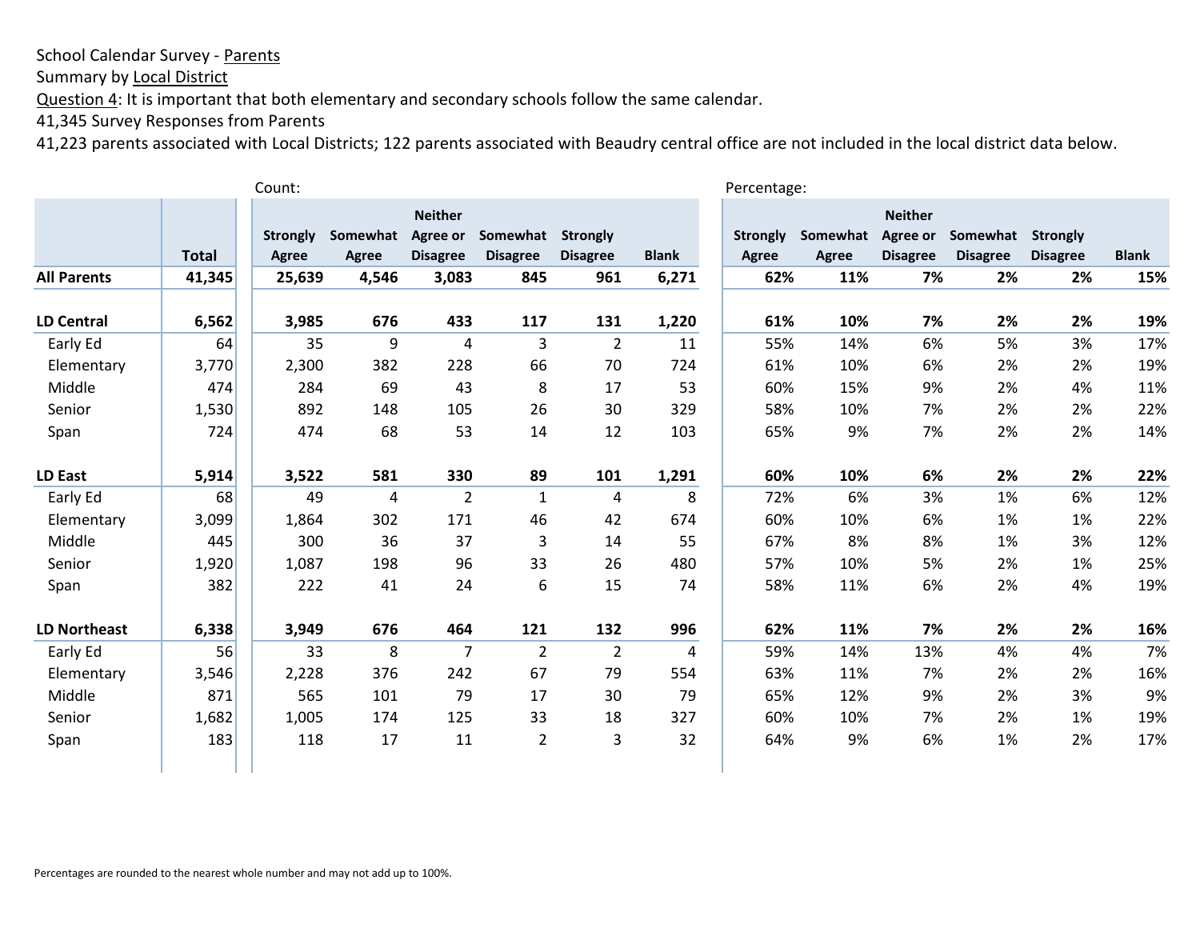School Calendar Survey - <u>Parents</u>

Summary by <u>Local District</u>

<u>Question 4</u>: It is important that both elementary and secondary schools follow the same calendar.

41,345 Survey Responses from Parents

41,223 parents associated with Local Districts; 122 parents associated with Beaudry central office are not included in the local district data below.

| | | Count: | | | | | | Percentage: | | | | | |
|---|---|---|---|---|---|---|---|---|---|---|---|---|---|
| | Total | Strongly Agree | Somewhat Agree | Neither Agree or Disagree | Somewhat Disagree | Strongly Disagree | Blank | Strongly Agree | Somewhat Agree | Neither Agree or Disagree | Somewhat Disagree | Strongly Disagree | Blank |
| **All Parents** | **41,345** | **25,639** | **4,546** | **3,083** | **845** | **961** | **6,271** | **62%** | **11%** | **7%** | **2%** | **2%** | **15%** |
| **LD Central** | **6,562** | **3,985** | **676** | **433** | **117** | **131** | **1,220** | **61%** | **10%** | **7%** | **2%** | **2%** | **19%** |
| Early Ed | 64 | 35 | 9 | 4 | 3 | 2 | 11 | 55% | 14% | 6% | 5% | 3% | 17% |
| Elementary | 3,770 | 2,300 | 382 | 228 | 66 | 70 | 724 | 61% | 10% | 6% | 2% | 2% | 19% |
| Middle | 474 | 284 | 69 | 43 | 8 | 17 | 53 | 60% | 15% | 9% | 2% | 4% | 11% |
| Senior | 1,530 | 892 | 148 | 105 | 26 | 30 | 329 | 58% | 10% | 7% | 2% | 2% | 22% |
| Span | 724 | 474 | 68 | 53 | 14 | 12 | 103 | 65% | 9% | 7% | 2% | 2% | 14% |
| **LD East** | **5,914** | **3,522** | **581** | **330** | **89** | **101** | **1,291** | **60%** | **10%** | **6%** | **2%** | **2%** | **22%** |
| Early Ed | 68 | 49 | 4 | 2 | 1 | 4 | 8 | 72% | 6% | 3% | 1% | 6% | 12% |
| Elementary | 3,099 | 1,864 | 302 | 171 | 46 | 42 | 674 | 60% | 10% | 6% | 1% | 1% | 22% |
| Middle | 445 | 300 | 36 | 37 | 3 | 14 | 55 | 67% | 8% | 8% | 1% | 3% | 12% |
| Senior | 1,920 | 1,087 | 198 | 96 | 33 | 26 | 480 | 57% | 10% | 5% | 2% | 1% | 25% |
| Span | 382 | 222 | 41 | 24 | 6 | 15 | 74 | 58% | 11% | 6% | 2% | 4% | 19% |
| **LD Northeast** | **6,338** | **3,949** | **676** | **464** | **121** | **132** | **996** | **62%** | **11%** | **7%** | **2%** | **2%** | **16%** |
| Early Ed | 56 | 33 | 8 | 7 | 2 | 2 | 4 | 59% | 14% | 13% | 4% | 4% | 7% |
| Elementary | 3,546 | 2,228 | 376 | 242 | 67 | 79 | 554 | 63% | 11% | 7% | 2% | 2% | 16% |
| Middle | 871 | 565 | 101 | 79 | 17 | 30 | 79 | 65% | 12% | 9% | 2% | 3% | 9% |
| Senior | 1,682 | 1,005 | 174 | 125 | 33 | 18 | 327 | 60% | 10% | 7% | 2% | 1% | 19% |
| Span | 183 | 118 | 17 | 11 | 2 | 3 | 32 | 64% | 9% | 6% | 1% | 2% | 17% |

Percentages are rounded to the nearest whole number and may not add up to 100%.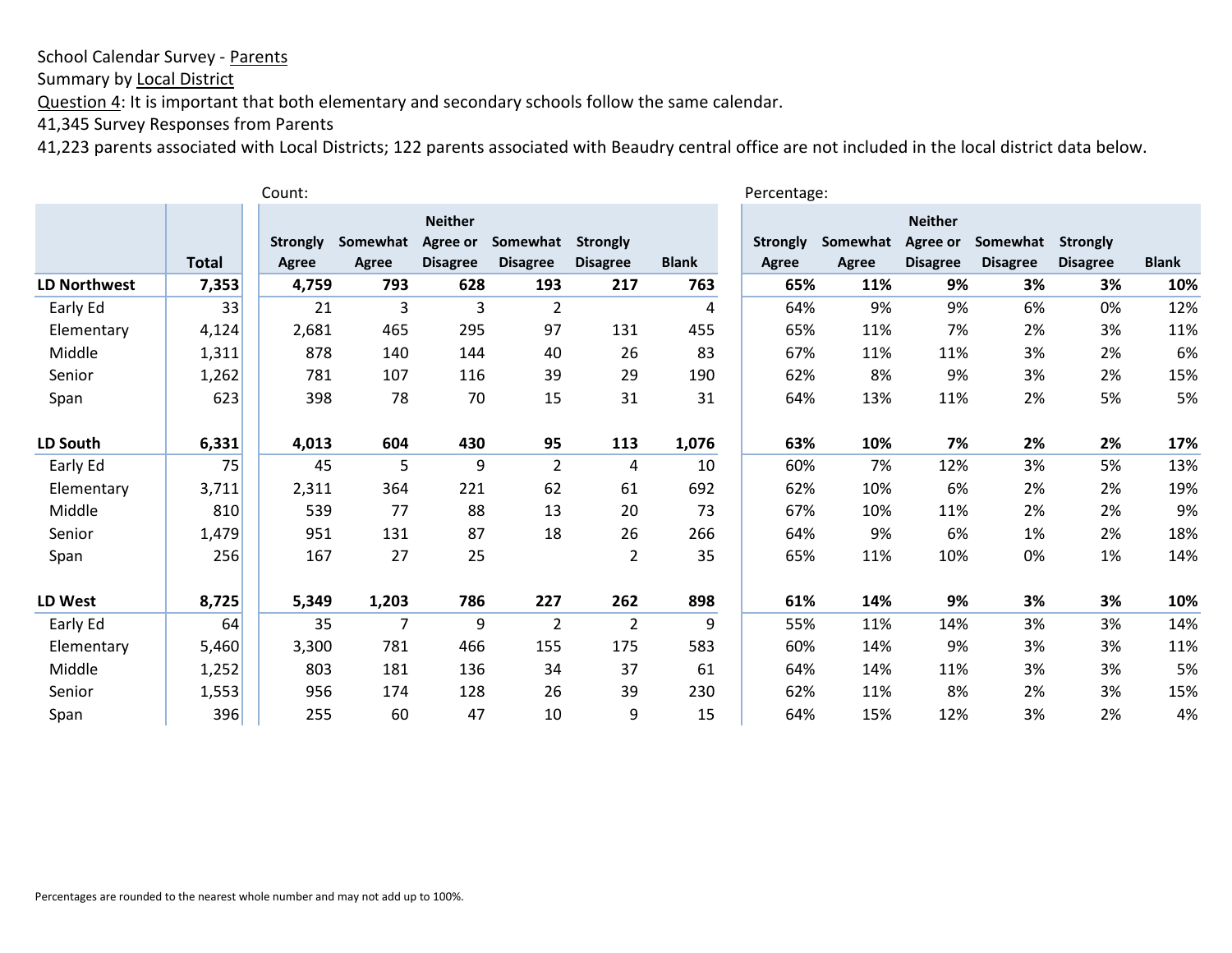School Calendar Survey - Parents
Summary by Local District
Question 4: It is important that both elementary and secondary schools follow the same calendar.
41,345 Survey Responses from Parents
41,223 parents associated with Local Districts; 122 parents associated with Beaudry central office are not included in the local district data below.

| | | Count: | | | | | | Percentage: | | | | | |
|---|---|---|---|---|---|---|---|---|---|---|---|---|---|
| | Total | Strongly Agree | Somewhat Agree | Neither Agree or Disagree | Somewhat Disagree | Strongly Disagree | Blank | Strongly Agree | Somewhat Agree | Neither Agree or Disagree | Somewhat Disagree | Strongly Disagree | Blank |
| **LD Northwest** | **7,353** | **4,759** | **793** | **628** | **193** | **217** | **763** | **65%** | **11%** | **9%** | **3%** | **3%** | **10%** |
| Early Ed | 33 | 21 | 3 | 3 | 2 | | 4 | 64% | 9% | 9% | 6% | 0% | 12% |
| Elementary | 4,124 | 2,681 | 465 | 295 | 97 | 131 | 455 | 65% | 11% | 7% | 2% | 3% | 11% |
| Middle | 1,311 | 878 | 140 | 144 | 40 | 26 | 83 | 67% | 11% | 11% | 3% | 2% | 6% |
| Senior | 1,262 | 781 | 107 | 116 | 39 | 29 | 190 | 62% | 8% | 9% | 3% | 2% | 15% |
| Span | 623 | 398 | 78 | 70 | 15 | 31 | 31 | 64% | 13% | 11% | 2% | 5% | 5% |
| **LD South** | **6,331** | **4,013** | **604** | **430** | **95** | **113** | **1,076** | **63%** | **10%** | **7%** | **2%** | **2%** | **17%** |
| Early Ed | 75 | 45 | 5 | 9 | 2 | 4 | 10 | 60% | 7% | 12% | 3% | 5% | 13% |
| Elementary | 3,711 | 2,311 | 364 | 221 | 62 | 61 | 692 | 62% | 10% | 6% | 2% | 2% | 19% |
| Middle | 810 | 539 | 77 | 88 | 13 | 20 | 73 | 67% | 10% | 11% | 2% | 2% | 9% |
| Senior | 1,479 | 951 | 131 | 87 | 18 | 26 | 266 | 64% | 9% | 6% | 1% | 2% | 18% |
| Span | 256 | 167 | 27 | 25 | | 2 | 35 | 65% | 11% | 10% | 0% | 1% | 14% |
| **LD West** | **8,725** | **5,349** | **1,203** | **786** | **227** | **262** | **898** | **61%** | **14%** | **9%** | **3%** | **3%** | **10%** |
| Early Ed | 64 | 35 | 7 | 9 | 2 | 2 | 9 | 55% | 11% | 14% | 3% | 3% | 14% |
| Elementary | 5,460 | 3,300 | 781 | 466 | 155 | 175 | 583 | 60% | 14% | 9% | 3% | 3% | 11% |
| Middle | 1,252 | 803 | 181 | 136 | 34 | 37 | 61 | 64% | 14% | 11% | 3% | 3% | 5% |
| Senior | 1,553 | 956 | 174 | 128 | 26 | 39 | 230 | 62% | 11% | 8% | 2% | 3% | 15% |
| Span | 396 | 255 | 60 | 47 | 10 | 9 | 15 | 64% | 15% | 12% | 3% | 2% | 4% |

Percentages are rounded to the nearest whole number and may not add up to 100%.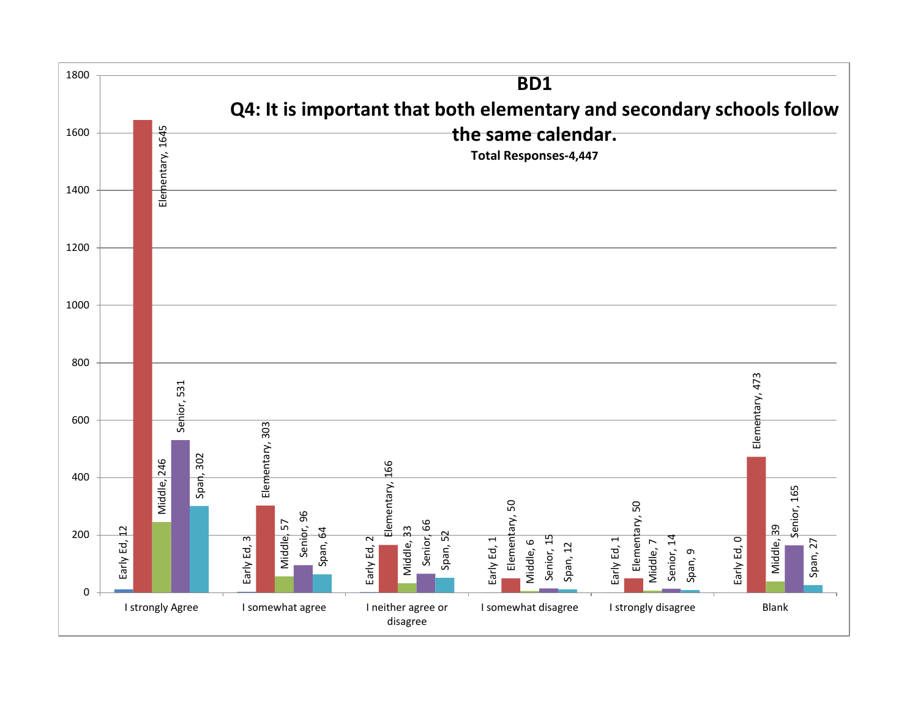# BD1

## Q4: It is important that both elementary and secondary schools follow the same calendar.

**Total Responses-4,447**

| Response | Early Ed | Elementary | Middle | Senior | Span |
|---|---|---|---|---|---|
| I strongly Agree | 12 | 1645 | 246 | 531 | 302 |
| I somewhat agree | 3 | 303 | 57 | 96 | 64 |
| I neither agree or disagree | 2 | 166 | 33 | 66 | 52 |
| I somewhat disagree | 1 | 50 | 6 | 15 | 12 |
| I strongly disagree | 1 | 50 | 7 | 14 | 9 |
| Blank | 0 | 473 | 39 | 165 | 27 |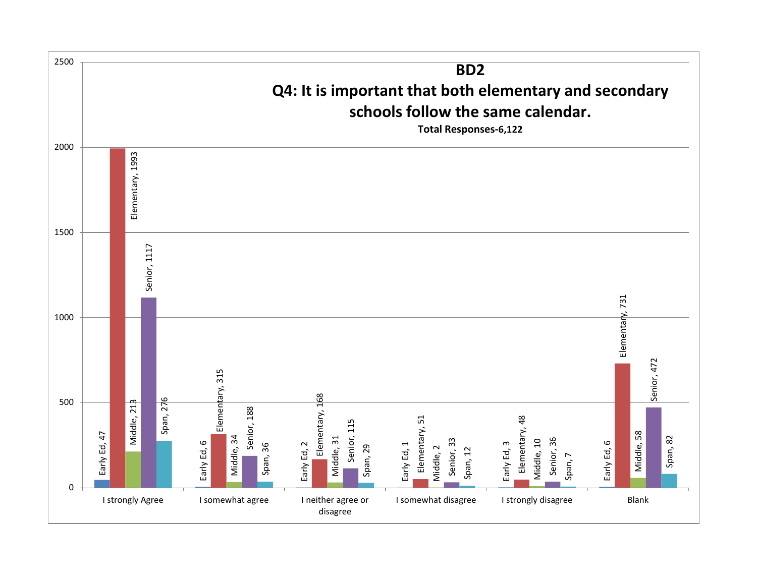# BD2

## Q4: It is important that both elementary and secondary schools follow the same calendar.

**Total Responses-6,122**

| | Early Ed | Elementary | Middle | Senior | Span |
|---|---|---|---|---|---|
| I strongly Agree | 47 | 1993 | 213 | 1117 | 276 |
| I somewhat agree | 6 | 315 | 34 | 188 | 36 |
| I neither agree or disagree | 2 | 168 | 31 | 115 | 29 |
| I somewhat disagree | 1 | 51 | 2 | 33 | 12 |
| I strongly disagree | 3 | 48 | 10 | 36 | 7 |
| Blank | 6 | 731 | 58 | 472 | 82 |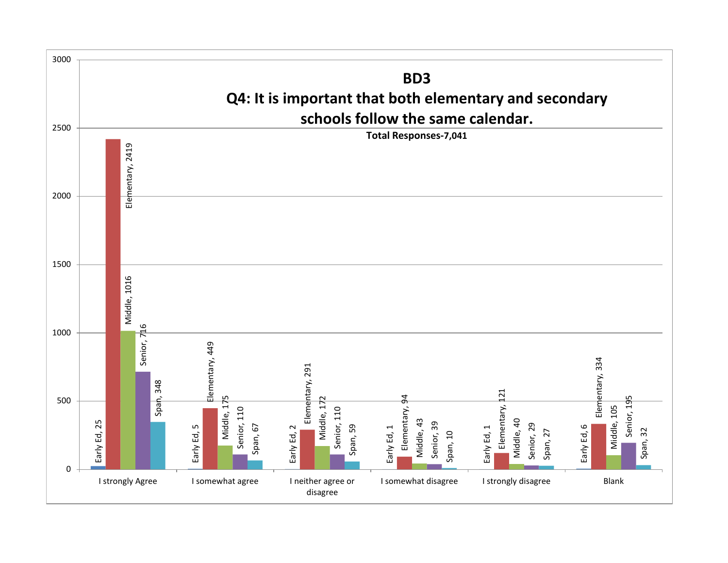## BD3

## Q4: It is important that both elementary and secondary schools follow the same calendar.

**Total Responses-7,041**

| | Early Ed | Elementary | Middle | Senior | Span |
|---|---|---|---|---|---|
| I strongly Agree | 25 | 2419 | 1016 | 716 | 348 |
| I somewhat agree | 5 | 449 | 175 | 110 | 67 |
| I neither agree or disagree | 2 | 291 | 172 | 110 | 59 |
| I somewhat disagree | 1 | 94 | 43 | 39 | 10 |
| I strongly disagree | 1 | 121 | 40 | 29 | 27 |
| Blank | 6 | 334 | 105 | 195 | 32 |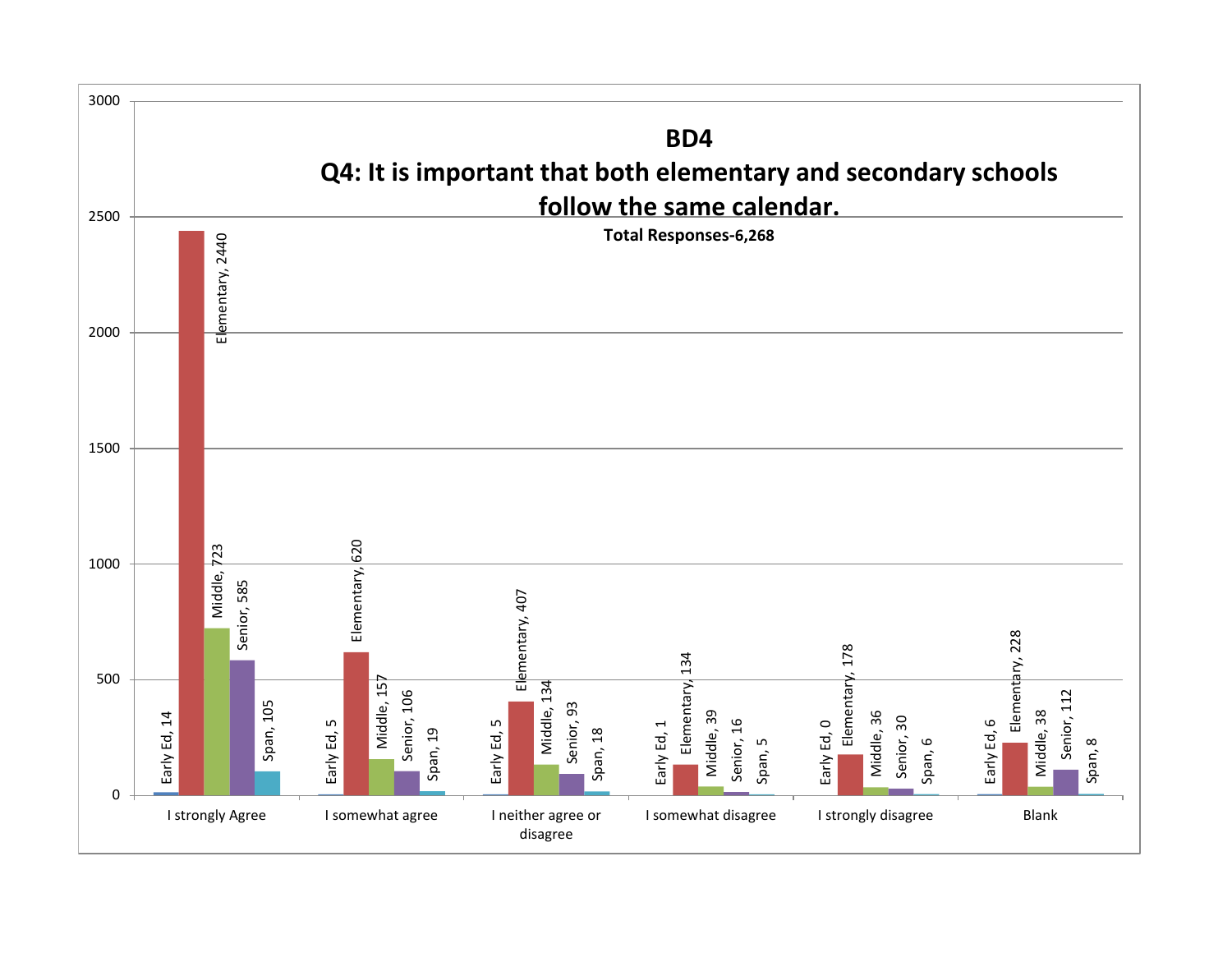## BD4

## Q4: It is important that both elementary and secondary schools follow the same calendar.

**Total Responses-6,268**

| Response | Early Ed | Elementary | Middle | Senior | Span |
|---|---|---|---|---|---|
| I strongly Agree | 14 | 2440 | 723 | 585 | 105 |
| I somewhat agree | 5 | 620 | 157 | 106 | 19 |
| I neither agree or disagree | 5 | 407 | 134 | 93 | 18 |
| I somewhat disagree | 1 | 134 | 39 | 16 | 5 |
| I strongly disagree | 0 | 178 | 36 | 30 | 6 |
| Blank | 6 | 228 | 38 | 112 | 8 |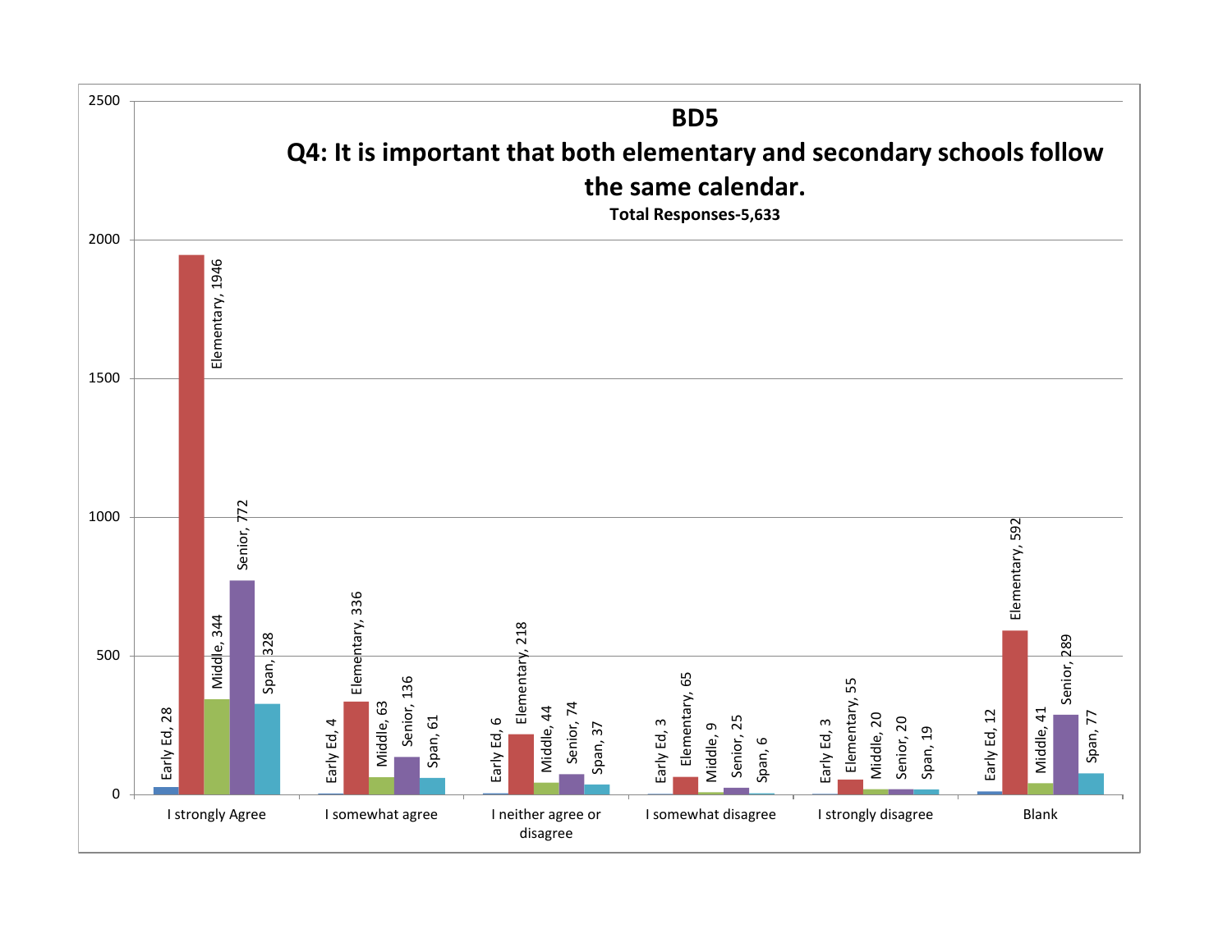# BD5

## Q4: It is important that both elementary and secondary schools follow the same calendar.

**Total Responses-5,633**

| Response | Early Ed | Elementary | Middle | Senior | Span |
|---|---|---|---|---|---|
| I strongly Agree | 28 | 1946 | 344 | 772 | 328 |
| I somewhat agree | 4 | 336 | 63 | 136 | 61 |
| I neither agree or disagree | 6 | 218 | 44 | 74 | 37 |
| I somewhat disagree | 3 | 65 | 9 | 25 | 6 |
| I strongly disagree | 3 | 55 | 20 | 20 | 19 |
| Blank | 12 | 592 | 41 | 289 | 77 |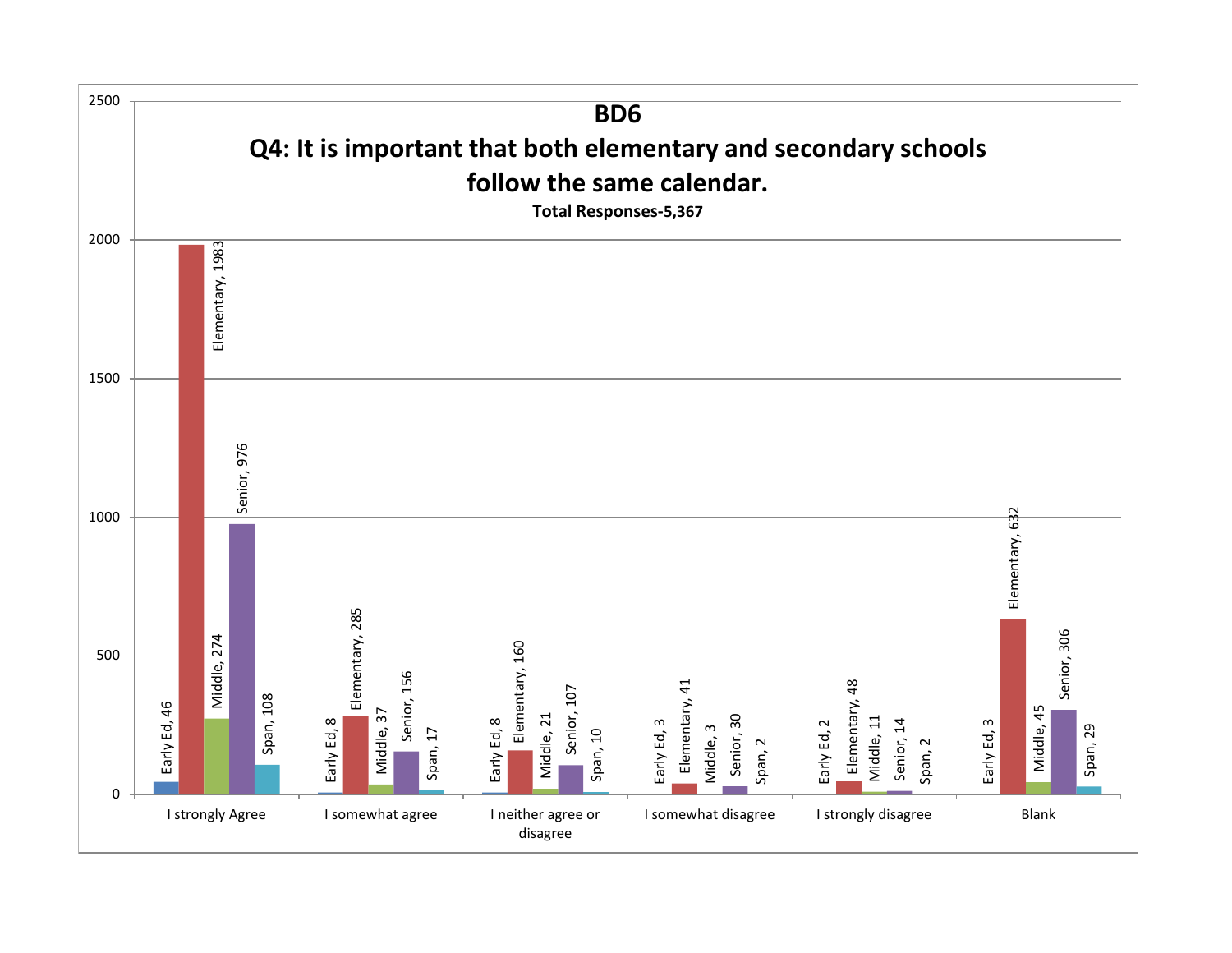# BD6

## Q4: It is important that both elementary and secondary schools follow the same calendar.

**Total Responses-5,367**

| | Early Ed | Elementary | Middle | Senior | Span |
|---|---|---|---|---|---|
| I strongly Agree | 46 | 1983 | 274 | 976 | 108 |
| I somewhat agree | 8 | 285 | 37 | 156 | 17 |
| I neither agree or disagree | 8 | 160 | 21 | 107 | 10 |
| I somewhat disagree | 3 | 41 | 3 | 30 | 2 |
| I strongly disagree | 2 | 48 | 11 | 14 | 2 |
| Blank | 3 | 632 | 45 | 306 | 29 |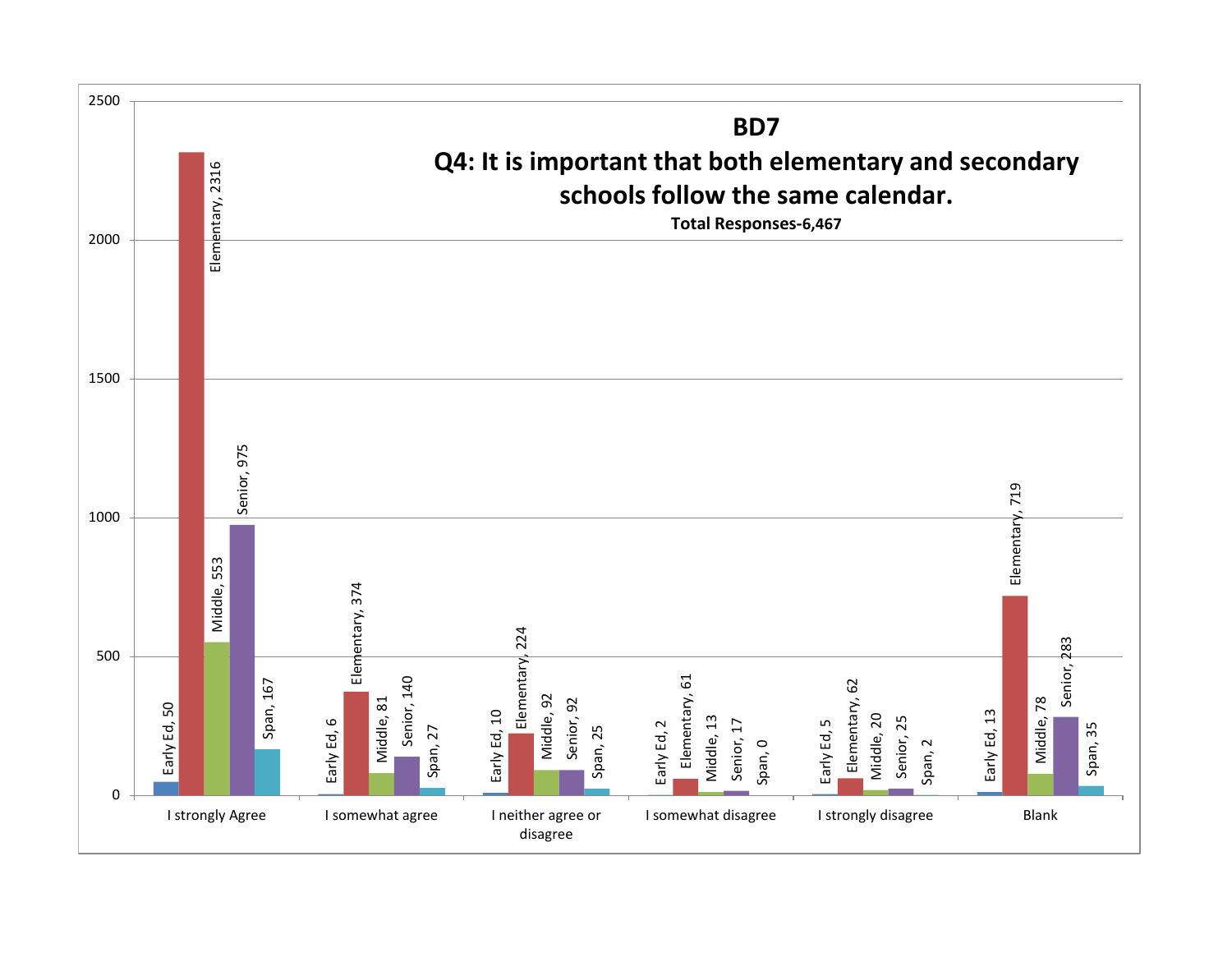**BD7**

**Q4: It is important that both elementary and secondary schools follow the same calendar.**

**Total Responses-6,467**

| | Early Ed | Elementary | Middle | Senior | Span |
|---|---|---|---|---|---|
| I strongly Agree | 50 | 2316 | 553 | 975 | 167 |
| I somewhat agree | 6 | 374 | 81 | 140 | 27 |
| I neither agree or disagree | 10 | 224 | 92 | 92 | 25 |
| I somewhat disagree | 2 | 61 | 13 | 17 | 0 |
| I strongly disagree | 5 | 62 | 20 | 25 | 2 |
| Blank | 13 | 719 | 78 | 283 | 35 |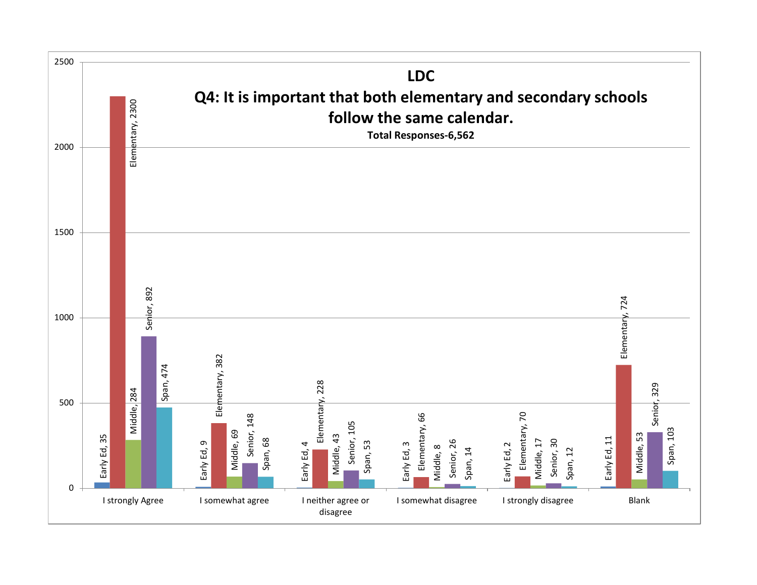## LDC

## Q4: It is important that both elementary and secondary schools follow the same calendar.

**Total Responses-6,562**

| | Early Ed | Elementary | Middle | Senior | Span |
|---|---|---|---|---|---|
| I strongly Agree | 35 | 2300 | 284 | 892 | 474 |
| I somewhat agree | 9 | 382 | 69 | 148 | 68 |
| I neither agree or disagree | 4 | 228 | 43 | 105 | 53 |
| I somewhat disagree | 3 | 66 | 8 | 26 | 14 |
| I strongly disagree | 2 | 70 | 17 | 30 | 12 |
| Blank | 11 | 724 | 53 | 329 | 103 |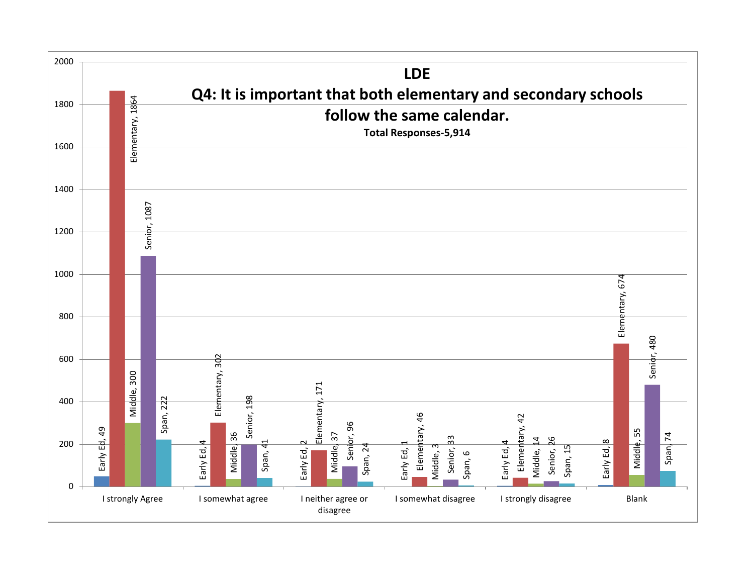# LDE

## Q4: It is important that both elementary and secondary schools follow the same calendar.

**Total Responses-5,914**

| | Early Ed | Elementary | Middle | Senior | Span |
|---|---|---|---|---|---|
| I strongly Agree | 49 | 1864 | 300 | 1087 | 222 |
| I somewhat agree | 4 | 302 | 36 | 198 | 41 |
| I neither agree or disagree | 2 | 171 | 37 | 96 | 24 |
| I somewhat disagree | 1 | 46 | 3 | 33 | 6 |
| I strongly disagree | 4 | 42 | 14 | 26 | 15 |
| Blank | 8 | 674 | 55 | 480 | 74 |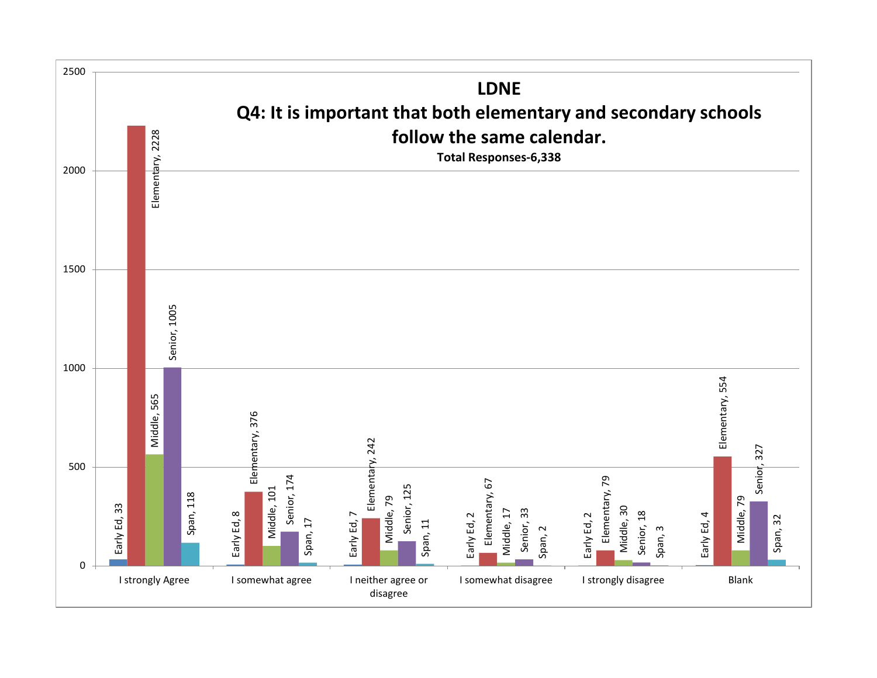# LDNE

## Q4: It is important that both elementary and secondary schools follow the same calendar.

**Total Responses-6,338**

| | Early Ed | Elementary | Middle | Senior | Span |
|---|---|---|---|---|---|
| I strongly Agree | 33 | 2228 | 565 | 1005 | 118 |
| I somewhat agree | 8 | 376 | 101 | 174 | 17 |
| I neither agree or disagree | 7 | 242 | 79 | 125 | 11 |
| I somewhat disagree | 2 | 67 | 17 | 33 | 2 |
| I strongly disagree | 2 | 79 | 30 | 18 | 3 |
| Blank | 4 | 554 | 79 | 327 | 32 |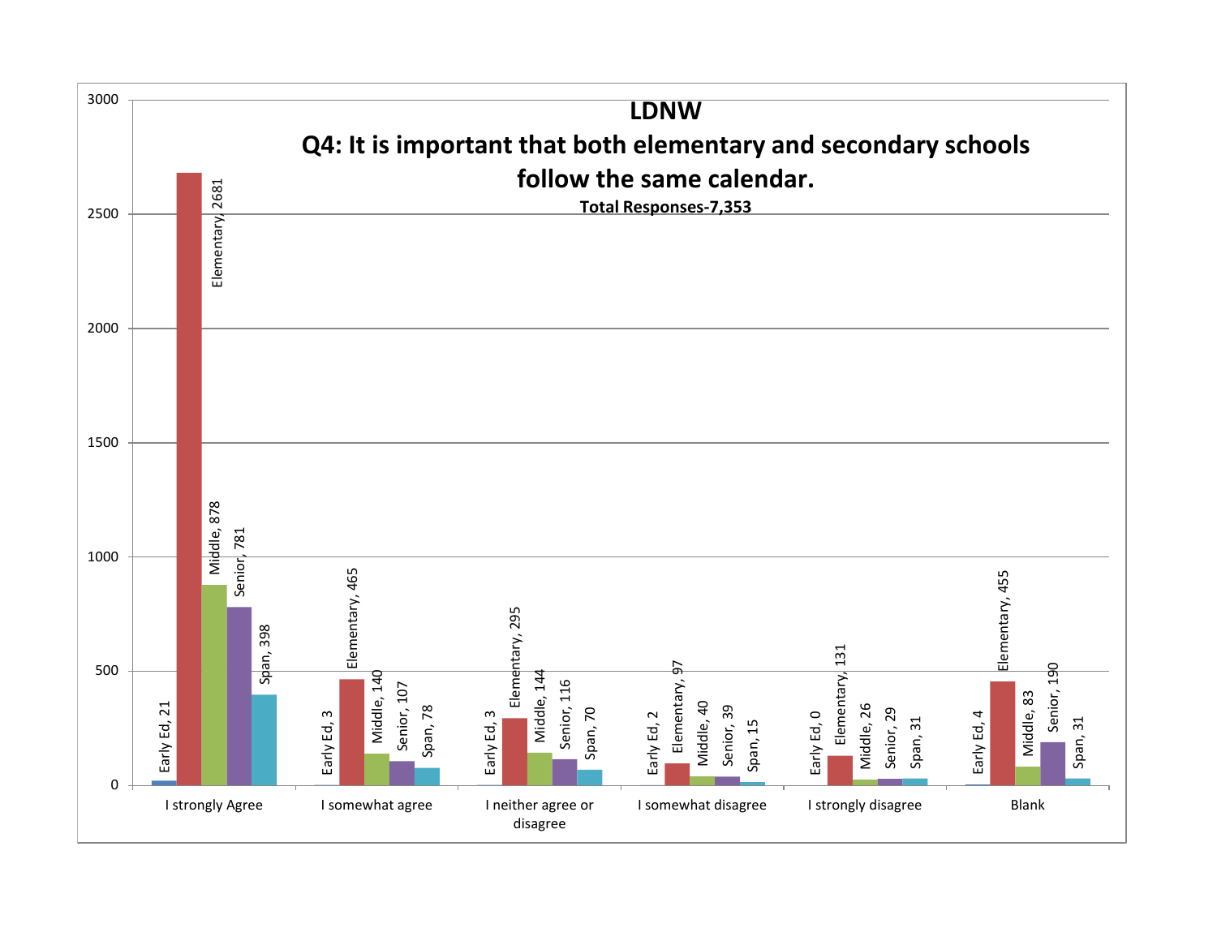# LDNW

## Q4: It is important that both elementary and secondary schools follow the same calendar.

**Total Responses-7,353**

| | Early Ed | Elementary | Middle | Senior | Span |
|---|---|---|---|---|---|
| I strongly Agree | 21 | 2681 | 878 | 781 | 398 |
| I somewhat agree | 3 | 465 | 140 | 107 | 78 |
| I neither agree or disagree | 3 | 295 | 144 | 116 | 70 |
| I somewhat disagree | 2 | 97 | 40 | 39 | 15 |
| I strongly disagree | 0 | 131 | 26 | 29 | 31 |
| Blank | 4 | 455 | 83 | 190 | 31 |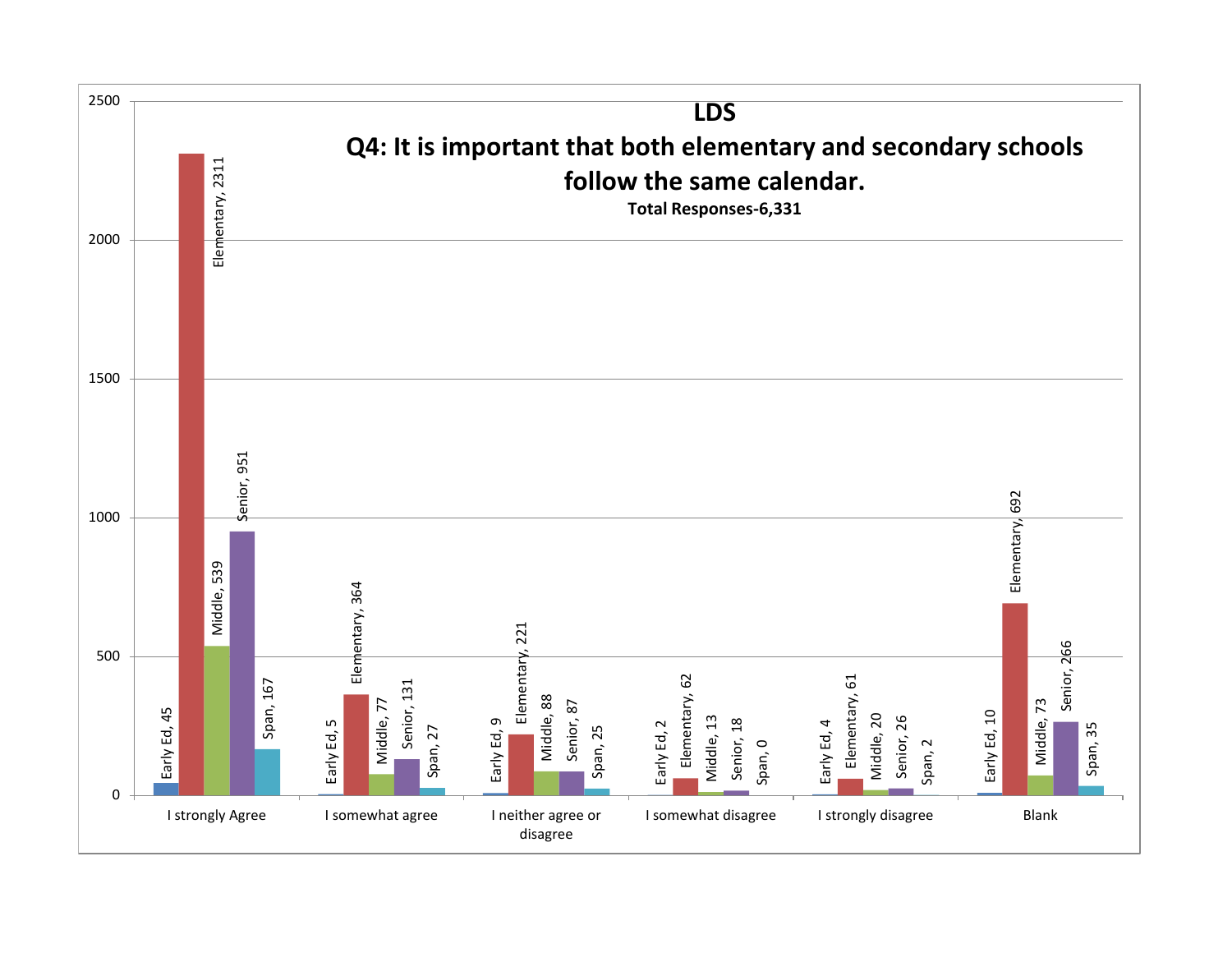# LDS

## Q4: It is important that both elementary and secondary schools follow the same calendar.

**Total Responses-6,331**

| | Early Ed | Elementary | Middle | Senior | Span |
|---|---|---|---|---|---|
| I strongly Agree | 45 | 2311 | 539 | 951 | 167 |
| I somewhat agree | 5 | 364 | 77 | 131 | 27 |
| I neither agree or disagree | 9 | 221 | 88 | 87 | 25 |
| I somewhat disagree | 2 | 62 | 13 | 18 | 0 |
| I strongly disagree | 4 | 61 | 20 | 26 | 2 |
| Blank | 10 | 692 | 73 | 266 | 35 |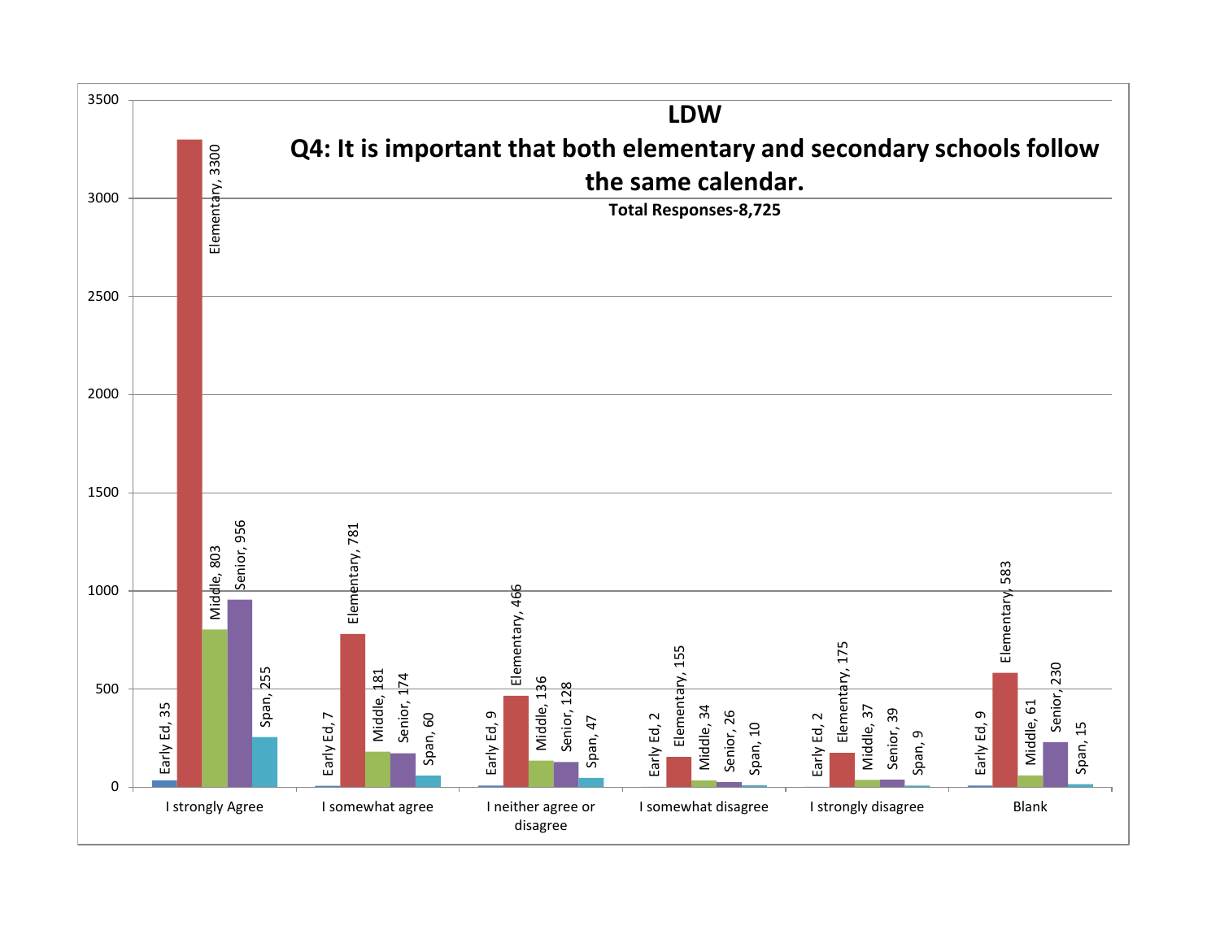# LDW

## Q4: It is important that both elementary and secondary schools follow the same calendar.

**Total Responses-8,725**

| | Early Ed | Elementary | Middle | Senior | Span |
|---|---|---|---|---|---|
| I strongly Agree | 35 | 3300 | 803 | 956 | 255 |
| I somewhat agree | 7 | 781 | 181 | 174 | 60 |
| I neither agree or disagree | 9 | 466 | 136 | 128 | 47 |
| I somewhat disagree | 2 | 155 | 34 | 26 | 10 |
| I strongly disagree | 2 | 175 | 37 | 39 | 9 |
| Blank | 9 | 583 | 61 | 230 | 15 |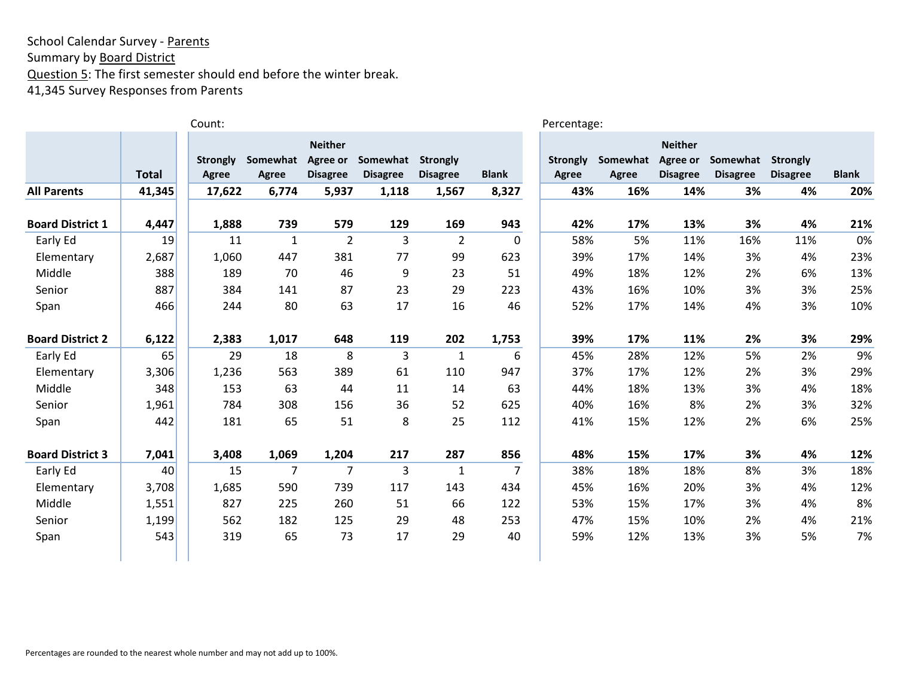School Calendar Survey - Parents
Summary by Board District
Question 5: The first semester should end before the winter break.
41,345 Survey Responses from Parents

| | | Count: | | | | | | Percentage: | | | | | |
|---|---|---|---|---|---|---|---|---|---|---|---|---|---|
| | **Total** | **Strongly Agree** | **Somewhat Agree** | **Neither Agree or Disagree** | **Somewhat Disagree** | **Strongly Disagree** | **Blank** | **Strongly Agree** | **Somewhat Agree** | **Neither Agree or Disagree** | **Somewhat Disagree** | **Strongly Disagree** | **Blank** |
| **All Parents** | **41,345** | **17,622** | **6,774** | **5,937** | **1,118** | **1,567** | **8,327** | **43%** | **16%** | **14%** | **3%** | **4%** | **20%** |
| | | | | | | | | | | | | | |
| **Board District 1** | **4,447** | **1,888** | **739** | **579** | **129** | **169** | **943** | **42%** | **17%** | **13%** | **3%** | **4%** | **21%** |
| Early Ed | 19 | 11 | 1 | 2 | 3 | 2 | 0 | 58% | 5% | 11% | 16% | 11% | 0% |
| Elementary | 2,687 | 1,060 | 447 | 381 | 77 | 99 | 623 | 39% | 17% | 14% | 3% | 4% | 23% |
| Middle | 388 | 189 | 70 | 46 | 9 | 23 | 51 | 49% | 18% | 12% | 2% | 6% | 13% |
| Senior | 887 | 384 | 141 | 87 | 23 | 29 | 223 | 43% | 16% | 10% | 3% | 3% | 25% |
| Span | 466 | 244 | 80 | 63 | 17 | 16 | 46 | 52% | 17% | 14% | 4% | 3% | 10% |
| | | | | | | | | | | | | | |
| **Board District 2** | **6,122** | **2,383** | **1,017** | **648** | **119** | **202** | **1,753** | **39%** | **17%** | **11%** | **2%** | **3%** | **29%** |
| Early Ed | 65 | 29 | 18 | 8 | 3 | 1 | 6 | 45% | 28% | 12% | 5% | 2% | 9% |
| Elementary | 3,306 | 1,236 | 563 | 389 | 61 | 110 | 947 | 37% | 17% | 12% | 2% | 3% | 29% |
| Middle | 348 | 153 | 63 | 44 | 11 | 14 | 63 | 44% | 18% | 13% | 3% | 4% | 18% |
| Senior | 1,961 | 784 | 308 | 156 | 36 | 52 | 625 | 40% | 16% | 8% | 2% | 3% | 32% |
| Span | 442 | 181 | 65 | 51 | 8 | 25 | 112 | 41% | 15% | 12% | 2% | 6% | 25% |
| | | | | | | | | | | | | | |
| **Board District 3** | **7,041** | **3,408** | **1,069** | **1,204** | **217** | **287** | **856** | **48%** | **15%** | **17%** | **3%** | **4%** | **12%** |
| Early Ed | 40 | 15 | 7 | 7 | 3 | 1 | 7 | 38% | 18% | 18% | 8% | 3% | 18% |
| Elementary | 3,708 | 1,685 | 590 | 739 | 117 | 143 | 434 | 45% | 16% | 20% | 3% | 4% | 12% |
| Middle | 1,551 | 827 | 225 | 260 | 51 | 66 | 122 | 53% | 15% | 17% | 3% | 4% | 8% |
| Senior | 1,199 | 562 | 182 | 125 | 29 | 48 | 253 | 47% | 15% | 10% | 2% | 4% | 21% |
| Span | 543 | 319 | 65 | 73 | 17 | 29 | 40 | 59% | 12% | 13% | 3% | 5% | 7% |

Percentages are rounded to the nearest whole number and may not add up to 100%.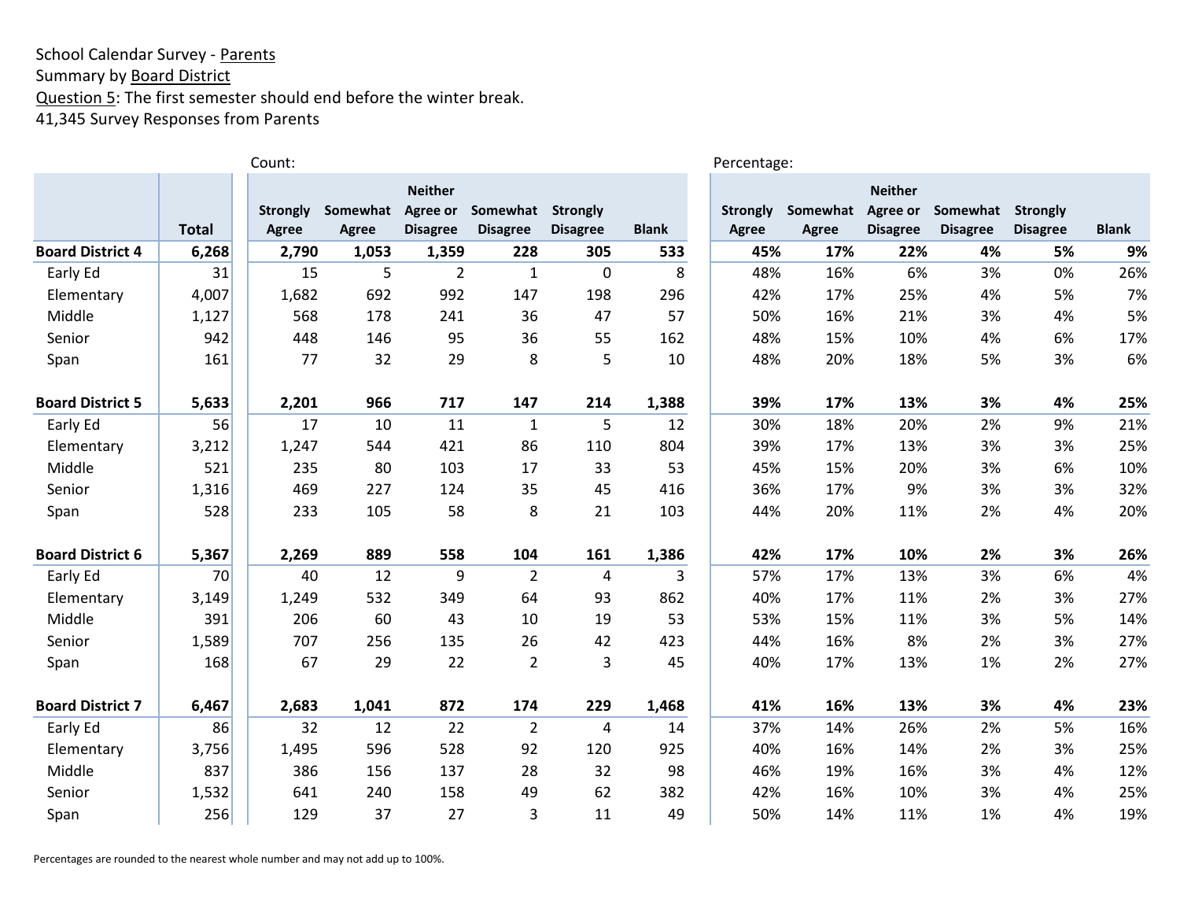School Calendar Survey - Parents
Summary by Board District
Question 5: The first semester should end before the winter break.
41,345 Survey Responses from Parents

| | | Count: | | | | | | Percentage: | | | | | |
|---|---|---|---|---|---|---|---|---|---|---|---|---|---|
| | Total | Strongly Agree | Somewhat Agree | Neither Agree or Disagree | Somewhat Disagree | Strongly Disagree | Blank | Strongly Agree | Somewhat Agree | Neither Agree or Disagree | Somewhat Disagree | Strongly Disagree | Blank |
| **Board District 4** | **6,268** | **2,790** | **1,053** | **1,359** | **228** | **305** | **533** | **45%** | **17%** | **22%** | **4%** | **5%** | **9%** |
| Early Ed | 31 | 15 | 5 | 2 | 1 | 0 | 8 | 48% | 16% | 6% | 3% | 0% | 26% |
| Elementary | 4,007 | 1,682 | 692 | 992 | 147 | 198 | 296 | 42% | 17% | 25% | 4% | 5% | 7% |
| Middle | 1,127 | 568 | 178 | 241 | 36 | 47 | 57 | 50% | 16% | 21% | 3% | 4% | 5% |
| Senior | 942 | 448 | 146 | 95 | 36 | 55 | 162 | 48% | 15% | 10% | 4% | 6% | 17% |
| Span | 161 | 77 | 32 | 29 | 8 | 5 | 10 | 48% | 20% | 18% | 5% | 3% | 6% |
| **Board District 5** | **5,633** | **2,201** | **966** | **717** | **147** | **214** | **1,388** | **39%** | **17%** | **13%** | **3%** | **4%** | **25%** |
| Early Ed | 56 | 17 | 10 | 11 | 1 | 5 | 12 | 30% | 18% | 20% | 2% | 9% | 21% |
| Elementary | 3,212 | 1,247 | 544 | 421 | 86 | 110 | 804 | 39% | 17% | 13% | 3% | 3% | 25% |
| Middle | 521 | 235 | 80 | 103 | 17 | 33 | 53 | 45% | 15% | 20% | 3% | 6% | 10% |
| Senior | 1,316 | 469 | 227 | 124 | 35 | 45 | 416 | 36% | 17% | 9% | 3% | 3% | 32% |
| Span | 528 | 233 | 105 | 58 | 8 | 21 | 103 | 44% | 20% | 11% | 2% | 4% | 20% |
| **Board District 6** | **5,367** | **2,269** | **889** | **558** | **104** | **161** | **1,386** | **42%** | **17%** | **10%** | **2%** | **3%** | **26%** |
| Early Ed | 70 | 40 | 12 | 9 | 2 | 4 | 3 | 57% | 17% | 13% | 3% | 6% | 4% |
| Elementary | 3,149 | 1,249 | 532 | 349 | 64 | 93 | 862 | 40% | 17% | 11% | 2% | 3% | 27% |
| Middle | 391 | 206 | 60 | 43 | 10 | 19 | 53 | 53% | 15% | 11% | 3% | 5% | 14% |
| Senior | 1,589 | 707 | 256 | 135 | 26 | 42 | 423 | 44% | 16% | 8% | 2% | 3% | 27% |
| Span | 168 | 67 | 29 | 22 | 2 | 3 | 45 | 40% | 17% | 13% | 1% | 2% | 27% |
| **Board District 7** | **6,467** | **2,683** | **1,041** | **872** | **174** | **229** | **1,468** | **41%** | **16%** | **13%** | **3%** | **4%** | **23%** |
| Early Ed | 86 | 32 | 12 | 22 | 2 | 4 | 14 | 37% | 14% | 26% | 2% | 5% | 16% |
| Elementary | 3,756 | 1,495 | 596 | 528 | 92 | 120 | 925 | 40% | 16% | 14% | 2% | 3% | 25% |
| Middle | 837 | 386 | 156 | 137 | 28 | 32 | 98 | 46% | 19% | 16% | 3% | 4% | 12% |
| Senior | 1,532 | 641 | 240 | 158 | 49 | 62 | 382 | 42% | 16% | 10% | 3% | 4% | 25% |
| Span | 256 | 129 | 37 | 27 | 3 | 11 | 49 | 50% | 14% | 11% | 1% | 4% | 19% |

Percentages are rounded to the nearest whole number and may not add up to 100%.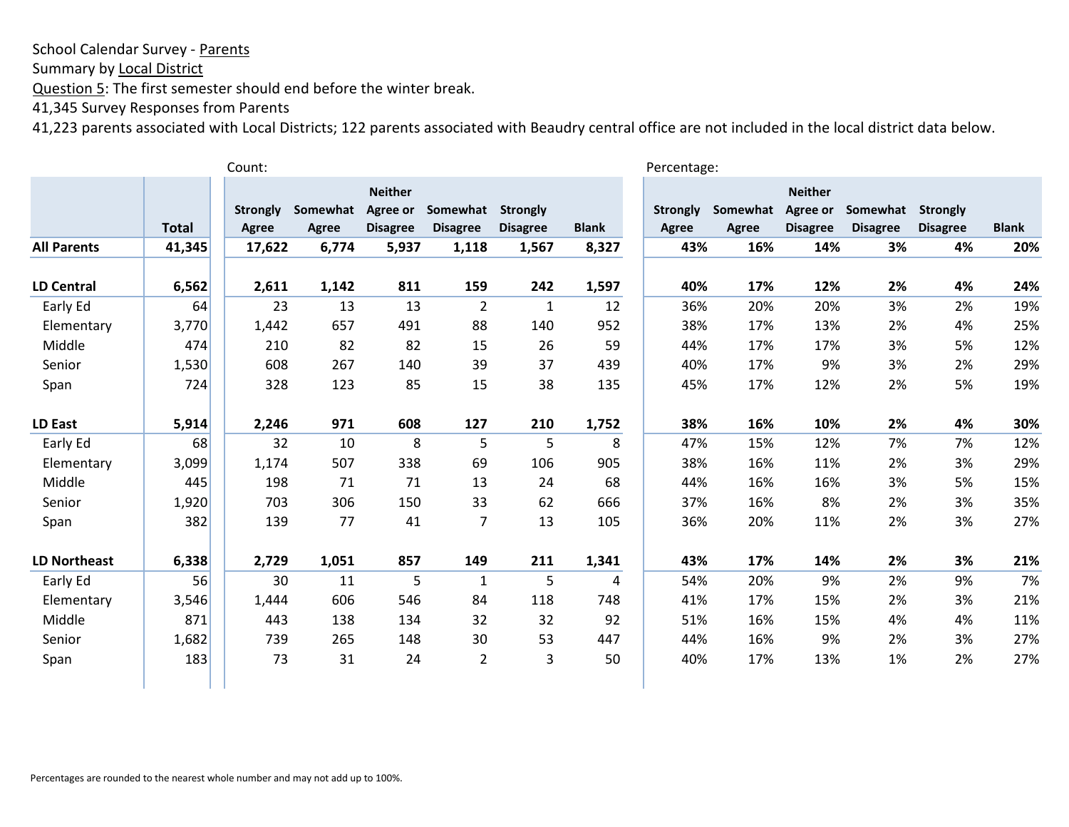School Calendar Survey - Parents
Summary by Local District
Question 5: The first semester should end before the winter break.
41,345 Survey Responses from Parents
41,223 parents associated with Local Districts; 122 parents associated with Beaudry central office are not included in the local district data below.

| | Total | Count: Strongly Agree | Somewhat Agree | Neither Agree or Disagree | Somewhat Disagree | Strongly Disagree | Blank | Percentage: Strongly Agree | Somewhat Agree | Neither Agree or Disagree | Somewhat Disagree | Strongly Disagree | Blank |
|---|---|---|---|---|---|---|---|---|---|---|---|---|---|
| **All Parents** | **41,345** | **17,622** | **6,774** | **5,937** | **1,118** | **1,567** | **8,327** | **43%** | **16%** | **14%** | **3%** | **4%** | **20%** |
| **LD Central** | **6,562** | **2,611** | **1,142** | **811** | **159** | **242** | **1,597** | **40%** | **17%** | **12%** | **2%** | **4%** | **24%** |
| Early Ed | 64 | 23 | 13 | 13 | 2 | 1 | 12 | 36% | 20% | 20% | 3% | 2% | 19% |
| Elementary | 3,770 | 1,442 | 657 | 491 | 88 | 140 | 952 | 38% | 17% | 13% | 2% | 4% | 25% |
| Middle | 474 | 210 | 82 | 82 | 15 | 26 | 59 | 44% | 17% | 17% | 3% | 5% | 12% |
| Senior | 1,530 | 608 | 267 | 140 | 39 | 37 | 439 | 40% | 17% | 9% | 3% | 2% | 29% |
| Span | 724 | 328 | 123 | 85 | 15 | 38 | 135 | 45% | 17% | 12% | 2% | 5% | 19% |
| **LD East** | **5,914** | **2,246** | **971** | **608** | **127** | **210** | **1,752** | **38%** | **16%** | **10%** | **2%** | **4%** | **30%** |
| Early Ed | 68 | 32 | 10 | 8 | 5 | 5 | 8 | 47% | 15% | 12% | 7% | 7% | 12% |
| Elementary | 3,099 | 1,174 | 507 | 338 | 69 | 106 | 905 | 38% | 16% | 11% | 2% | 3% | 29% |
| Middle | 445 | 198 | 71 | 71 | 13 | 24 | 68 | 44% | 16% | 16% | 3% | 5% | 15% |
| Senior | 1,920 | 703 | 306 | 150 | 33 | 62 | 666 | 37% | 16% | 8% | 2% | 3% | 35% |
| Span | 382 | 139 | 77 | 41 | 7 | 13 | 105 | 36% | 20% | 11% | 2% | 3% | 27% |
| **LD Northeast** | **6,338** | **2,729** | **1,051** | **857** | **149** | **211** | **1,341** | **43%** | **17%** | **14%** | **2%** | **3%** | **21%** |
| Early Ed | 56 | 30 | 11 | 5 | 1 | 5 | 4 | 54% | 20% | 9% | 2% | 9% | 7% |
| Elementary | 3,546 | 1,444 | 606 | 546 | 84 | 118 | 748 | 41% | 17% | 15% | 2% | 3% | 21% |
| Middle | 871 | 443 | 138 | 134 | 32 | 32 | 92 | 51% | 16% | 15% | 4% | 4% | 11% |
| Senior | 1,682 | 739 | 265 | 148 | 30 | 53 | 447 | 44% | 16% | 9% | 2% | 3% | 27% |
| Span | 183 | 73 | 31 | 24 | 2 | 3 | 50 | 40% | 17% | 13% | 1% | 2% | 27% |

Percentages are rounded to the nearest whole number and may not add up to 100%.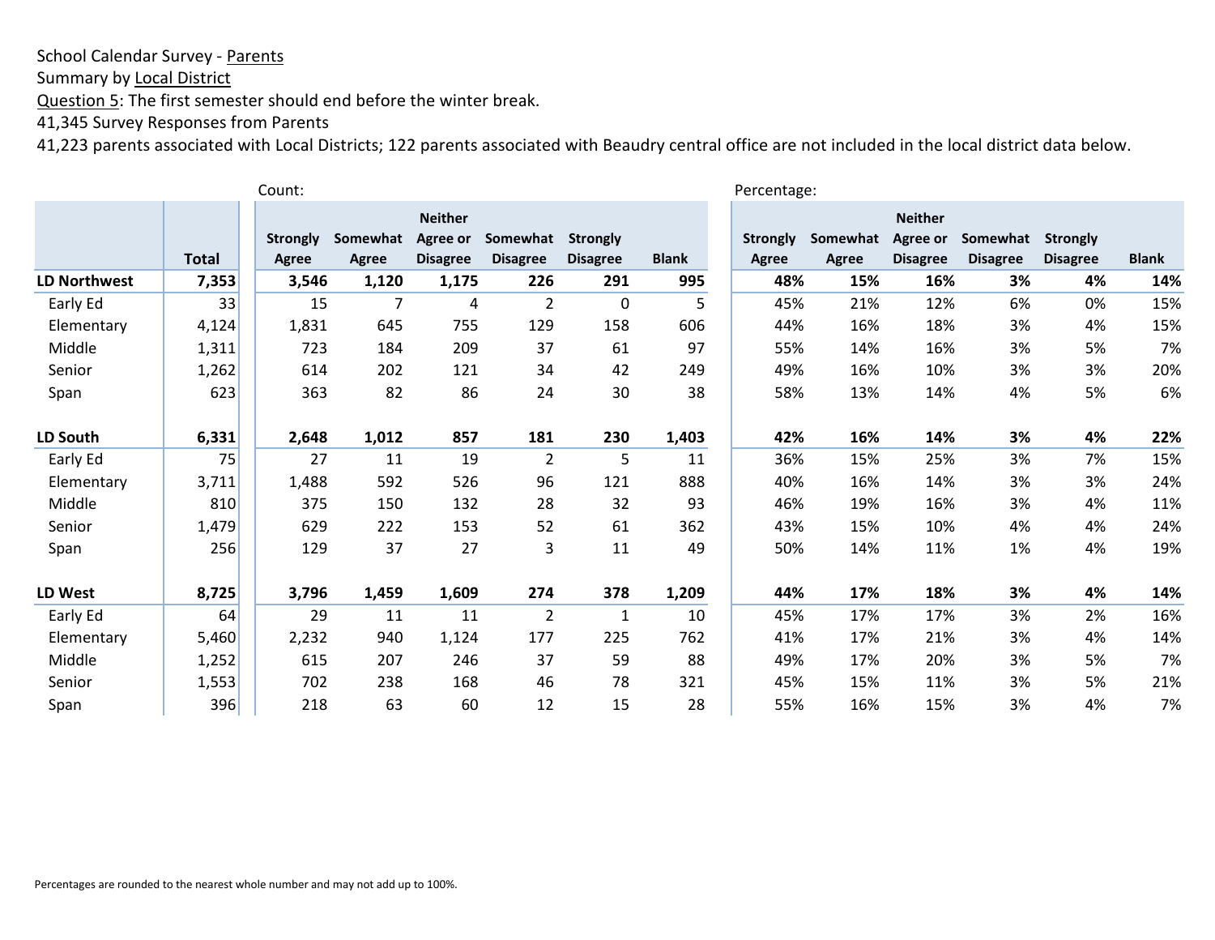School Calendar Survey - Parents
Summary by Local District
Question 5: The first semester should end before the winter break.
41,345 Survey Responses from Parents
41,223 parents associated with Local Districts; 122 parents associated with Beaudry central office are not included in the local district data below.

| | | Count: | | | | | | Percentage: | | | | | |
|---|---|---|---|---|---|---|---|---|---|---|---|---|---|
| | Total | Strongly Agree | Somewhat Agree | Neither Agree or Disagree | Somewhat Disagree | Strongly Disagree | Blank | Strongly Agree | Somewhat Agree | Neither Agree or Disagree | Somewhat Disagree | Strongly Disagree | Blank |
| **LD Northwest** | **7,353** | **3,546** | **1,120** | **1,175** | **226** | **291** | **995** | **48%** | **15%** | **16%** | **3%** | **4%** | **14%** |
| Early Ed | 33 | 15 | 7 | 4 | 2 | 0 | 5 | 45% | 21% | 12% | 6% | 0% | 15% |
| Elementary | 4,124 | 1,831 | 645 | 755 | 129 | 158 | 606 | 44% | 16% | 18% | 3% | 4% | 15% |
| Middle | 1,311 | 723 | 184 | 209 | 37 | 61 | 97 | 55% | 14% | 16% | 3% | 5% | 7% |
| Senior | 1,262 | 614 | 202 | 121 | 34 | 42 | 249 | 49% | 16% | 10% | 3% | 3% | 20% |
| Span | 623 | 363 | 82 | 86 | 24 | 30 | 38 | 58% | 13% | 14% | 4% | 5% | 6% |
| **LD South** | **6,331** | **2,648** | **1,012** | **857** | **181** | **230** | **1,403** | **42%** | **16%** | **14%** | **3%** | **4%** | **22%** |
| Early Ed | 75 | 27 | 11 | 19 | 2 | 5 | 11 | 36% | 15% | 25% | 3% | 7% | 15% |
| Elementary | 3,711 | 1,488 | 592 | 526 | 96 | 121 | 888 | 40% | 16% | 14% | 3% | 3% | 24% |
| Middle | 810 | 375 | 150 | 132 | 28 | 32 | 93 | 46% | 19% | 16% | 3% | 4% | 11% |
| Senior | 1,479 | 629 | 222 | 153 | 52 | 61 | 362 | 43% | 15% | 10% | 4% | 4% | 24% |
| Span | 256 | 129 | 37 | 27 | 3 | 11 | 49 | 50% | 14% | 11% | 1% | 4% | 19% |
| **LD West** | **8,725** | **3,796** | **1,459** | **1,609** | **274** | **378** | **1,209** | **44%** | **17%** | **18%** | **3%** | **4%** | **14%** |
| Early Ed | 64 | 29 | 11 | 11 | 2 | 1 | 10 | 45% | 17% | 17% | 3% | 2% | 16% |
| Elementary | 5,460 | 2,232 | 940 | 1,124 | 177 | 225 | 762 | 41% | 17% | 21% | 3% | 4% | 14% |
| Middle | 1,252 | 615 | 207 | 246 | 37 | 59 | 88 | 49% | 17% | 20% | 3% | 5% | 7% |
| Senior | 1,553 | 702 | 238 | 168 | 46 | 78 | 321 | 45% | 15% | 11% | 3% | 5% | 21% |
| Span | 396 | 218 | 63 | 60 | 12 | 15 | 28 | 55% | 16% | 15% | 3% | 4% | 7% |

Percentages are rounded to the nearest whole number and may not add up to 100%.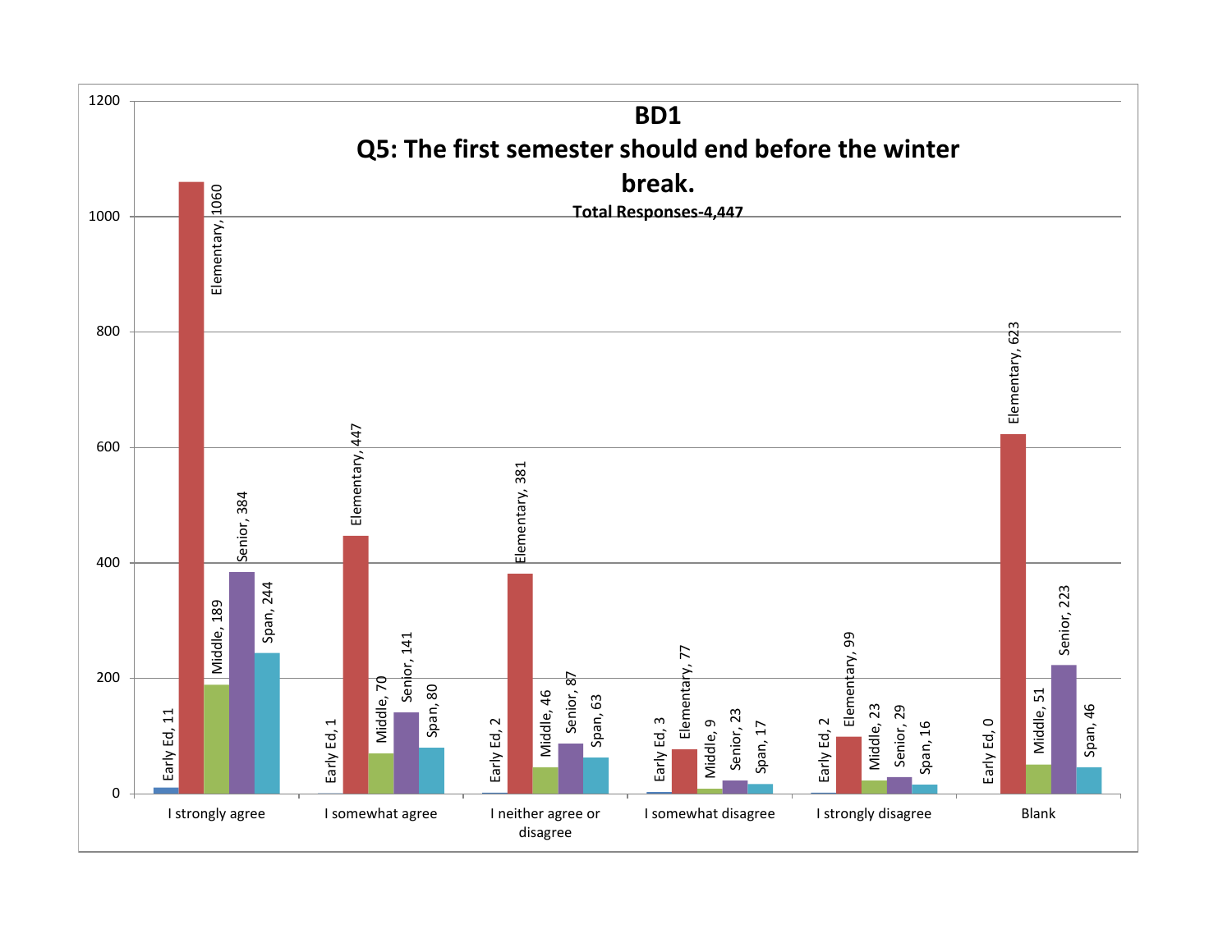# BD1

## Q5: The first semester should end before the winter break.

**Total Responses-4,447**

| Response | Early Ed | Elementary | Middle | Senior | Span |
|---|---|---|---|---|---|
| I strongly agree | 11 | 1060 | 189 | 384 | 244 |
| I somewhat agree | 1 | 447 | 70 | 141 | 80 |
| I neither agree or disagree | 2 | 381 | 46 | 87 | 63 |
| I somewhat disagree | 3 | 77 | 9 | 23 | 17 |
| I strongly disagree | 2 | 99 | 23 | 29 | 16 |
| Blank | 0 | 623 | 51 | 223 | 46 |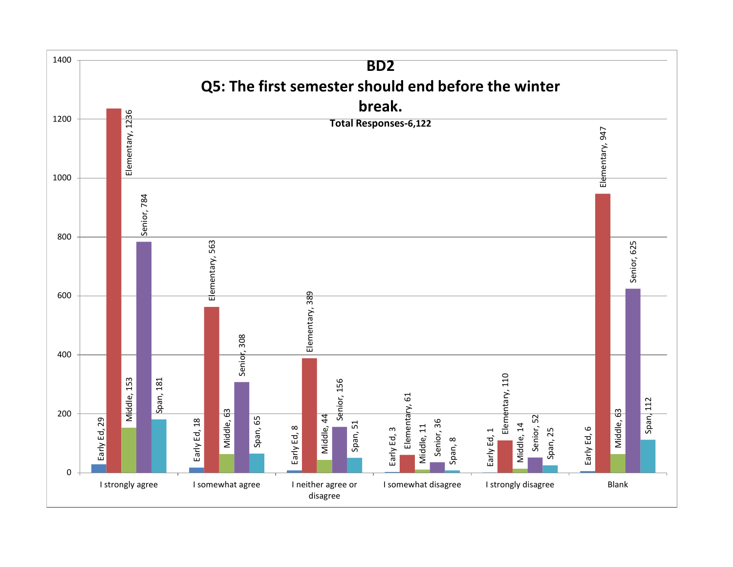# BD2

## Q5: The first semester should end before the winter break.

**Total Responses-6,122**

| | Early Ed | Elementary | Middle | Senior | Span |
|---|---|---|---|---|---|
| I strongly agree | 29 | 1236 | 153 | 784 | 181 |
| I somewhat agree | 18 | 563 | 63 | 308 | 65 |
| I neither agree or disagree | 8 | 389 | 44 | 156 | 51 |
| I somewhat disagree | 3 | 61 | 11 | 36 | 8 |
| I strongly disagree | 1 | 110 | 14 | 52 | 25 |
| Blank | 6 | 947 | 63 | 625 | 112 |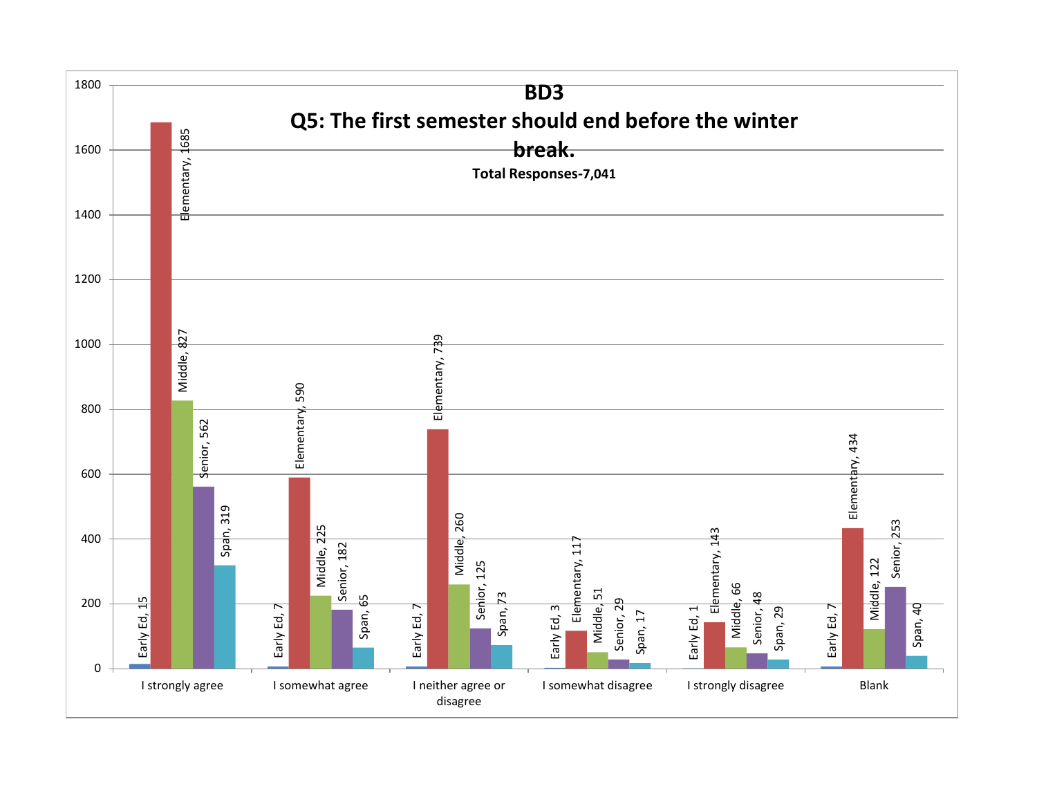# BD3

## Q5: The first semester should end before the winter break.

**Total Responses-7,041**

| | Early Ed | Elementary | Middle | Senior | Span |
|---|---|---|---|---|---|
| I strongly agree | 15 | 1685 | 827 | 562 | 319 |
| I somewhat agree | 7 | 590 | 225 | 182 | 65 |
| I neither agree or disagree | 7 | 739 | 260 | 125 | 73 |
| I somewhat disagree | 3 | 117 | 51 | 29 | 17 |
| I strongly disagree | 1 | 143 | 66 | 48 | 29 |
| Blank | 7 | 434 | 122 | 253 | 40 |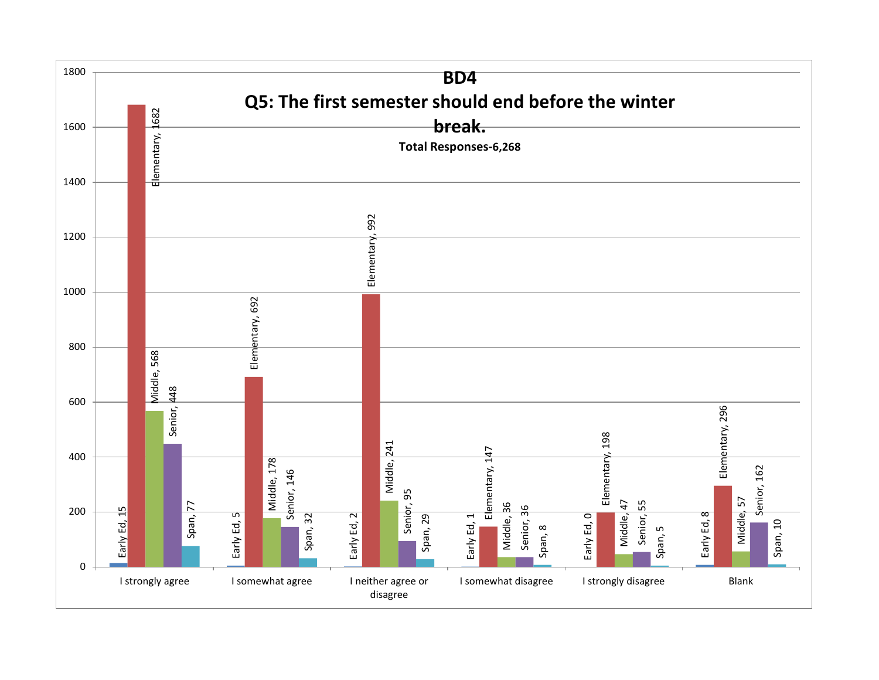# BD4

## Q5: The first semester should end before the winter break.

**Total Responses-6,268**

| Response | Early Ed | Elementary | Middle | Senior | Span |
|---|---|---|---|---|---|
| I strongly agree | 15 | 1682 | 568 | 448 | 77 |
| I somewhat agree | 5 | 692 | 178 | 146 | 32 |
| I neither agree or disagree | 2 | 992 | 241 | 95 | 29 |
| I somewhat disagree | 1 | 147 | 36 | 36 | 8 |
| I strongly disagree | 0 | 198 | 47 | 55 | 5 |
| Blank | 8 | 296 | 57 | 162 | 10 |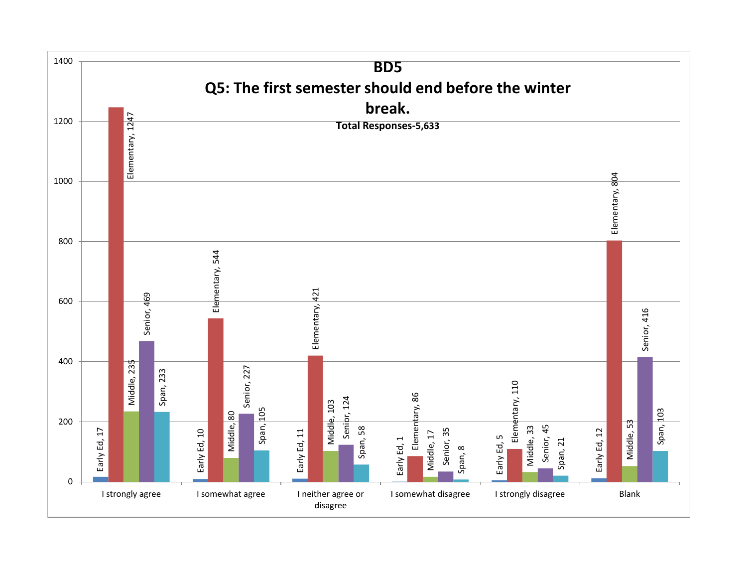# BD5

## Q5: The first semester should end before the winter break.

**Total Responses-5,633**

| Response | Early Ed | Elementary | Middle | Senior | Span |
|---|---|---|---|---|---|
| I strongly agree | 17 | 1247 | 235 | 469 | 233 |
| I somewhat agree | 10 | 544 | 80 | 227 | 105 |
| I neither agree or disagree | 11 | 421 | 103 | 124 | 58 |
| I somewhat disagree | 1 | 86 | 17 | 35 | 8 |
| I strongly disagree | 5 | 110 | 33 | 45 | 21 |
| Blank | 12 | 804 | 53 | 416 | 103 |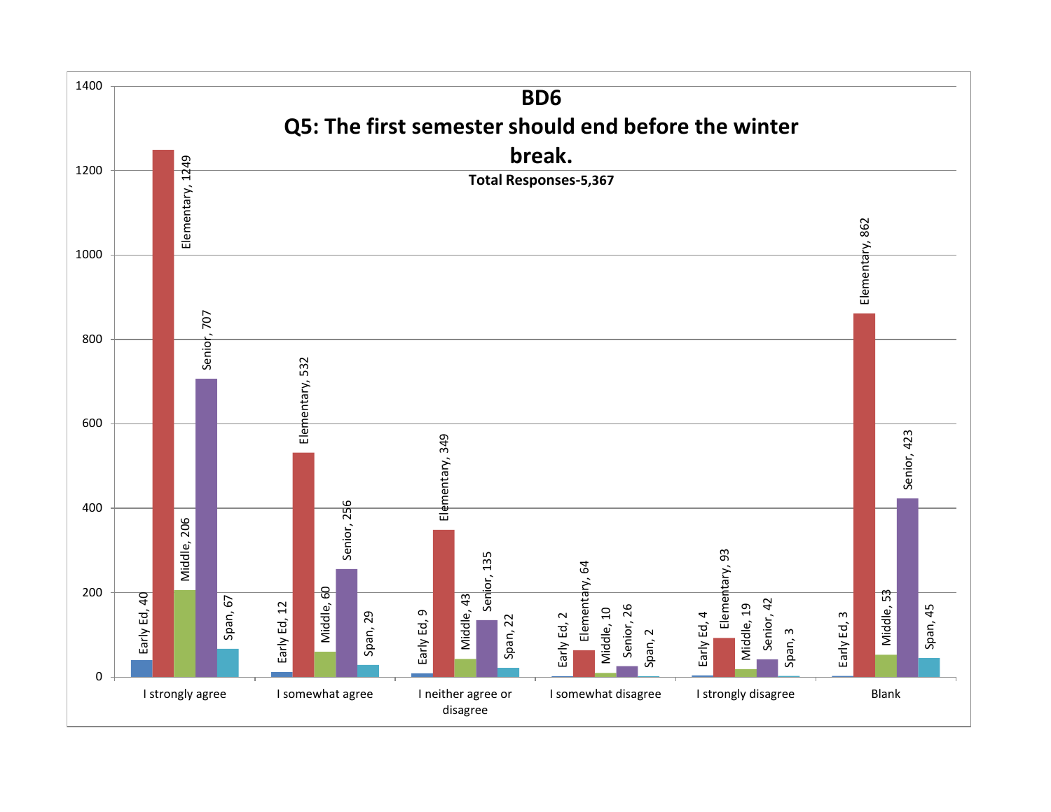# BD6

## Q5: The first semester should end before the winter break.

**Total Responses-5,367**

| | Early Ed | Elementary | Middle | Senior | Span |
|---|---|---|---|---|---|
| I strongly agree | 40 | 1249 | 206 | 707 | 67 |
| I somewhat agree | 12 | 532 | 60 | 256 | 29 |
| I neither agree or disagree | 9 | 349 | 43 | 135 | 22 |
| I somewhat disagree | 2 | 64 | 10 | 26 | 2 |
| I strongly disagree | 4 | 93 | 19 | 42 | 3 |
| Blank | 3 | 862 | 53 | 423 | 45 |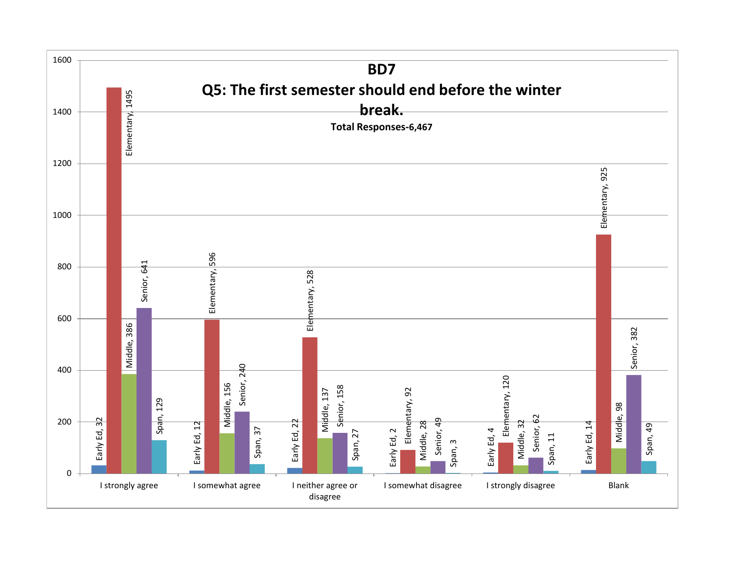# BD7

## Q5: The first semester should end before the winter break.

**Total Responses-6,467**

| | Early Ed | Elementary | Middle | Senior | Span |
|---|---|---|---|---|---|
| I strongly agree | 32 | 1495 | 386 | 641 | 129 |
| I somewhat agree | 12 | 596 | 156 | 240 | 37 |
| I neither agree or disagree | 22 | 528 | 137 | 158 | 27 |
| I somewhat disagree | 2 | 92 | 28 | 49 | 3 |
| I strongly disagree | 4 | 120 | 32 | 62 | 11 |
| Blank | 14 | 925 | 98 | 382 | 49 |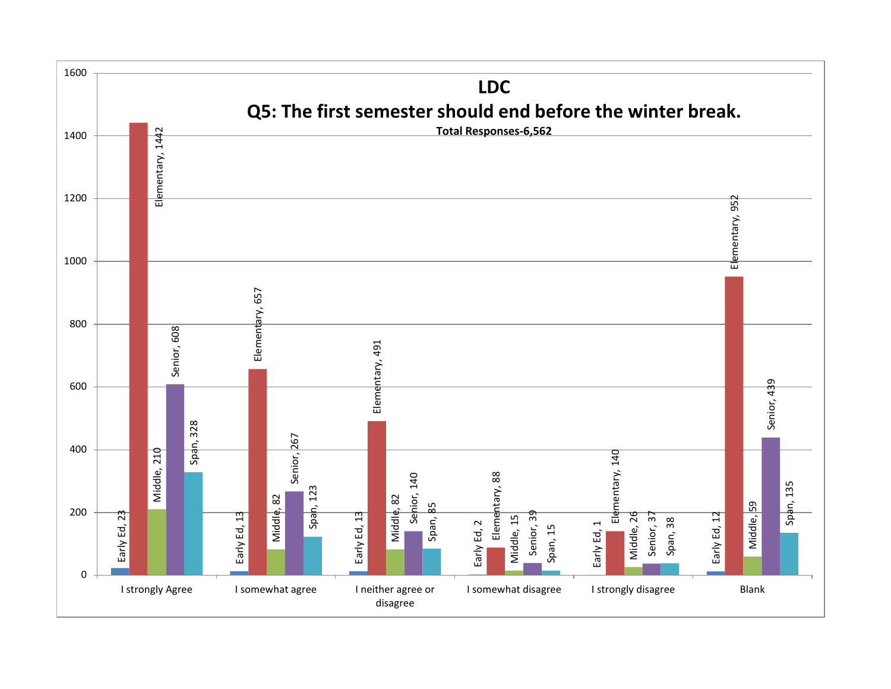# LDC

## Q5: The first semester should end before the winter break.

**Total Responses-6,562**

| Response | Early Ed | Elementary | Middle | Senior | Span |
|---|---|---|---|---|---|
| I strongly Agree | 23 | 1442 | 210 | 608 | 328 |
| I somewhat agree | 13 | 657 | 82 | 267 | 123 |
| I neither agree or disagree | 13 | 491 | 82 | 140 | 85 |
| I somewhat disagree | 2 | 88 | 15 | 39 | 15 |
| I strongly disagree | 1 | 140 | 26 | 37 | 38 |
| Blank | 12 | 952 | 59 | 439 | 135 |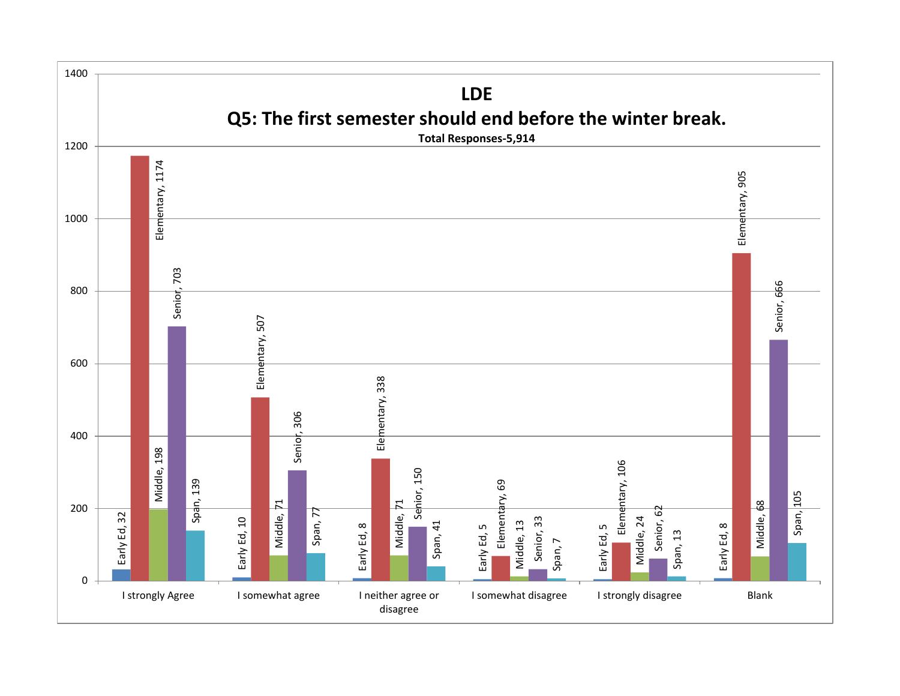# LDE

## Q5: The first semester should end before the winter break.

**Total Responses-5,914**

| Response | Early Ed | Elementary | Middle | Senior | Span |
|---|---|---|---|---|---|
| I strongly Agree | 32 | 1174 | 198 | 703 | 139 |
| I somewhat agree | 10 | 507 | 71 | 306 | 77 |
| I neither agree or disagree | 8 | 338 | 71 | 150 | 41 |
| I somewhat disagree | 5 | 69 | 13 | 33 | 7 |
| I strongly disagree | 5 | 106 | 24 | 62 | 13 |
| Blank | 8 | 905 | 68 | 666 | 105 |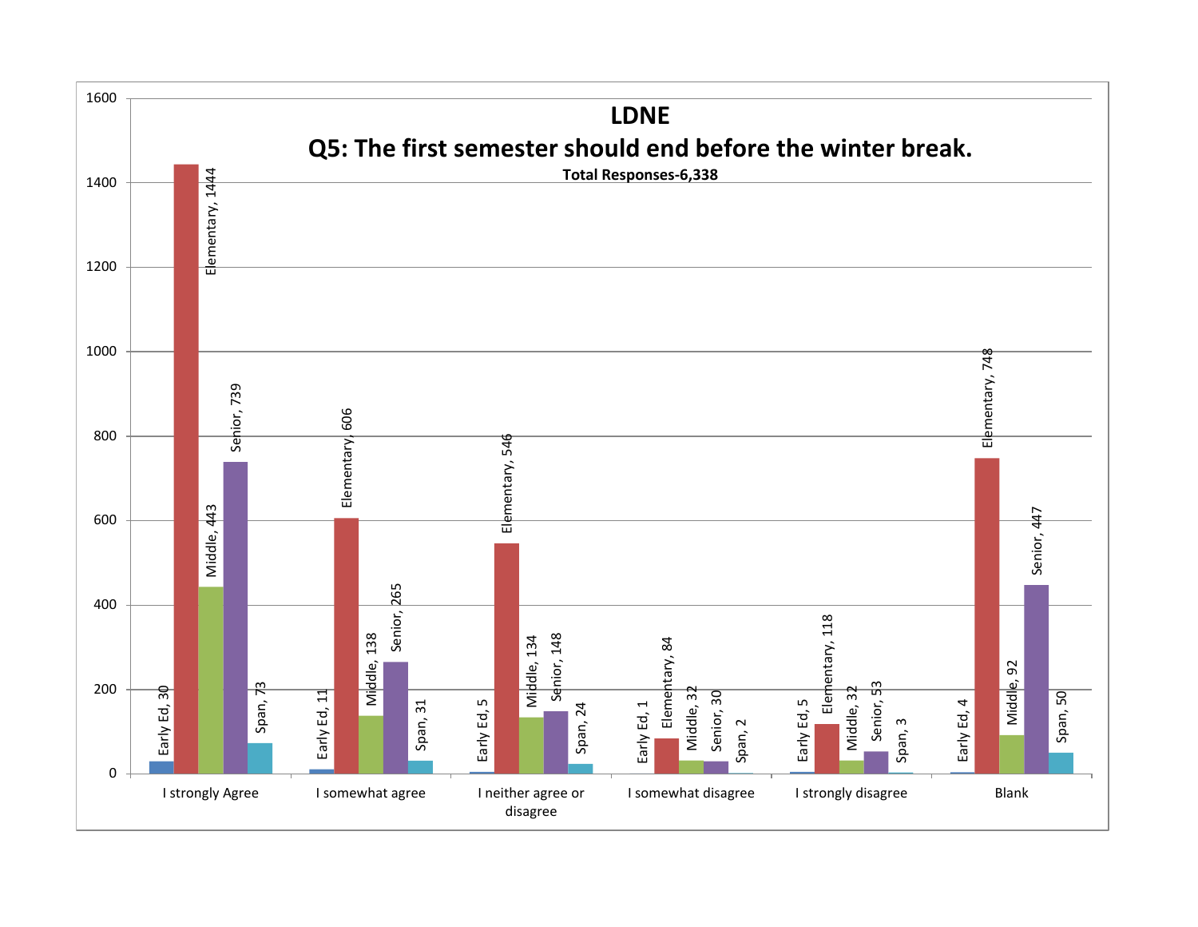# LDNE

## Q5: The first semester should end before the winter break.

**Total Responses-6,338**

| | Early Ed | Elementary | Middle | Senior | Span |
|---|---|---|---|---|---|
| I strongly Agree | 30 | 1444 | 443 | 739 | 73 |
| I somewhat agree | 11 | 606 | 138 | 265 | 31 |
| I neither agree or disagree | 5 | 546 | 134 | 148 | 24 |
| I somewhat disagree | 1 | 84 | 32 | 30 | 2 |
| I strongly disagree | 5 | 118 | 32 | 53 | 3 |
| Blank | 4 | 748 | 92 | 447 | 50 |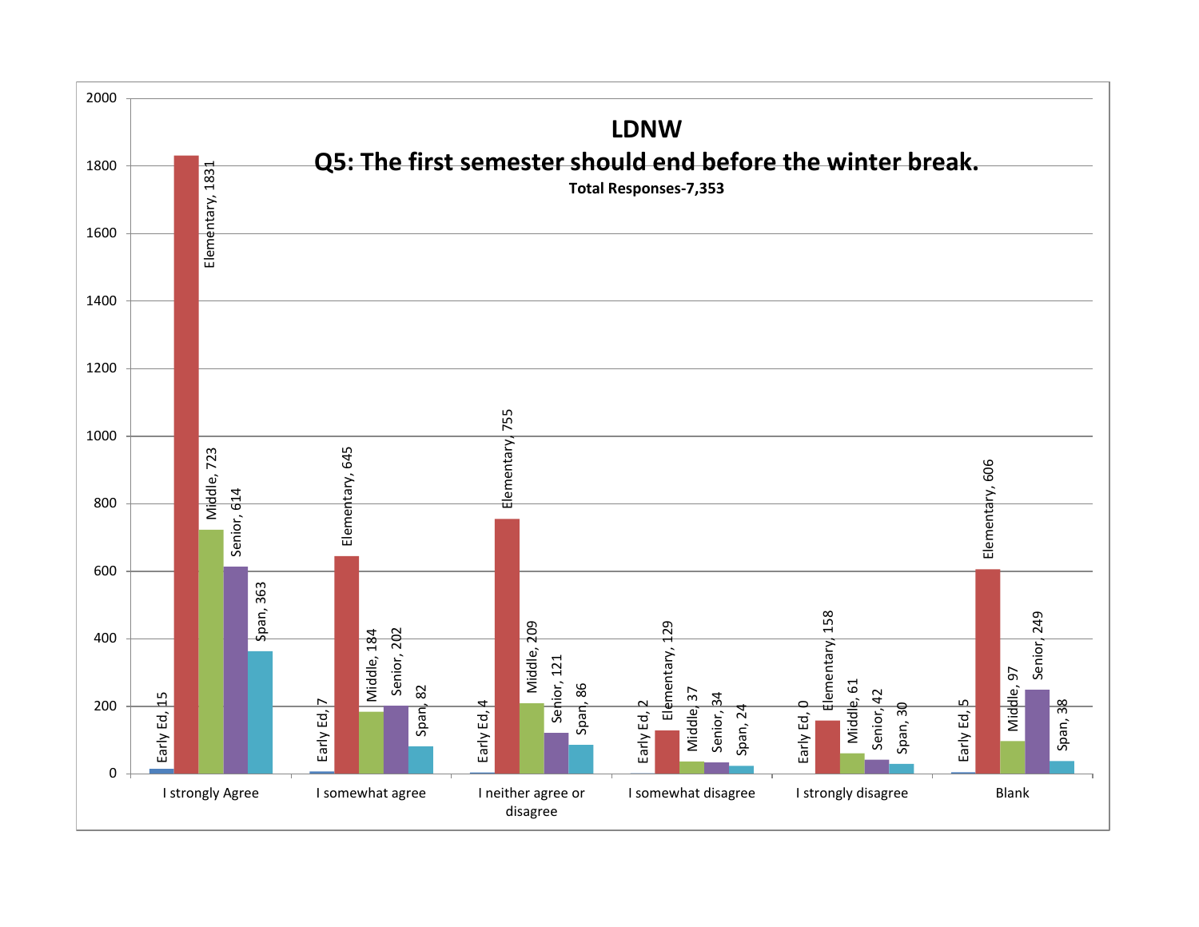# LDNW

## Q5: The first semester should end before the winter break.

**Total Responses-7,353**

| Response | Early Ed | Elementary | Middle | Senior | Span |
|---|---|---|---|---|---|
| I strongly Agree | 15 | 1831 | 723 | 614 | 363 |
| I somewhat agree | 7 | 645 | 184 | 202 | 82 |
| I neither agree or disagree | 4 | 755 | 209 | 121 | 86 |
| I somewhat disagree | 2 | 129 | 37 | 34 | 24 |
| I strongly disagree | 0 | 158 | 61 | 42 | 30 |
| Blank | 5 | 606 | 97 | 249 | 38 |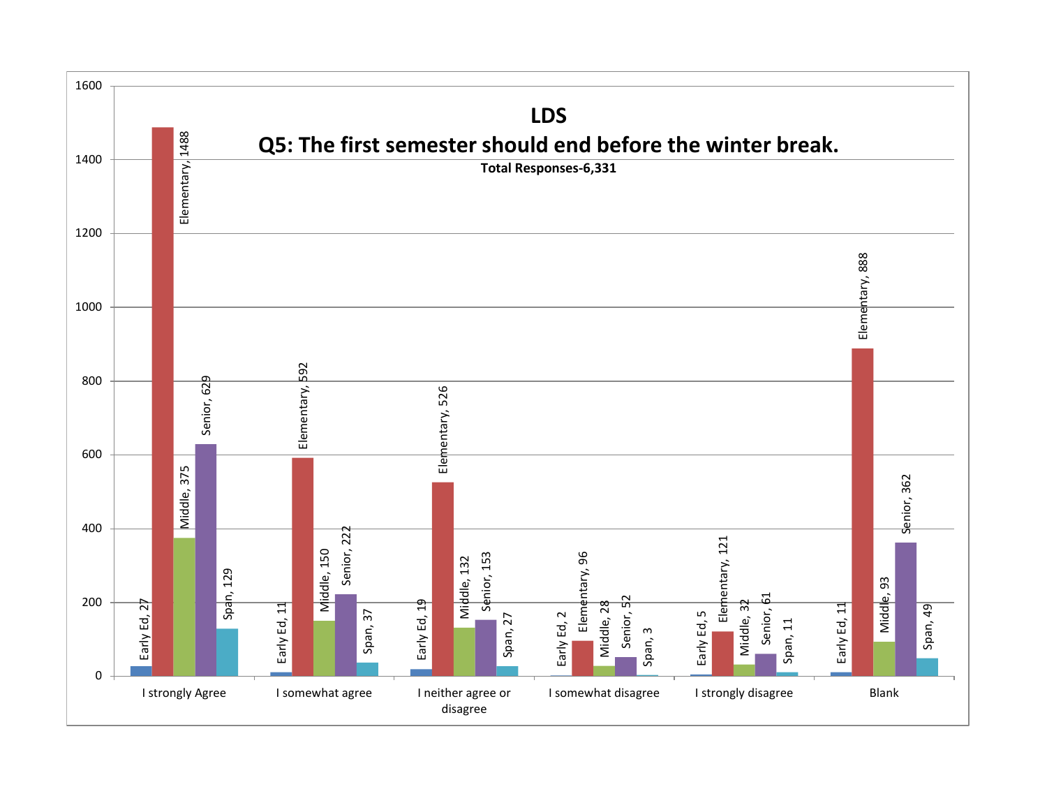## LDS

## Q5: The first semester should end before the winter break.

**Total Responses-6,331**

| Response | Early Ed | Elementary | Middle | Senior | Span |
|---|---|---|---|---|---|
| I strongly Agree | 27 | 1488 | 375 | 629 | 129 |
| I somewhat agree | 11 | 592 | 150 | 222 | 37 |
| I neither agree or disagree | 19 | 526 | 132 | 153 | 27 |
| I somewhat disagree | 2 | 96 | 28 | 52 | 3 |
| I strongly disagree | 5 | 121 | 32 | 61 | 11 |
| Blank | 11 | 888 | 93 | 362 | 49 |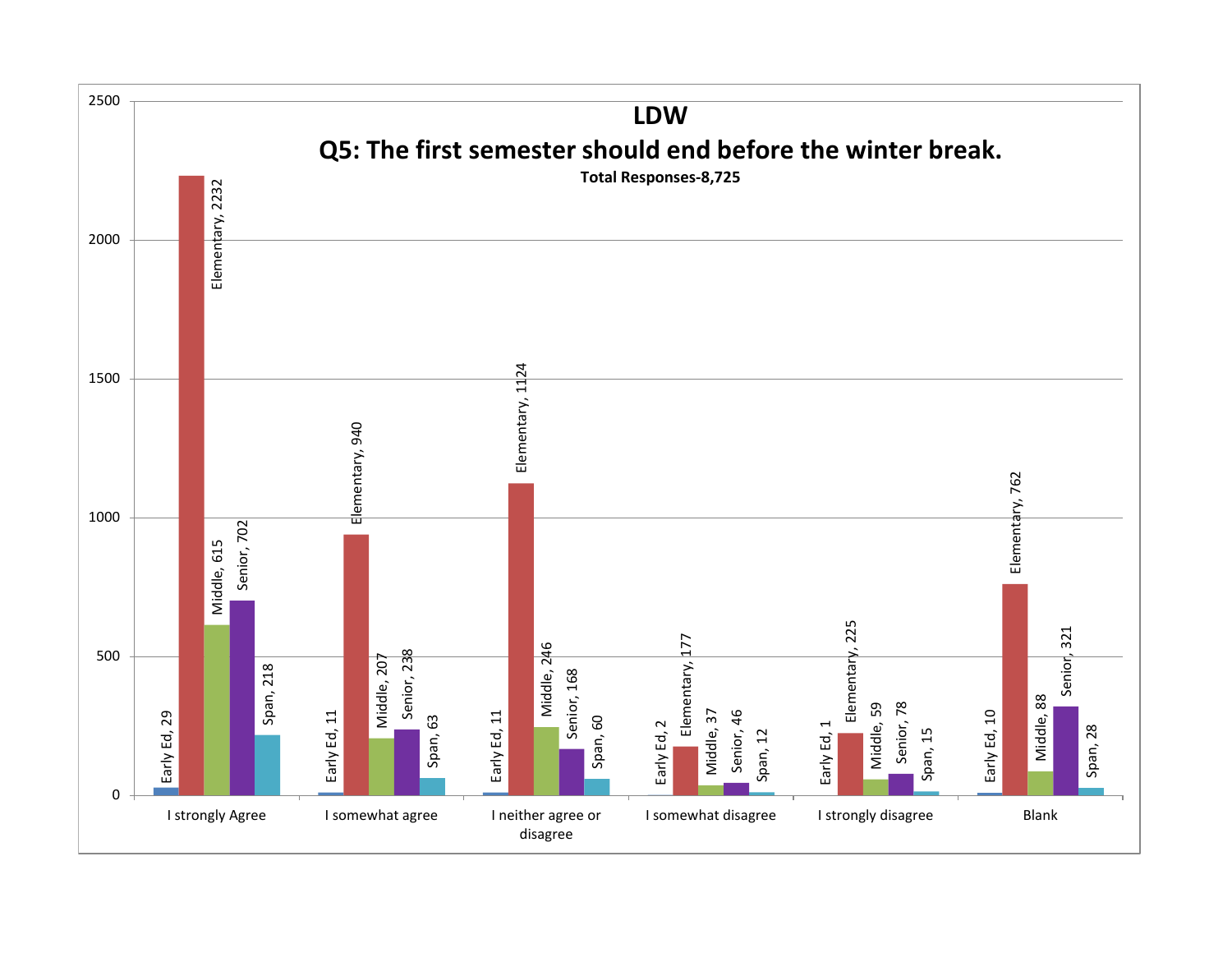# LDW

## Q5: The first semester should end before the winter break.

**Total Responses-8,725**

2500
2000
1500
1000
500
0

I strongly Agree: Early Ed, 29; Elementary, 2232; Middle, 615; Senior, 702; Span, 218

I somewhat agree: Early Ed, 11; Elementary, 940; Middle, 207; Senior, 238; Span, 63

I neither agree or disagree: Early Ed, 11; Elementary, 1124; Middle, 246; Senior, 168; Span, 60

I somewhat disagree: Early Ed, 2; Elementary, 177; Middle, 37; Senior, 46; Span, 12

I strongly disagree: Early Ed, 1; Elementary, 225; Middle, 59; Senior, 78; Span, 15

Blank: Early Ed, 10; Elementary, 762; Middle, 88; Senior, 321; Span, 28